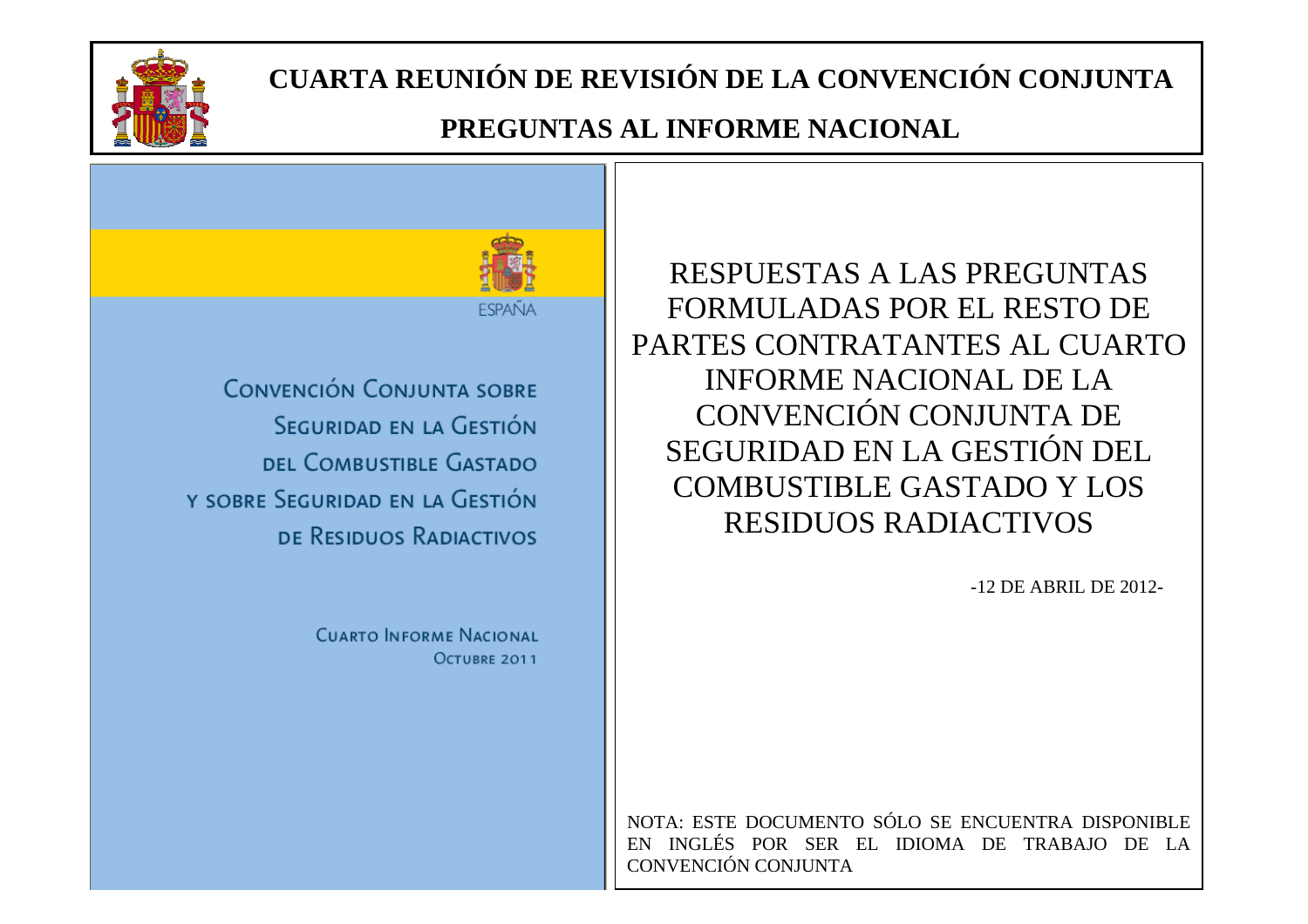# CUARTA REUNIÓN DE REVISIÓN DE LA CONVENCIÓN CONJUNTA

## PREGUNTAS AL INFORME NACIONAL

ESPAÑA

CONVENCIÓN CONJUNTA SOBRE SEGURIDAD EN LA GESTIÓN DEL COMBUSTIBLE GASTADO Y SOBRE SEGURIDAD EN LA GESTIÓN DE RESIDUOS RADIACTIVOS

CUARTO INFORME NACIONAL
OCTUBRE 2011

RESPUESTAS A LAS PREGUNTAS FORMULADAS POR EL RESTO DE PARTES CONTRATANTES AL CUARTO INFORME NACIONAL DE LA CONVENCIÓN CONJUNTA DE SEGURIDAD EN LA GESTIÓN DEL COMBUSTIBLE GASTADO Y LOS RESIDUOS RADIACTIVOS

-12 DE ABRIL DE 2012-

NOTA: ESTE DOCUMENTO SÓLO SE ENCUENTRA DISPONIBLE EN INGLÉS POR SER EL IDIOMA DE TRABAJO DE LA CONVENCIÓN CONJUNTA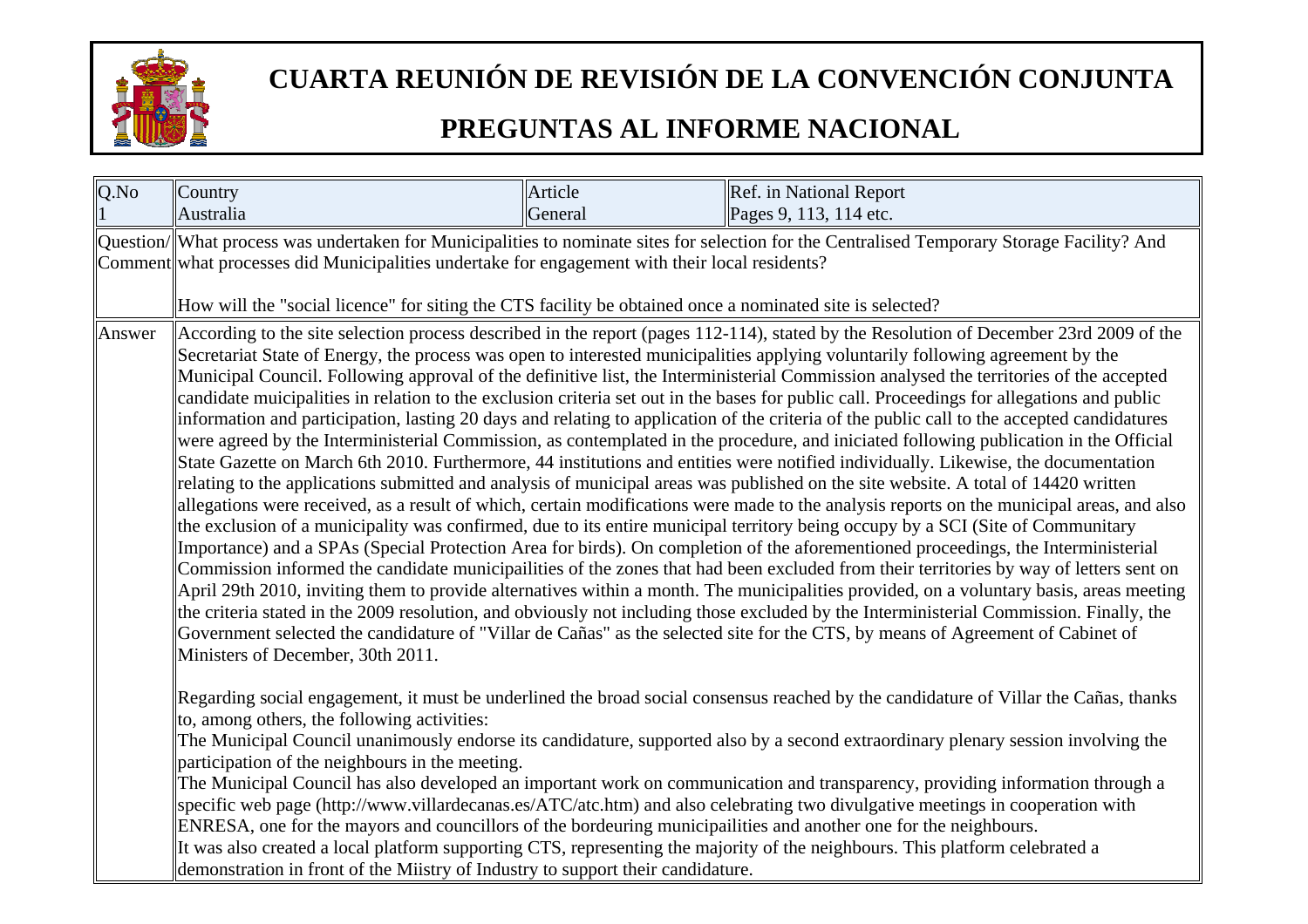# CUARTA REUNIÓN DE REVISIÓN DE LA CONVENCIÓN CONJUNTA

## PREGUNTAS AL INFORME NACIONAL

| Q.No | Country | Article | Ref. in National Report |
| --- | --- | --- | --- |
| 1 | Australia | General | Pages 9, 113, 114 etc. |

**Question/ Comment**

What process was undertaken for Municipalities to nominate sites for selection for the Centralised Temporary Storage Facility? And what processes did Municipalities undertake for engagement with their local residents?

How will the "social licence" for siting the CTS facility be obtained once a nominated site is selected?

**Answer**

According to the site selection process described in the report (pages 112-114), stated by the Resolution of December 23rd 2009 of the Secretariat State of Energy, the process was open to interested municipalities applying voluntarily following agreement by the Municipal Council. Following approval of the definitive list, the Interministerial Commission analysed the territories of the accepted candidate muicipalities in relation to the exclusion criteria set out in the bases for public call. Proceedings for allegations and public information and participation, lasting 20 days and relating to application of the criteria of the public call to the accepted candidatures were agreed by the Interministerial Commission, as contemplated in the procedure, and iniciated following publication in the Official State Gazette on March 6th 2010. Furthermore, 44 institutions and entities were notified individually. Likewise, the documentation relating to the applications submitted and analysis of municipal areas was published on the site website. A total of 14420 written allegations were received, as a result of which, certain modifications were made to the analysis reports on the municipal areas, and also the exclusion of a municipality was confirmed, due to its entire municipal territory being occupy by a SCI (Site of Communitary Importance) and a SPAs (Special Protection Area for birds). On completion of the aforementioned proceedings, the Interministerial Commission informed the candidate municipailities of the zones that had been excluded from their territories by way of letters sent on April 29th 2010, inviting them to provide alternatives within a month. The municipalities provided, on a voluntary basis, areas meeting the criteria stated in the 2009 resolution, and obviously not including those excluded by the Interministerial Commission. Finally, the Government selected the candidature of "Villar de Cañas" as the selected site for the CTS, by means of Agreement of Cabinet of Ministers of December, 30th 2011.

Regarding social engagement, it must be underlined the broad social consensus reached by the candidature of Villar the Cañas, thanks to, among others, the following activities:

The Municipal Council unanimously endorse its candidature, supported also by a second extraordinary plenary session involving the participation of the neighbours in the meeting.

The Municipal Council has also developed an important work on communication and transparency, providing information through a specific web page (http://www.villardecanas.es/ATC/atc.htm) and also celebrating two divulgative meetings in cooperation with ENRESA, one for the mayors and councillors of the bordeuring municipailities and another one for the neighbours.

It was also created a local platform supporting CTS, representing the majority of the neighbours. This platform celebrated a demonstration in front of the Miistry of Industry to support their candidature.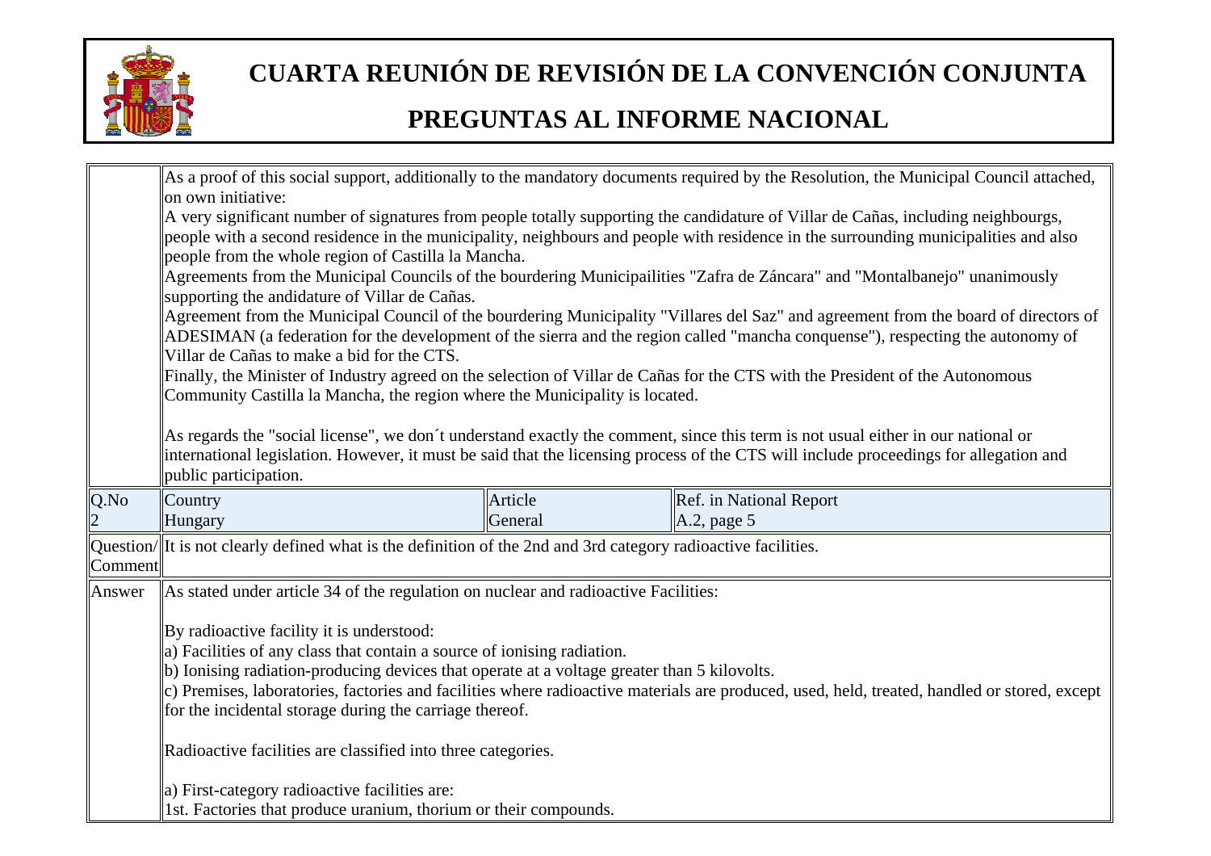| | | | |
|---|---|---|---|
| | As a proof of this social support, additionally to the mandatory documents required by the Resolution, the Municipal Council attached, on own initiative:<br>A very significant number of signatures from people totally supporting the candidature of Villar de Cañas, including neighbourgs, people with a second residence in the municipality, neighbours and people with residence in the surrounding municipalities and also people from the whole region of Castilla la Mancha.<br>Agreements from the Municipal Councils of the bourdering Municipailities "Zafra de Záncara" and "Montalbanejo" unanimously supporting the andidature of Villar de Cañas.<br>Agreement from the Municipal Council of the bourdering Municipality "Villares del Saz" and agreement from the board of directors of ADESIMAN (a federation for the development of the sierra and the region called "mancha conquense"), respecting the autonomy of Villar de Cañas to make a bid for the CTS.<br>Finally, the Minister of Industry agreed on the selection of Villar de Cañas for the CTS with the President of the Autonomous Community Castilla la Mancha, the region where the Municipality is located.<br><br>As regards the "social license", we don´t understand exactly the comment, since this term is not usual either in our national or international legislation. However, it must be said that the licensing process of the CTS will include proceedings for allegation and public participation. | | |
| Q.No<br>2 | Country<br>Hungary | Article<br>General | Ref. in National Report<br>A.2, page 5 |
| Question/ Comment | It is not clearly defined what is the definition of the 2nd and 3rd category radioactive facilities. | | |
| Answer | As stated under article 34 of the regulation on nuclear and radioactive Facilities:<br><br>By radioactive facility it is understood:<br>a) Facilities of any class that contain a source of ionising radiation.<br>b) Ionising radiation-producing devices that operate at a voltage greater than 5 kilovolts.<br>c) Premises, laboratories, factories and facilities where radioactive materials are produced, used, held, treated, handled or stored, except for the incidental storage during the carriage thereof.<br><br>Radioactive facilities are classified into three categories.<br><br>a) First-category radioactive facilities are:<br>1st. Factories that produce uranium, thorium or their compounds. | | |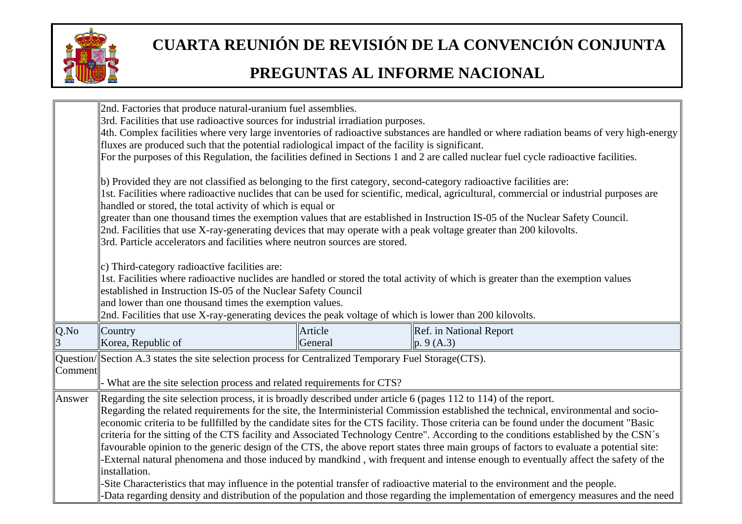2nd. Factories that produce natural-uranium fuel assemblies.
3rd. Facilities that use radioactive sources for industrial irradiation purposes.
4th. Complex facilities where very large inventories of radioactive substances are handled or where radiation beams of very high-energy fluxes are produced such that the potential radiological impact of the facility is significant.
For the purposes of this Regulation, the facilities defined in Sections 1 and 2 are called nuclear fuel cycle radioactive facilities.

b) Provided they are not classified as belonging to the first category, second-category radioactive facilities are:
1st. Facilities where radioactive nuclides that can be used for scientific, medical, agricultural, commercial or industrial purposes are handled or stored, the total activity of which is equal or
greater than one thousand times the exemption values that are established in Instruction IS-05 of the Nuclear Safety Council.
2nd. Facilities that use X-ray-generating devices that may operate with a peak voltage greater than 200 kilovolts.
3rd. Particle accelerators and facilities where neutron sources are stored.

c) Third-category radioactive facilities are:
1st. Facilities where radioactive nuclides are handled or stored the total activity of which is greater than the exemption values established in Instruction IS-05 of the Nuclear Safety Council
and lower than one thousand times the exemption values.
2nd. Facilities that use X-ray-generating devices the peak voltage of which is lower than 200 kilovolts.

| Q.No | Country | Article | Ref. in National Report |
|---|---|---|---|
| 3 | Korea, Republic of | General | p. 9 (A.3) |

**Question/Comment**

Section A.3 states the site selection process for Centralized Temporary Fuel Storage(CTS).

- What are the site selection process and related requirements for CTS?

**Answer**

Regarding the site selection process, it is broadly described under article 6 (pages 112 to 114) of the report.
Regarding the related requirements for the site, the Interministerial Commission established the technical, environmental and socio-economic criteria to be fullfilled by the candidate sites for the CTS facility. Those criteria can be found under the document "Basic criteria for the sitting of the CTS facility and Associated Technology Centre". According to the conditions established by the CSN´s favourable opinion to the generic design of the CTS, the above report states three main groups of factors to evaluate a potential site:
-External natural phenomena and those induced by mandkind , with frequent and intense enough to eventually affect the safety of the installation.
-Site Characteristics that may influence in the potential transfer of radioactive material to the environment and the people.
-Data regarding density and distribution of the population and those regarding the implementation of emergency measures and the need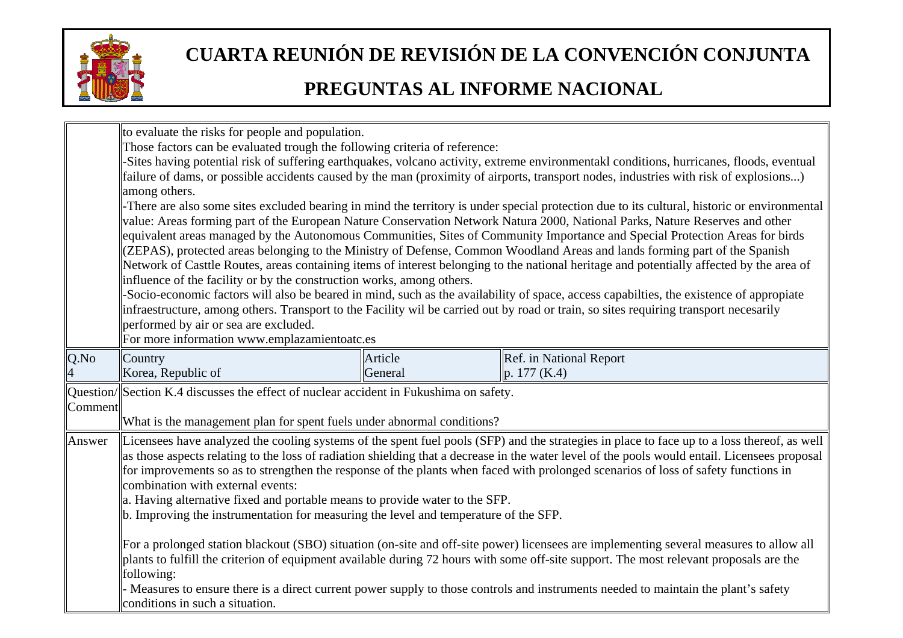| | | | |
|---|---|---|---|
| | to evaluate the risks for people and population.<br>Those factors can be evaluated trough the following criteria of reference:<br>-Sites having potential risk of suffering earthquakes, volcano activity, extreme environmentakl conditions, hurricanes, floods, eventual failure of dams, or possible accidents caused by the man (proximity of airports, transport nodes, industries with risk of explosions...) among others.<br>-There are also some sites excluded bearing in mind the territory is under special protection due to its cultural, historic or environmental value: Areas forming part of the European Nature Conservation Network Natura 2000, National Parks, Nature Reserves and other equivalent areas managed by the Autonomous Communities, Sites of Community Importance and Special Protection Areas for birds (ZEPAS), protected areas belonging to the Ministry of Defense, Common Woodland Areas and lands forming part of the Spanish Network of Casttle Routes, areas containing items of interest belonging to the national heritage and potentially affected by the area of influence of the facility or by the construction works, among others.<br>-Socio-economic factors will also be beared in mind, such as the availability of space, access capabilties, the existence of appropiate infraestructure, among others. Transport to the Facility wil be carried out by road or train, so sites requiring transport necesarily performed by air or sea are excluded.<br>For more information www.emplazamientoatc.es | | |
| Q.No<br>4 | Country<br>Korea, Republic of | Article<br>General | Ref. in National Report<br>p. 177 (K.4) |
| Question/ Comment | Section K.4 discusses the effect of nuclear accident in Fukushima on safety.<br><br>What is the management plan for spent fuels under abnormal conditions? | | |
| Answer | Licensees have analyzed the cooling systems of the spent fuel pools (SFP) and the strategies in place to face up to a loss thereof, as well as those aspects relating to the loss of radiation shielding that a decrease in the water level of the pools would entail. Licensees proposal for improvements so as to strengthen the response of the plants when faced with prolonged scenarios of loss of safety functions in combination with external events:<br>a. Having alternative fixed and portable means to provide water to the SFP.<br>b. Improving the instrumentation for measuring the level and temperature of the SFP.<br><br>For a prolonged station blackout (SBO) situation (on-site and off-site power) licensees are implementing several measures to allow all plants to fulfill the criterion of equipment available during 72 hours with some off-site support. The most relevant proposals are the following:<br>- Measures to ensure there is a direct current power supply to those controls and instruments needed to maintain the plant's safety conditions in such a situation. | | |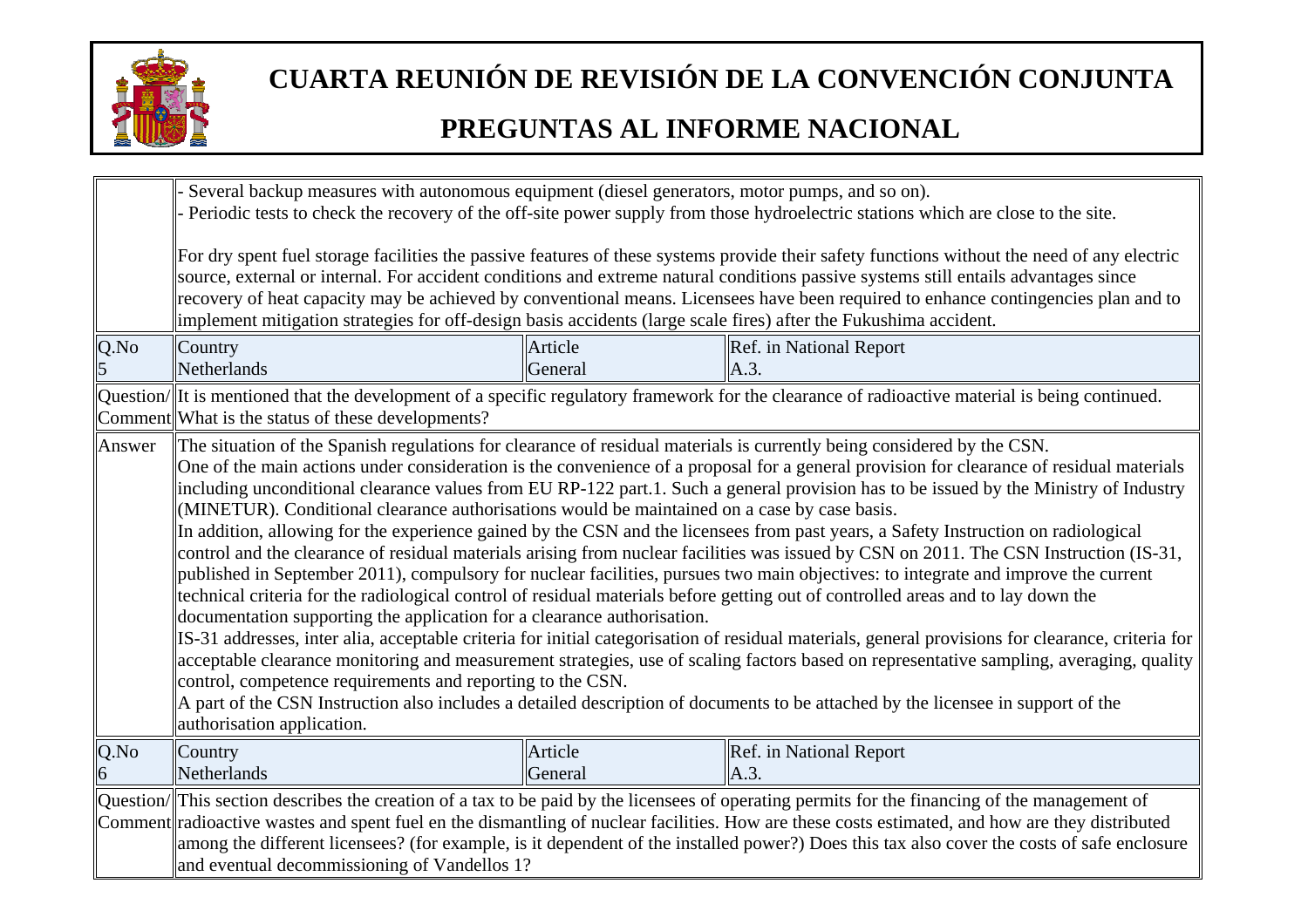| | | | |
|---|---|---|---|
| | - Several backup measures with autonomous equipment (diesel generators, motor pumps, and so on).<br>- Periodic tests to check the recovery of the off-site power supply from those hydroelectric stations which are close to the site.<br><br>For dry spent fuel storage facilities the passive features of these systems provide their safety functions without the need of any electric source, external or internal. For accident conditions and extreme natural conditions passive systems still entails advantages since recovery of heat capacity may be achieved by conventional means. Licensees have been required to enhance contingencies plan and to implement mitigation strategies for off-design basis accidents (large scale fires) after the Fukushima accident. | | |
| Q.No<br>5 | Country<br>Netherlands | Article<br>General | Ref. in National Report<br>A.3. |
| Question/<br>Comment | It is mentioned that the development of a specific regulatory framework for the clearance of radioactive material is being continued. What is the status of these developments? | | |
| Answer | The situation of the Spanish regulations for clearance of residual materials is currently being considered by the CSN.<br>One of the main actions under consideration is the convenience of a proposal for a general provision for clearance of residual materials including unconditional clearance values from EU RP-122 part.1. Such a general provision has to be issued by the Ministry of Industry (MINETUR). Conditional clearance authorisations would be maintained on a case by case basis.<br>In addition, allowing for the experience gained by the CSN and the licensees from past years, a Safety Instruction on radiological control and the clearance of residual materials arising from nuclear facilities was issued by CSN on 2011. The CSN Instruction (IS-31, published in September 2011), compulsory for nuclear facilities, pursues two main objectives: to integrate and improve the current technical criteria for the radiological control of residual materials before getting out of controlled areas and to lay down the documentation supporting the application for a clearance authorisation.<br>IS-31 addresses, inter alia, acceptable criteria for initial categorisation of residual materials, general provisions for clearance, criteria for acceptable clearance monitoring and measurement strategies, use of scaling factors based on representative sampling, averaging, quality control, competence requirements and reporting to the CSN.<br>A part of the CSN Instruction also includes a detailed description of documents to be attached by the licensee in support of the authorisation application. | | |
| Q.No<br>6 | Country<br>Netherlands | Article<br>General | Ref. in National Report<br>A.3. |
| Question/<br>Comment | This section describes the creation of a tax to be paid by the licensees of operating permits for the financing of the management of radioactive wastes and spent fuel en the dismantling of nuclear facilities. How are these costs estimated, and how are they distributed among the different licensees? (for example, is it dependent of the installed power?) Does this tax also cover the costs of safe enclosure and eventual decommissioning of Vandellos 1? | | |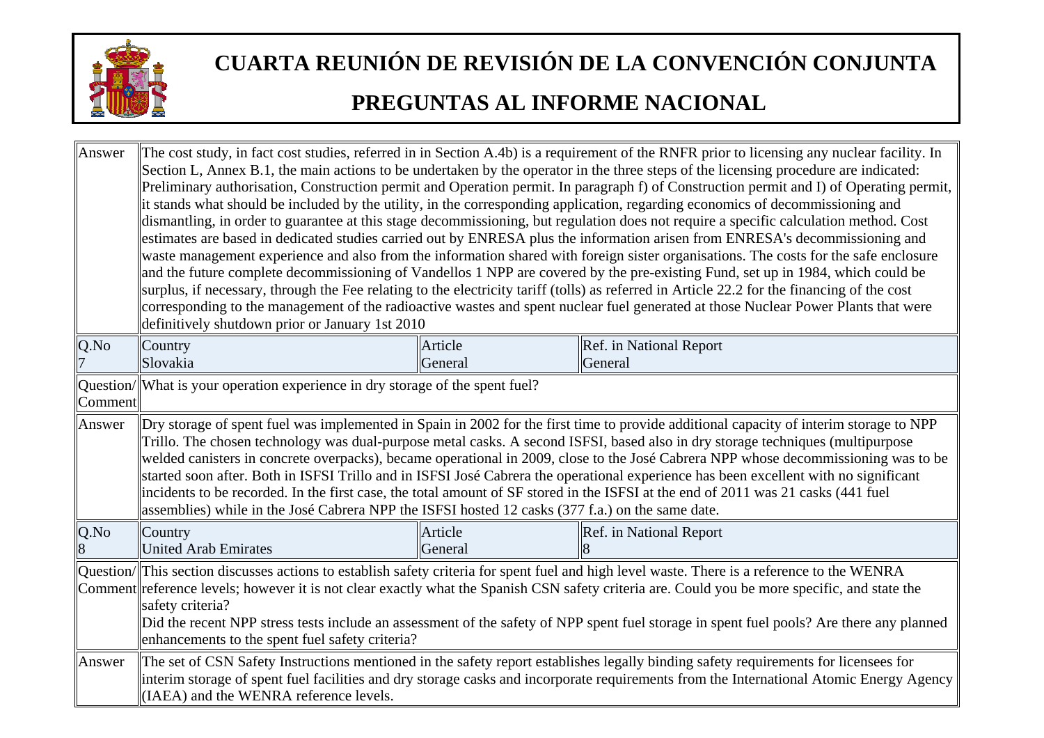| | | | |
|---|---|---|---|
| Answer | The cost study, in fact cost studies, referred in in Section A.4b) is a requirement of the RNFR prior to licensing any nuclear facility. In Section L, Annex B.1, the main actions to be undertaken by the operator in the three steps of the licensing procedure are indicated: Preliminary authorisation, Construction permit and Operation permit. In paragraph f) of Construction permit and I) of Operating permit, it stands what should be included by the utility, in the corresponding application, regarding economics of decommissioning and dismantling, in order to guarantee at this stage decommissioning, but regulation does not require a specific calculation method. Cost estimates are based in dedicated studies carried out by ENRESA plus the information arisen from ENRESA's decommissioning and waste management experience and also from the information shared with foreign sister organisations. The costs for the safe enclosure and the future complete decommissioning of Vandellos 1 NPP are covered by the pre-existing Fund, set up in 1984, which could be surplus, if necessary, through the Fee relating to the electricity tariff (tolls) as referred in Article 22.2 for the financing of the cost corresponding to the management of the radioactive wastes and spent nuclear fuel generated at those Nuclear Power Plants that were definitively shutdown prior or January 1st 2010 | | |
| Q.No<br>7 | Country<br>Slovakia | Article<br>General | Ref. in National Report<br>General |
| Question/ Comment | What is your operation experience in dry storage of the spent fuel? | | |
| Answer | Dry storage of spent fuel was implemented in Spain in 2002 for the first time to provide additional capacity of interim storage to NPP Trillo. The chosen technology was dual-purpose metal casks. A second ISFSI, based also in dry storage techniques (multipurpose welded canisters in concrete overpacks), became operational in 2009, close to the José Cabrera NPP whose decommissioning was to be started soon after. Both in ISFSI Trillo and in ISFSI José Cabrera the operational experience has been excellent with no significant incidents to be recorded. In the first case, the total amount of SF stored in the ISFSI at the end of 2011 was 21 casks (441 fuel assemblies) while in the José Cabrera NPP the ISFSI hosted 12 casks (377 f.a.) on the same date. | | |
| Q.No<br>8 | Country<br>United Arab Emirates | Article<br>General | Ref. in National Report<br>8 |
| Question/ Comment | This section discusses actions to establish safety criteria for spent fuel and high level waste. There is a reference to the WENRA reference levels; however it is not clear exactly what the Spanish CSN safety criteria are. Could you be more specific, and state the safety criteria?<br>Did the recent NPP stress tests include an assessment of the safety of NPP spent fuel storage in spent fuel pools? Are there any planned enhancements to the spent fuel safety criteria? | | |
| Answer | The set of CSN Safety Instructions mentioned in the safety report establishes legally binding safety requirements for licensees for interim storage of spent fuel facilities and dry storage casks and incorporate requirements from the International Atomic Energy Agency (IAEA) and the WENRA reference levels. | | |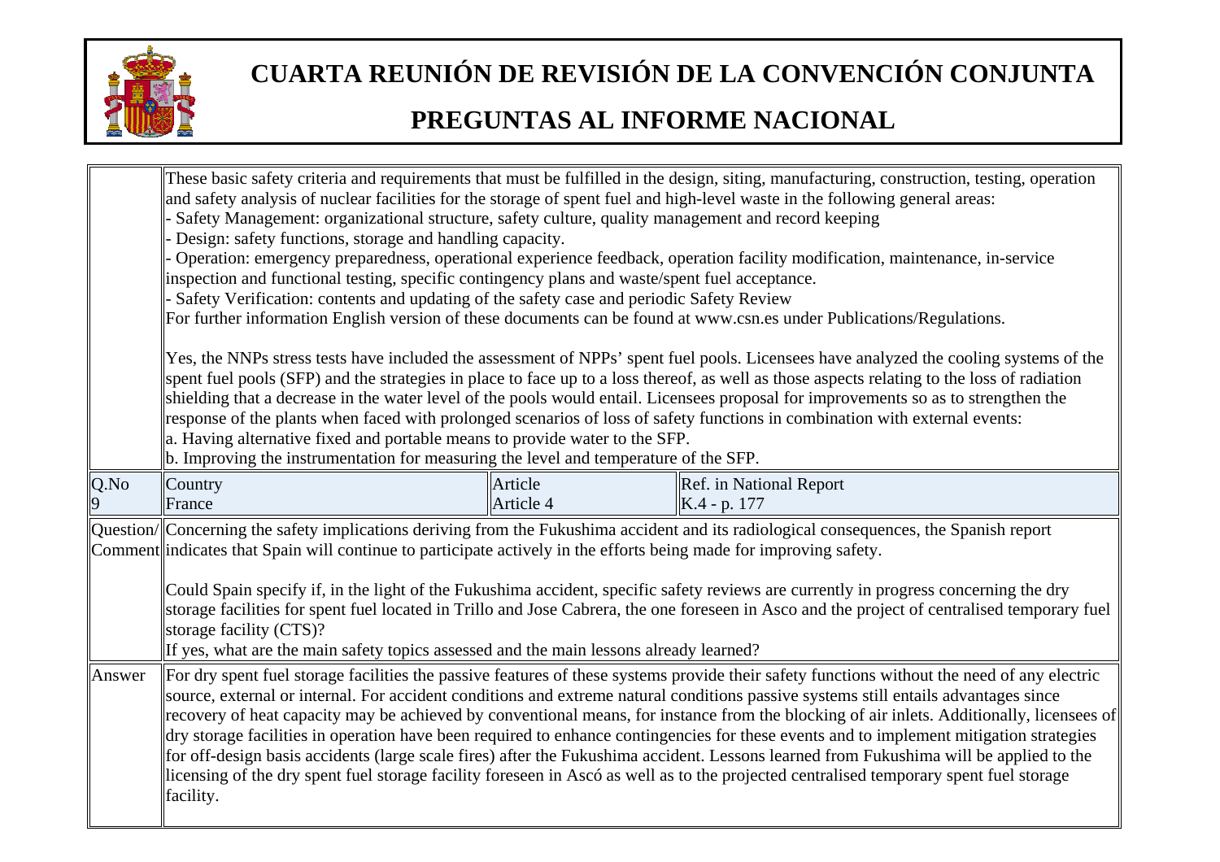| | | | |
|---|---|---|---|
| | These basic safety criteria and requirements that must be fulfilled in the design, siting, manufacturing, construction, testing, operation and safety analysis of nuclear facilities for the storage of spent fuel and high-level waste in the following general areas:<br>- Safety Management: organizational structure, safety culture, quality management and record keeping<br>- Design: safety functions, storage and handling capacity.<br>- Operation: emergency preparedness, operational experience feedback, operation facility modification, maintenance, in-service inspection and functional testing, specific contingency plans and waste/spent fuel acceptance.<br>- Safety Verification: contents and updating of the safety case and periodic Safety Review<br>For further information English version of these documents can be found at www.csn.es under Publications/Regulations.<br><br>Yes, the NNPs stress tests have included the assessment of NPPs' spent fuel pools. Licensees have analyzed the cooling systems of the spent fuel pools (SFP) and the strategies in place to face up to a loss thereof, as well as those aspects relating to the loss of radiation shielding that a decrease in the water level of the pools would entail. Licensees proposal for improvements so as to strengthen the response of the plants when faced with prolonged scenarios of loss of safety functions in combination with external events:<br>a. Having alternative fixed and portable means to provide water to the SFP.<br>b. Improving the instrumentation for measuring the level and temperature of the SFP. | | |
| Q.No<br>9 | Country<br>France | Article<br>Article 4 | Ref. in National Report<br>K.4 - p. 177 |
| Question/<br>Comment | Concerning the safety implications deriving from the Fukushima accident and its radiological consequences, the Spanish report indicates that Spain will continue to participate actively in the efforts being made for improving safety.<br><br>Could Spain specify if, in the light of the Fukushima accident, specific safety reviews are currently in progress concerning the dry storage facilities for spent fuel located in Trillo and Jose Cabrera, the one foreseen in Asco and the project of centralised temporary fuel storage facility (CTS)?<br>If yes, what are the main safety topics assessed and the main lessons already learned? | | |
| Answer | For dry spent fuel storage facilities the passive features of these systems provide their safety functions without the need of any electric source, external or internal. For accident conditions and extreme natural conditions passive systems still entails advantages since recovery of heat capacity may be achieved by conventional means, for instance from the blocking of air inlets. Additionally, licensees of dry storage facilities in operation have been required to enhance contingencies for these events and to implement mitigation strategies for off-design basis accidents (large scale fires) after the Fukushima accident. Lessons learned from Fukushima will be applied to the licensing of the dry spent fuel storage facility foreseen in Ascó as well as to the projected centralised temporary spent fuel storage facility. | | |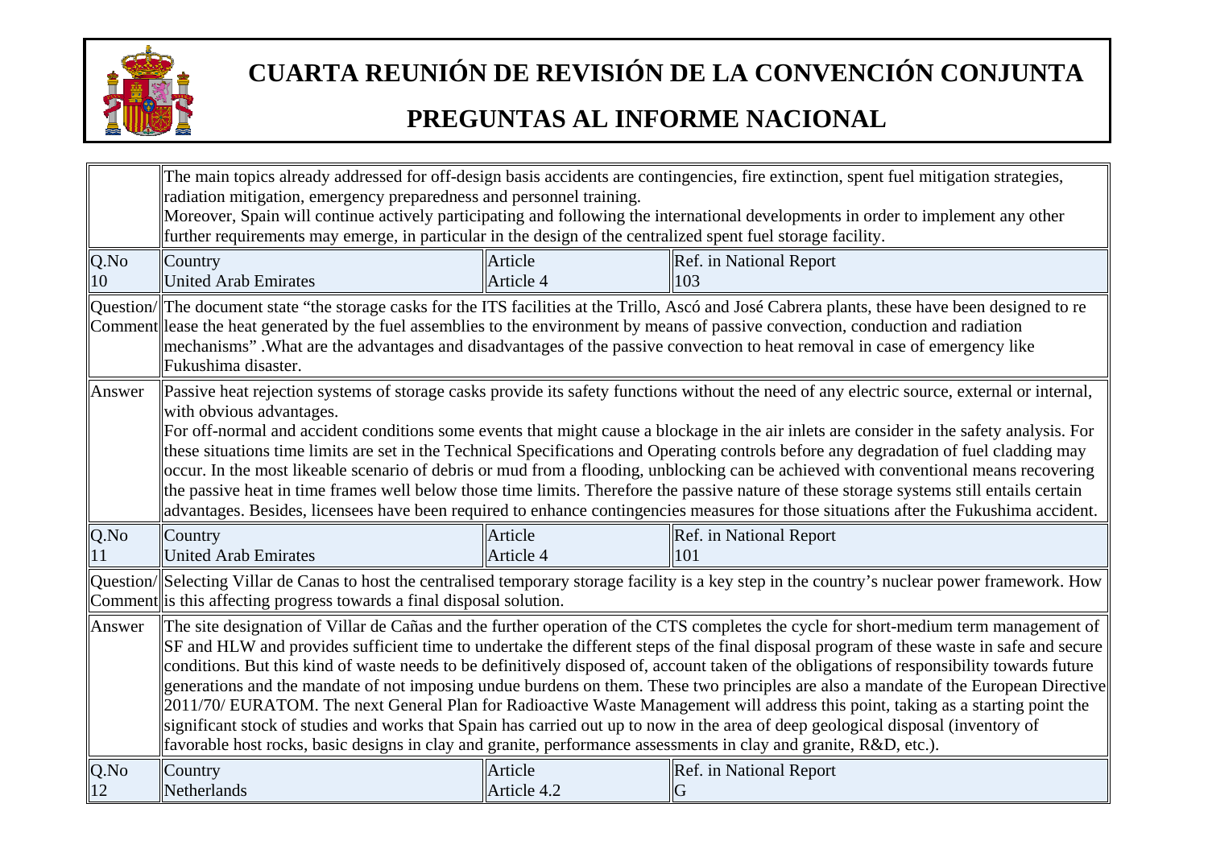# CUARTA REUNIÓN DE REVISIÓN DE LA CONVENCIÓN CONJUNTA

# PREGUNTAS AL INFORME NACIONAL

| | | | |
|---|---|---|---|
| | The main topics already addressed for off-design basis accidents are contingencies, fire extinction, spent fuel mitigation strategies, radiation mitigation, emergency preparedness and personnel training.<br>Moreover, Spain will continue actively participating and following the international developments in order to implement any other further requirements may emerge, in particular in the design of the centralized spent fuel storage facility. | | |
| Q.No<br>10 | Country<br>United Arab Emirates | Article<br>Article 4 | Ref. in National Report<br>103 |
| Question/<br>Comment | The document state "the storage casks for the ITS facilities at the Trillo, Ascó and José Cabrera plants, these have been designed to re lease the heat generated by the fuel assemblies to the environment by means of passive convection, conduction and radiation mechanisms" .What are the advantages and disadvantages of the passive convection to heat removal in case of emergency like Fukushima disaster. | | |
| Answer | Passive heat rejection systems of storage casks provide its safety functions without the need of any electric source, external or internal, with obvious advantages.<br>For off-normal and accident conditions some events that might cause a blockage in the air inlets are consider in the safety analysis. For these situations time limits are set in the Technical Specifications and Operating controls before any degradation of fuel cladding may occur. In the most likeable scenario of debris or mud from a flooding, unblocking can be achieved with conventional means recovering the passive heat in time frames well below those time limits. Therefore the passive nature of these storage systems still entails certain advantages. Besides, licensees have been required to enhance contingencies measures for those situations after the Fukushima accident. | | |
| Q.No<br>11 | Country<br>United Arab Emirates | Article<br>Article 4 | Ref. in National Report<br>101 |
| Question/<br>Comment | Selecting Villar de Canas to host the centralised temporary storage facility is a key step in the country's nuclear power framework. How is this affecting progress towards a final disposal solution. | | |
| Answer | The site designation of Villar de Cañas and the further operation of the CTS completes the cycle for short-medium term management of SF and HLW and provides sufficient time to undertake the different steps of the final disposal program of these waste in safe and secure conditions. But this kind of waste needs to be definitively disposed of, account taken of the obligations of responsibility towards future generations and the mandate of not imposing undue burdens on them. These two principles are also a mandate of the European Directive 2011/70/ EURATOM. The next General Plan for Radioactive Waste Management will address this point, taking as a starting point the significant stock of studies and works that Spain has carried out up to now in the area of deep geological disposal (inventory of favorable host rocks, basic designs in clay and granite, performance assessments in clay and granite, R&D, etc.). | | |
| Q.No<br>12 | Country<br>Netherlands | Article<br>Article 4.2 | Ref. in National Report<br>G |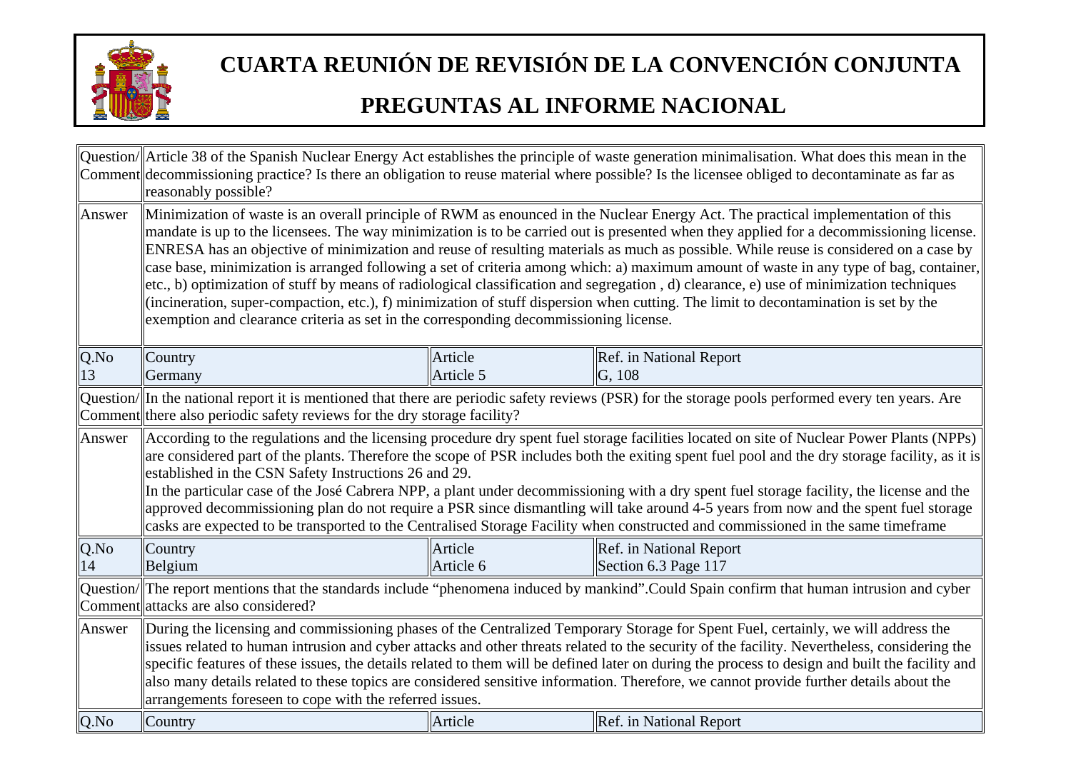| | | | |
|---|---|---|---|
| Question/ Comment | Article 38 of the Spanish Nuclear Energy Act establishes the principle of waste generation minimalisation. What does this mean in the decommissioning practice? Is there an obligation to reuse material where possible? Is the licensee obliged to decontaminate as far as reasonably possible? | | |
| Answer | Minimization of waste is an overall principle of RWM as enounced in the Nuclear Energy Act. The practical implementation of this mandate is up to the licensees. The way minimization is to be carried out is presented when they applied for a decommissioning license. ENRESA has an objective of minimization and reuse of resulting materials as much as possible. While reuse is considered on a case by case base, minimization is arranged following a set of criteria among which: a) maximum amount of waste in any type of bag, container, etc., b) optimization of stuff by means of radiological classification and segregation , d) clearance, e) use of minimization techniques (incineration, super-compaction, etc.), f) minimization of stuff dispersion when cutting. The limit to decontamination is set by the exemption and clearance criteria as set in the corresponding decommissioning license. | | |
| Q.No 13 | Country Germany | Article Article 5 | Ref. in National Report G, 108 |
| Question/ Comment | In the national report it is mentioned that there are periodic safety reviews (PSR) for the storage pools performed every ten years. Are there also periodic safety reviews for the dry storage facility? | | |
| Answer | According to the regulations and the licensing procedure dry spent fuel storage facilities located on site of Nuclear Power Plants (NPPs) are considered part of the plants. Therefore the scope of PSR includes both the exiting spent fuel pool and the dry storage facility, as it is established in the CSN Safety Instructions 26 and 29.<br>In the particular case of the José Cabrera NPP, a plant under decommissioning with a dry spent fuel storage facility, the license and the approved decommissioning plan do not require a PSR since dismantling will take around 4-5 years from now and the spent fuel storage casks are expected to be transported to the Centralised Storage Facility when constructed and commissioned in the same timeframe | | |
| Q.No 14 | Country Belgium | Article Article 6 | Ref. in National Report Section 6.3 Page 117 |
| Question/ Comment | The report mentions that the standards include “phenomena induced by mankind”.Could Spain confirm that human intrusion and cyber attacks are also considered? | | |
| Answer | During the licensing and commissioning phases of the Centralized Temporary Storage for Spent Fuel, certainly, we will address the issues related to human intrusion and cyber attacks and other threats related to the security of the facility. Nevertheless, considering the specific features of these issues, the details related to them will be defined later on during the process to design and built the facility and also many details related to these topics are considered sensitive information. Therefore, we cannot provide further details about the arrangements foreseen to cope with the referred issues. | | |
| Q.No | Country | Article | Ref. in National Report |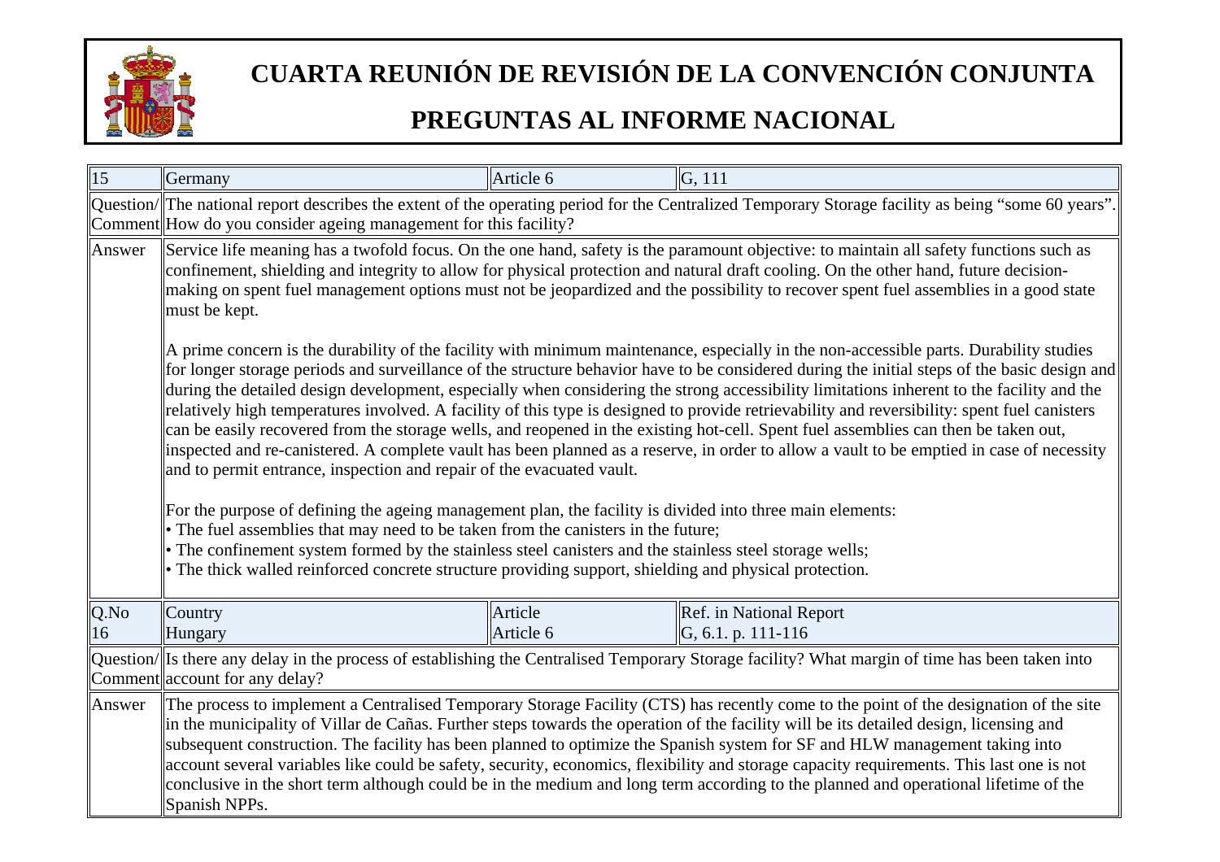# CUARTA REUNIÓN DE REVISIÓN DE LA CONVENCIÓN CONJUNTA

## PREGUNTAS AL INFORME NACIONAL

| 15 | Germany | Article 6 | G, 111 |
|---|---|---|---|
| Question/ Comment | The national report describes the extent of the operating period for the Centralized Temporary Storage facility as being "some 60 years". How do you consider ageing management for this facility? | | |
| Answer | Service life meaning has a twofold focus. On the one hand, safety is the paramount objective: to maintain all safety functions such as confinement, shielding and integrity to allow for physical protection and natural draft cooling. On the other hand, future decision-making on spent fuel management options must not be jeopardized and the possibility to recover spent fuel assemblies in a good state must be kept.<br><br>A prime concern is the durability of the facility with minimum maintenance, especially in the non-accessible parts. Durability studies for longer storage periods and surveillance of the structure behavior have to be considered during the initial steps of the basic design and during the detailed design development, especially when considering the strong accessibility limitations inherent to the facility and the relatively high temperatures involved. A facility of this type is designed to provide retrievability and reversibility: spent fuel canisters can be easily recovered from the storage wells, and reopened in the existing hot-cell. Spent fuel assemblies can then be taken out, inspected and re-canistered. A complete vault has been planned as a reserve, in order to allow a vault to be emptied in case of necessity and to permit entrance, inspection and repair of the evacuated vault.<br><br>For the purpose of defining the ageing management plan, the facility is divided into three main elements:<br>• The fuel assemblies that may need to be taken from the canisters in the future;<br>• The confinement system formed by the stainless steel canisters and the stainless steel storage wells;<br>• The thick walled reinforced concrete structure providing support, shielding and physical protection. | | |

| Q.No<br>16 | Country<br>Hungary | Article<br>Article 6 | Ref. in National Report<br>G, 6.1. p. 111-116 |
|---|---|---|---|
| Question/ Comment | Is there any delay in the process of establishing the Centralised Temporary Storage facility? What margin of time has been taken into account for any delay? | | |
| Answer | The process to implement a Centralised Temporary Storage Facility (CTS) has recently come to the point of the designation of the site in the municipality of Villar de Cañas. Further steps towards the operation of the facility will be its detailed design, licensing and subsequent construction. The facility has been planned to optimize the Spanish system for SF and HLW management taking into account several variables like could be safety, security, economics, flexibility and storage capacity requirements. This last one is not conclusive in the short term although could be in the medium and long term according to the planned and operational lifetime of the Spanish NPPs. | | |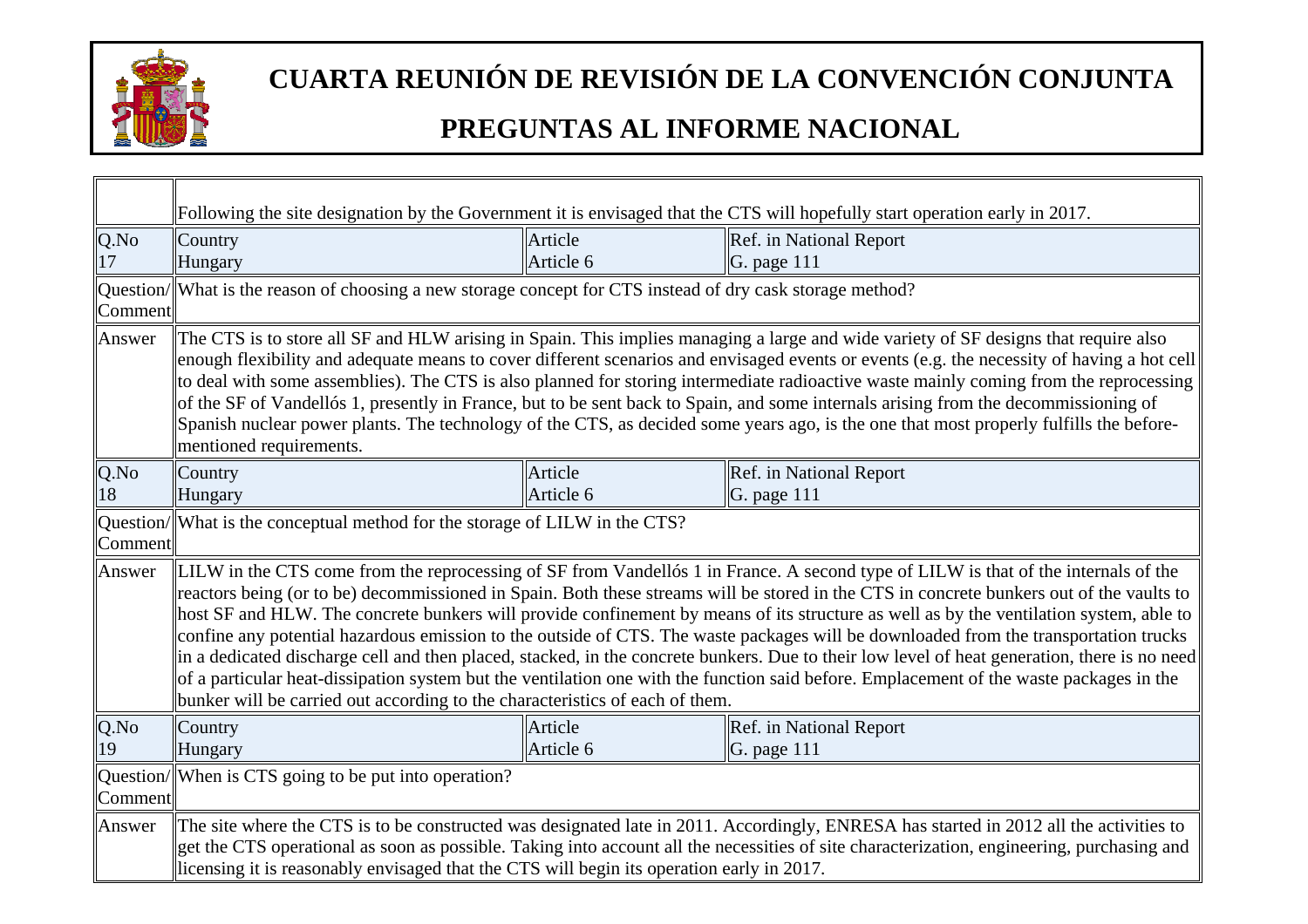| | | | |
|---|---|---|---|
| | Following the site designation by the Government it is envisaged that the CTS will hopefully start operation early in 2017. | | |
| Q.No 17 | Country Hungary | Article Article 6 | Ref. in National Report G. page 111 |
| Question/ Comment | What is the reason of choosing a new storage concept for CTS instead of dry cask storage method? | | |
| Answer | The CTS is to store all SF and HLW arising in Spain. This implies managing a large and wide variety of SF designs that require also enough flexibility and adequate means to cover different scenarios and envisaged events or events (e.g. the necessity of having a hot cell to deal with some assemblies). The CTS is also planned for storing intermediate radioactive waste mainly coming from the reprocessing of the SF of Vandellós 1, presently in France, but to be sent back to Spain, and some internals arising from the decommissioning of Spanish nuclear power plants. The technology of the CTS, as decided some years ago, is the one that most properly fulfills the before-mentioned requirements. | | |
| Q.No 18 | Country Hungary | Article Article 6 | Ref. in National Report G. page 111 |
| Question/ Comment | What is the conceptual method for the storage of LILW in the CTS? | | |
| Answer | LILW in the CTS come from the reprocessing of SF from Vandellós 1 in France. A second type of LILW is that of the internals of the reactors being (or to be) decommissioned in Spain. Both these streams will be stored in the CTS in concrete bunkers out of the vaults to host SF and HLW. The concrete bunkers will provide confinement by means of its structure as well as by the ventilation system, able to confine any potential hazardous emission to the outside of CTS. The waste packages will be downloaded from the transportation trucks in a dedicated discharge cell and then placed, stacked, in the concrete bunkers. Due to their low level of heat generation, there is no need of a particular heat-dissipation system but the ventilation one with the function said before. Emplacement of the waste packages in the bunker will be carried out according to the characteristics of each of them. | | |
| Q.No 19 | Country Hungary | Article Article 6 | Ref. in National Report G. page 111 |
| Question/ Comment | When is CTS going to be put into operation? | | |
| Answer | The site where the CTS is to be constructed was designated late in 2011. Accordingly, ENRESA has started in 2012 all the activities to get the CTS operational as soon as possible. Taking into account all the necessities of site characterization, engineering, purchasing and licensing it is reasonably envisaged that the CTS will begin its operation early in 2017. | | |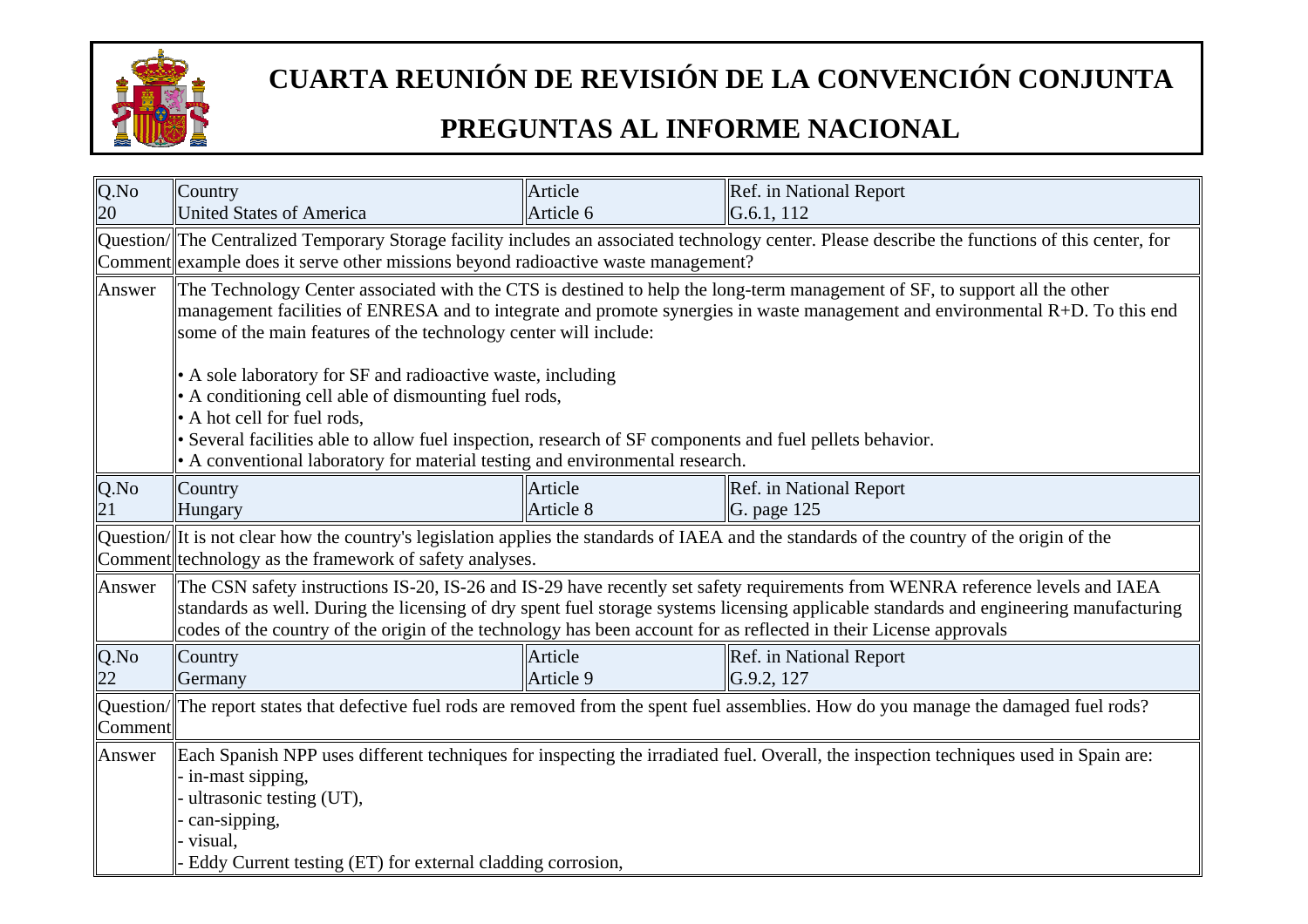# CUARTA REUNIÓN DE REVISIÓN DE LA CONVENCIÓN CONJUNTA

# PREGUNTAS AL INFORME NACIONAL

| Q.No 20 | Country United States of America | Article Article 6 | Ref. in National Report G.6.1, 112 |
|---|---|---|---|
| Question/Comment | The Centralized Temporary Storage facility includes an associated technology center. Please describe the functions of this center, for example does it serve other missions beyond radioactive waste management? | | |
| Answer | The Technology Center associated with the CTS is destined to help the long-term management of SF, to support all the other management facilities of ENRESA and to integrate and promote synergies in waste management and environmental R+D. To this end some of the main features of the technology center will include:<br><br>• A sole laboratory for SF and radioactive waste, including<br>• A conditioning cell able of dismounting fuel rods,<br>• A hot cell for fuel rods,<br>• Several facilities able to allow fuel inspection, research of SF components and fuel pellets behavior.<br>• A conventional laboratory for material testing and environmental research. | | |
| Q.No 21 | Country Hungary | Article Article 8 | Ref. in National Report G. page 125 |
| Question/Comment | It is not clear how the country's legislation applies the standards of IAEA and the standards of the country of the origin of the technology as the framework of safety analyses. | | |
| Answer | The CSN safety instructions IS-20, IS-26 and IS-29 have recently set safety requirements from WENRA reference levels and IAEA standards as well. During the licensing of dry spent fuel storage systems licensing applicable standards and engineering manufacturing codes of the country of the origin of the technology has been account for as reflected in their License approvals | | |
| Q.No 22 | Country Germany | Article Article 9 | Ref. in National Report G.9.2, 127 |
| Question/Comment | The report states that defective fuel rods are removed from the spent fuel assemblies. How do you manage the damaged fuel rods? | | |
| Answer | Each Spanish NPP uses different techniques for inspecting the irradiated fuel. Overall, the inspection techniques used in Spain are:<br>- in-mast sipping,<br>- ultrasonic testing (UT),<br>- can-sipping,<br>- visual,<br>- Eddy Current testing (ET) for external cladding corrosion, | | |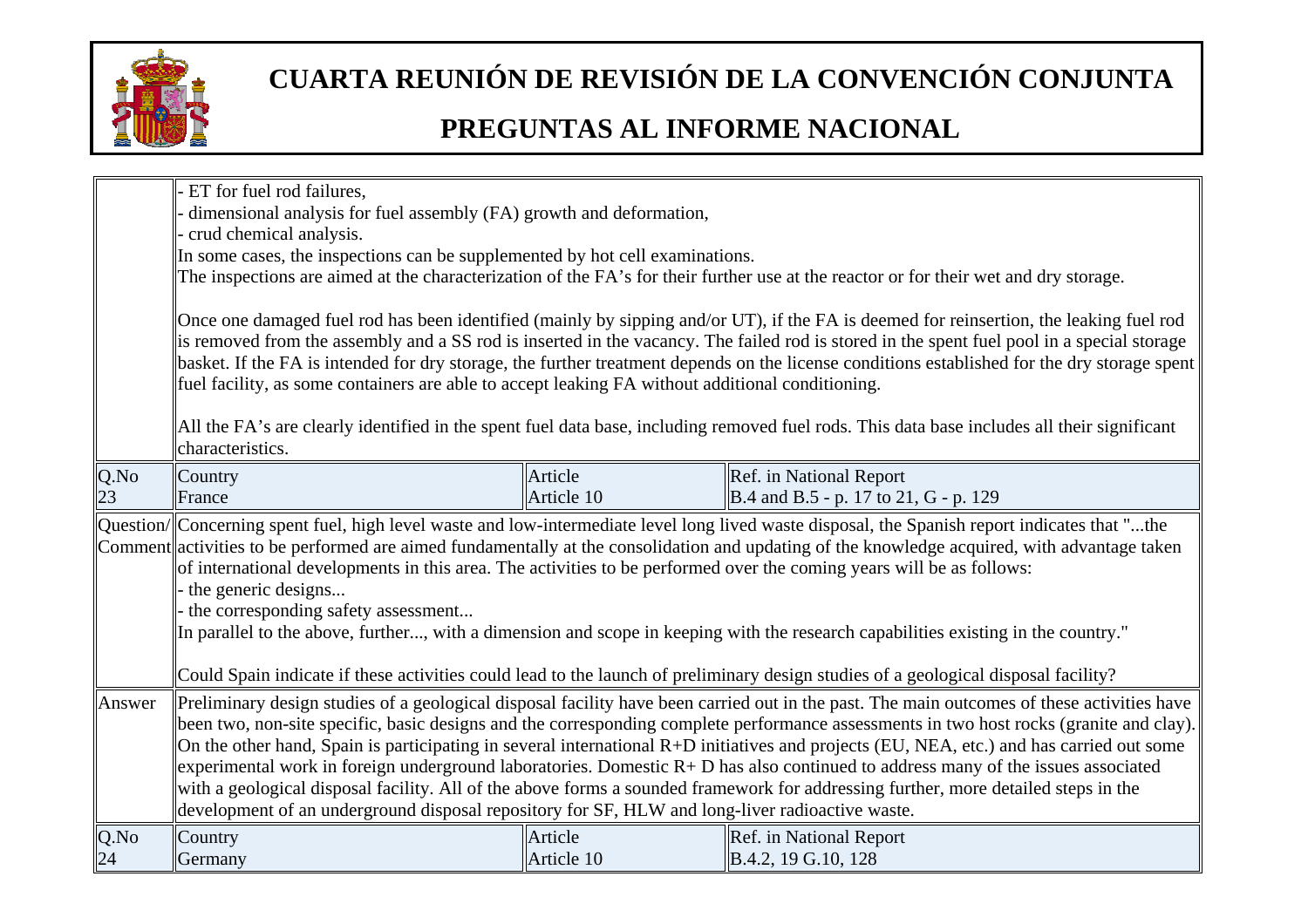| | | | |
|---|---|---|---|
| | - ET for fuel rod failures,<br>- dimensional analysis for fuel assembly (FA) growth and deformation,<br>- crud chemical analysis.<br>In some cases, the inspections can be supplemented by hot cell examinations.<br>The inspections are aimed at the characterization of the FA's for their further use at the reactor or for their wet and dry storage.<br><br>Once one damaged fuel rod has been identified (mainly by sipping and/or UT), if the FA is deemed for reinsertion, the leaking fuel rod is removed from the assembly and a SS rod is inserted in the vacancy. The failed rod is stored in the spent fuel pool in a special storage basket. If the FA is intended for dry storage, the further treatment depends on the license conditions established for the dry storage spent fuel facility, as some containers are able to accept leaking FA without additional conditioning.<br><br>All the FA's are clearly identified in the spent fuel data base, including removed fuel rods. This data base includes all their significant characteristics. | | |
| Q.No<br>23 | Country<br>France | Article<br>Article 10 | Ref. in National Report<br>B.4 and B.5 - p. 17 to 21, G - p. 129 |
| Question/<br>Comment | Concerning spent fuel, high level waste and low-intermediate level long lived waste disposal, the Spanish report indicates that "...the activities to be performed are aimed fundamentally at the consolidation and updating of the knowledge acquired, with advantage taken of international developments in this area. The activities to be performed over the coming years will be as follows:<br>- the generic designs...<br>- the corresponding safety assessment...<br>In parallel to the above, further..., with a dimension and scope in keeping with the research capabilities existing in the country."<br><br>Could Spain indicate if these activities could lead to the launch of preliminary design studies of a geological disposal facility? | | |
| Answer | Preliminary design studies of a geological disposal facility have been carried out in the past. The main outcomes of these activities have been two, non-site specific, basic designs and the corresponding complete performance assessments in two host rocks (granite and clay). On the other hand, Spain is participating in several international R+D initiatives and projects (EU, NEA, etc.) and has carried out some experimental work in foreign underground laboratories. Domestic R+ D has also continued to address many of the issues associated with a geological disposal facility. All of the above forms a sounded framework for addressing further, more detailed steps in the development of an underground disposal repository for SF, HLW and long-liver radioactive waste. | | |
| Q.No<br>24 | Country<br>Germany | Article<br>Article 10 | Ref. in National Report<br>B.4.2, 19 G.10, 128 |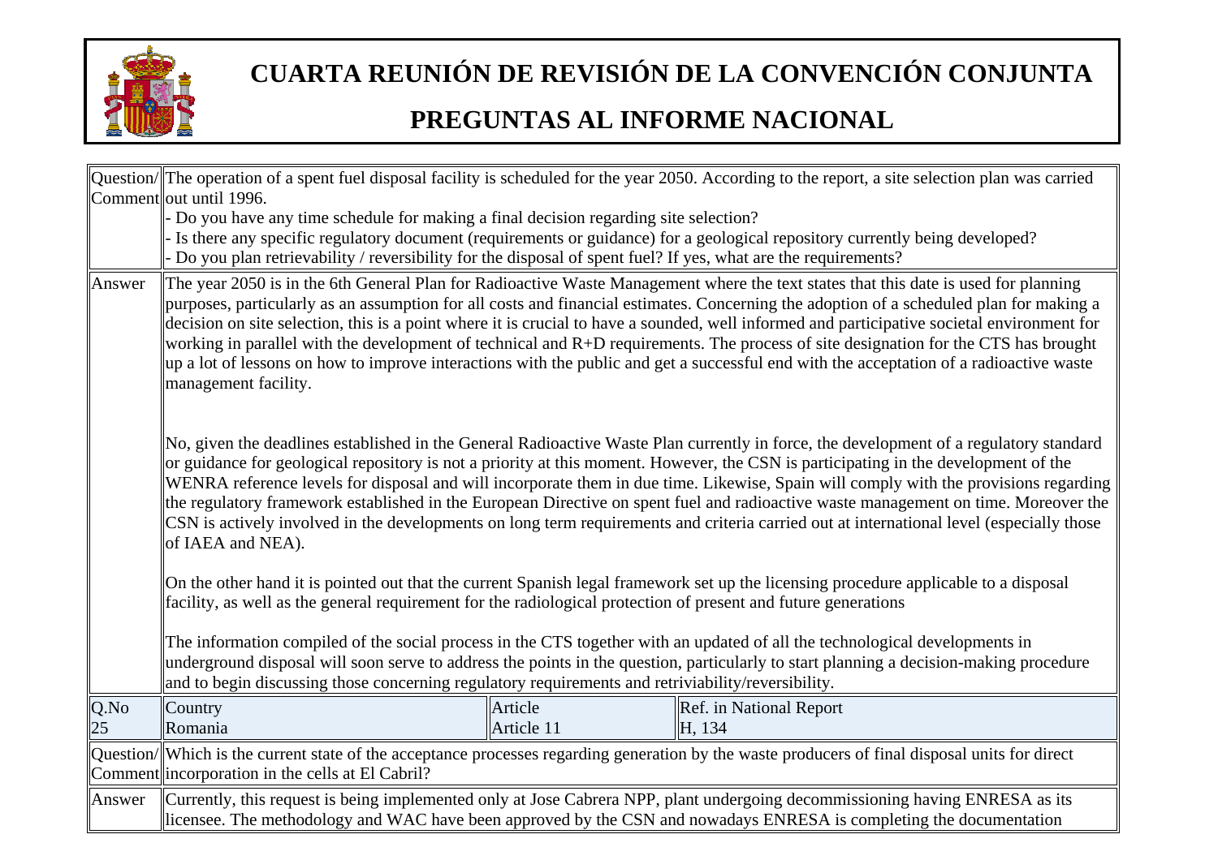# CUARTA REUNIÓN DE REVISIÓN DE LA CONVENCIÓN CONJUNTA

## PREGUNTAS AL INFORME NACIONAL

| Question/ Comment | The operation of a spent fuel disposal facility is scheduled for the year 2050. According to the report, a site selection plan was carried out until 1996.<br>- Do you have any time schedule for making a final decision regarding site selection?<br>- Is there any specific regulatory document (requirements or guidance) for a geological repository currently being developed?<br>- Do you plan retrievability / reversibility for the disposal of spent fuel? If yes, what are the requirements? | | |
|---|---|---|---|
| Answer | The year 2050 is in the 6th General Plan for Radioactive Waste Management where the text states that this date is used for planning purposes, particularly as an assumption for all costs and financial estimates. Concerning the adoption of a scheduled plan for making a decision on site selection, this is a point where it is crucial to have a sounded, well informed and participative societal environment for working in parallel with the development of technical and R+D requirements. The process of site designation for the CTS has brought up a lot of lessons on how to improve interactions with the public and get a successful end with the acceptance of a radioactive waste management facility.<br><br>No, given the deadlines established in the General Radioactive Waste Plan currently in force, the development of a regulatory standard or guidance for geological repository is not a priority at this moment. However, the CSN is participating in the development of the WENRA reference levels for disposal and will incorporate them in due time. Likewise, Spain will comply with the provisions regarding the regulatory framework established in the European Directive on spent fuel and radioactive waste management on time. Moreover the CSN is actively involved in the developments on long term requirements and criteria carried out at international level (especially those of IAEA and NEA).<br><br>On the other hand it is pointed out that the current Spanish legal framework set up the licensing procedure applicable to a disposal facility, as well as the general requirement for the radiological protection of present and future generations<br><br>The information compiled of the social process in the CTS together with an updated of all the technological developments in underground disposal will soon serve to address the points in the question, particularly to start planning a decision-making procedure and to begin discussing those concerning regulatory requirements and retriviability/reversibility. | | |
| Q.No<br>25 | Country<br>Romania | Article<br>Article 11 | Ref. in National Report<br>H, 134 |
| Question/ Comment | Which is the current state of the acceptance processes regarding generation by the waste producers of final disposal units for direct incorporation in the cells at El Cabril? | | |
| Answer | Currently, this request is being implemented only at Jose Cabrera NPP, plant undergoing decommissioning having ENRESA as its licensee. The methodology and WAC have been approved by the CSN and nowadays ENRESA is completing the documentation | | |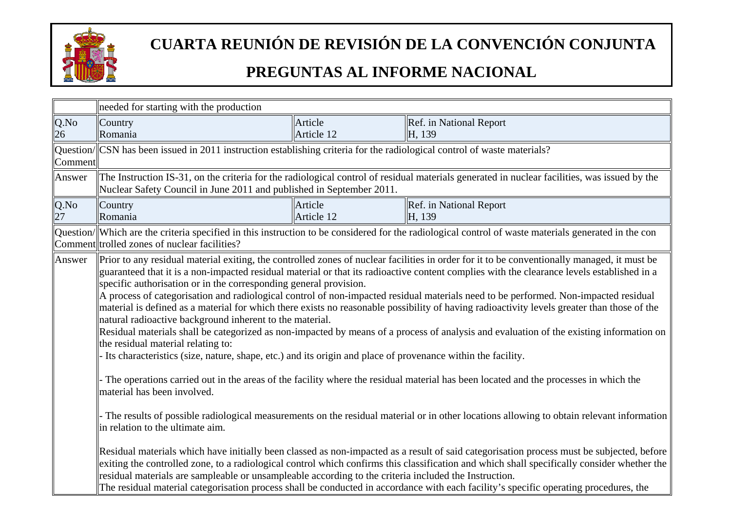# CUARTA REUNIÓN DE REVISIÓN DE LA CONVENCIÓN CONJUNTA

## PREGUNTAS AL INFORME NACIONAL

| | | | |
|---|---|---|---|
| | needed for starting with the production | | |
| Q.No<br>26 | Country<br>Romania | Article<br>Article 12 | Ref. in National Report<br>H, 139 |
| Question/<br>Comment | CSN has been issued in 2011 instruction establishing criteria for the radiological control of waste materials? | | |
| Answer | The Instruction IS-31, on the criteria for the radiological control of residual materials generated in nuclear facilities, was issued by the Nuclear Safety Council in June 2011 and published in September 2011. | | |
| Q.No<br>27 | Country<br>Romania | Article<br>Article 12 | Ref. in National Report<br>H, 139 |
| Question/<br>Comment | Which are the criteria specified in this instruction to be considered for the radiological control of waste materials generated in the con trolled zones of nuclear facilities? | | |
| Answer | Prior to any residual material exiting, the controlled zones of nuclear facilities in order for it to be conventionally managed, it must be guaranteed that it is a non-impacted residual material or that its radioactive content complies with the clearance levels established in a specific authorisation or in the corresponding general provision.<br>A process of categorisation and radiological control of non-impacted residual materials need to be performed. Non-impacted residual material is defined as a material for which there exists no reasonable possibility of having radioactivity levels greater than those of the natural radioactive background inherent to the material.<br>Residual materials shall be categorized as non-impacted by means of a process of analysis and evaluation of the existing information on the residual material relating to:<br>- Its characteristics (size, nature, shape, etc.) and its origin and place of provenance within the facility.<br><br>- The operations carried out in the areas of the facility where the residual material has been located and the processes in which the material has been involved.<br><br>- The results of possible radiological measurements on the residual material or in other locations allowing to obtain relevant information in relation to the ultimate aim.<br><br>Residual materials which have initially been classed as non-impacted as a result of said categorisation process must be subjected, before exiting the controlled zone, to a radiological control which confirms this classification and which shall specifically consider whether the residual materials are sampleable or unsampleable according to the criteria included the Instruction.<br>The residual material categorisation process shall be conducted in accordance with each facility's specific operating procedures, the | | |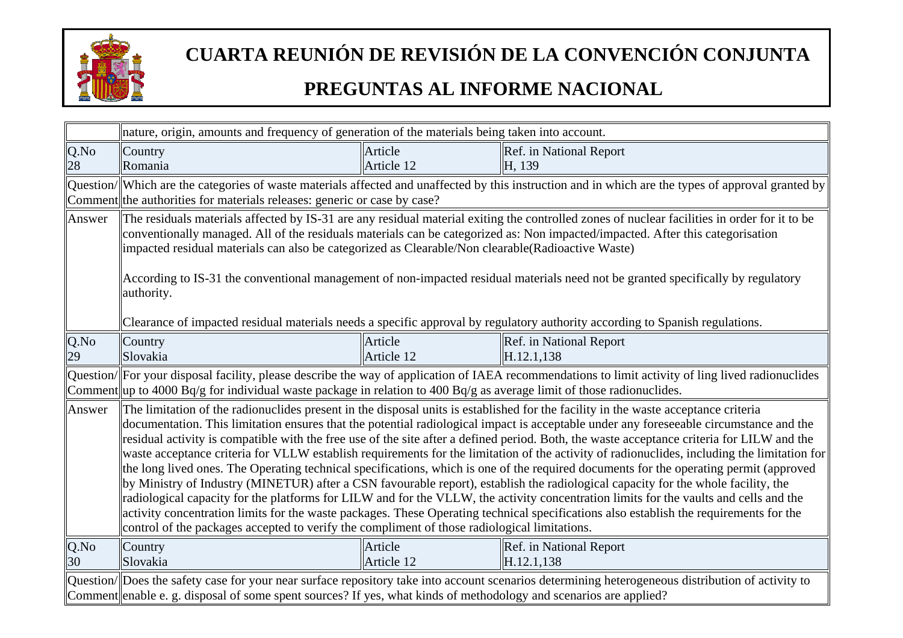# CUARTA REUNIÓN DE REVISIÓN DE LA CONVENCIÓN CONJUNTA

## PREGUNTAS AL INFORME NACIONAL

| | | | |
|---|---|---|---|
| | nature, origin, amounts and frequency of generation of the materials being taken into account. | | |
| Q.No 28 | Country Romania | Article Article 12 | Ref. in National Report H, 139 |
| Question/ Comment | Which are the categories of waste materials affected and unaffected by this instruction and in which are the types of approval granted by the authorities for materials releases: generic or case by case? | | |
| Answer | The residuals materials affected by IS-31 are any residual material exiting the controlled zones of nuclear facilities in order for it to be conventionally managed. All of the residuals materials can be categorized as: Non impacted/impacted. After this categorisation impacted residual materials can also be categorized as Clearable/Non clearable(Radioactive Waste)<br><br>According to IS-31 the conventional management of non-impacted residual materials need not be granted specifically by regulatory authority.<br><br>Clearance of impacted residual materials needs a specific approval by regulatory authority according to Spanish regulations. | | |
| Q.No 29 | Country Slovakia | Article Article 12 | Ref. in National Report H.12.1,138 |
| Question/ Comment | For your disposal facility, please describe the way of application of IAEA recommendations to limit activity of ling lived radionuclides up to 4000 Bq/g for individual waste package in relation to 400 Bq/g as average limit of those radionuclides. | | |
| Answer | The limitation of the radionuclides present in the disposal units is established for the facility in the waste acceptance criteria documentation. This limitation ensures that the potential radiological impact is acceptable under any foreseeable circumstance and the residual activity is compatible with the free use of the site after a defined period. Both, the waste acceptance criteria for LILW and the waste acceptance criteria for VLLW establish requirements for the limitation of the activity of radionuclides, including the limitation for the long lived ones. The Operating technical specifications, which is one of the required documents for the operating permit (approved by Ministry of Industry (MINETUR) after a CSN favourable report), establish the radiological capacity for the whole facility, the radiological capacity for the platforms for LILW and for the VLLW, the activity concentration limits for the vaults and cells and the activity concentration limits for the waste packages. These Operating technical specifications also establish the requirements for the control of the packages accepted to verify the compliment of those radiological limitations. | | |
| Q.No 30 | Country Slovakia | Article Article 12 | Ref. in National Report H.12.1,138 |
| Question/ Comment | Does the safety case for your near surface repository take into account scenarios determining heterogeneous distribution of activity to enable e. g. disposal of some spent sources? If yes, what kinds of methodology and scenarios are applied? | | |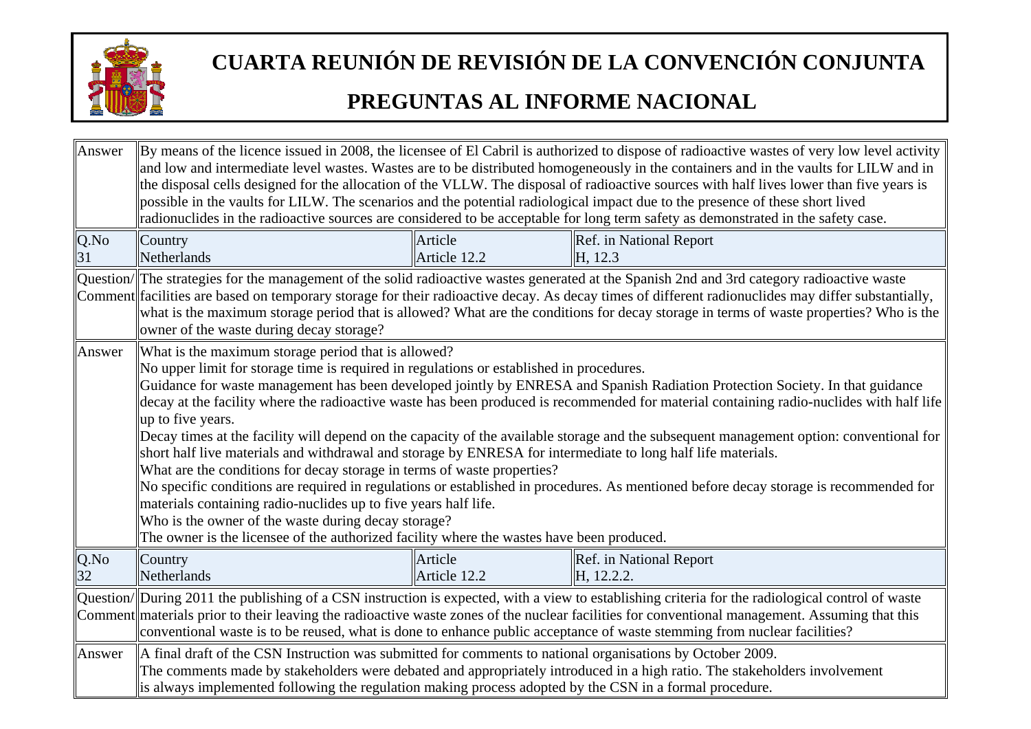| Answer | By means of the licence issued in 2008, the licensee of El Cabril is authorized to dispose of radioactive wastes of very low level activity and low and intermediate level wastes. Wastes are to be distributed homogeneously in the containers and in the vaults for LILW and in the disposal cells designed for the allocation of the VLLW. The disposal of radioactive sources with half lives lower than five years is possible in the vaults for LILW. The scenarios and the potential radiological impact due to the presence of these short lived radionuclides in the radioactive sources are considered to be acceptable for long term safety as demonstrated in the safety case. | | |
|---|---|---|---|
| Q.No 31 | Country Netherlands | Article Article 12.2 | Ref. in National Report H, 12.3 |
| Question/ Comment | The strategies for the management of the solid radioactive wastes generated at the Spanish 2nd and 3rd category radioactive waste facilities are based on temporary storage for their radioactive decay. As decay times of different radionuclides may differ substantially, what is the maximum storage period that is allowed? What are the conditions for decay storage in terms of waste properties? Who is the owner of the waste during decay storage? | | |
| Answer | What is the maximum storage period that is allowed?<br>No upper limit for storage time is required in regulations or established in procedures.<br>Guidance for waste management has been developed jointly by ENRESA and Spanish Radiation Protection Society. In that guidance decay at the facility where the radioactive waste has been produced is recommended for material containing radio-nuclides with half life up to five years.<br>Decay times at the facility will depend on the capacity of the available storage and the subsequent management option: conventional for short half live materials and withdrawal and storage by ENRESA for intermediate to long half life materials.<br>What are the conditions for decay storage in terms of waste properties?<br>No specific conditions are required in regulations or established in procedures. As mentioned before decay storage is recommended for materials containing radio-nuclides up to five years half life.<br>Who is the owner of the waste during decay storage?<br>The owner is the licensee of the authorized facility where the wastes have been produced. | | |
| Q.No 32 | Country Netherlands | Article Article 12.2 | Ref. in National Report H, 12.2.2. |
| Question/ Comment | During 2011 the publishing of a CSN instruction is expected, with a view to establishing criteria for the radiological control of waste materials prior to their leaving the radioactive waste zones of the nuclear facilities for conventional management. Assuming that this conventional waste is to be reused, what is done to enhance public acceptance of waste stemming from nuclear facilities? | | |
| Answer | A final draft of the CSN Instruction was submitted for comments to national organisations by October 2009.<br>The comments made by stakeholders were debated and appropriately introduced in a high ratio. The stakeholders involvement is always implemented following the regulation making process adopted by the CSN in a formal procedure. | | |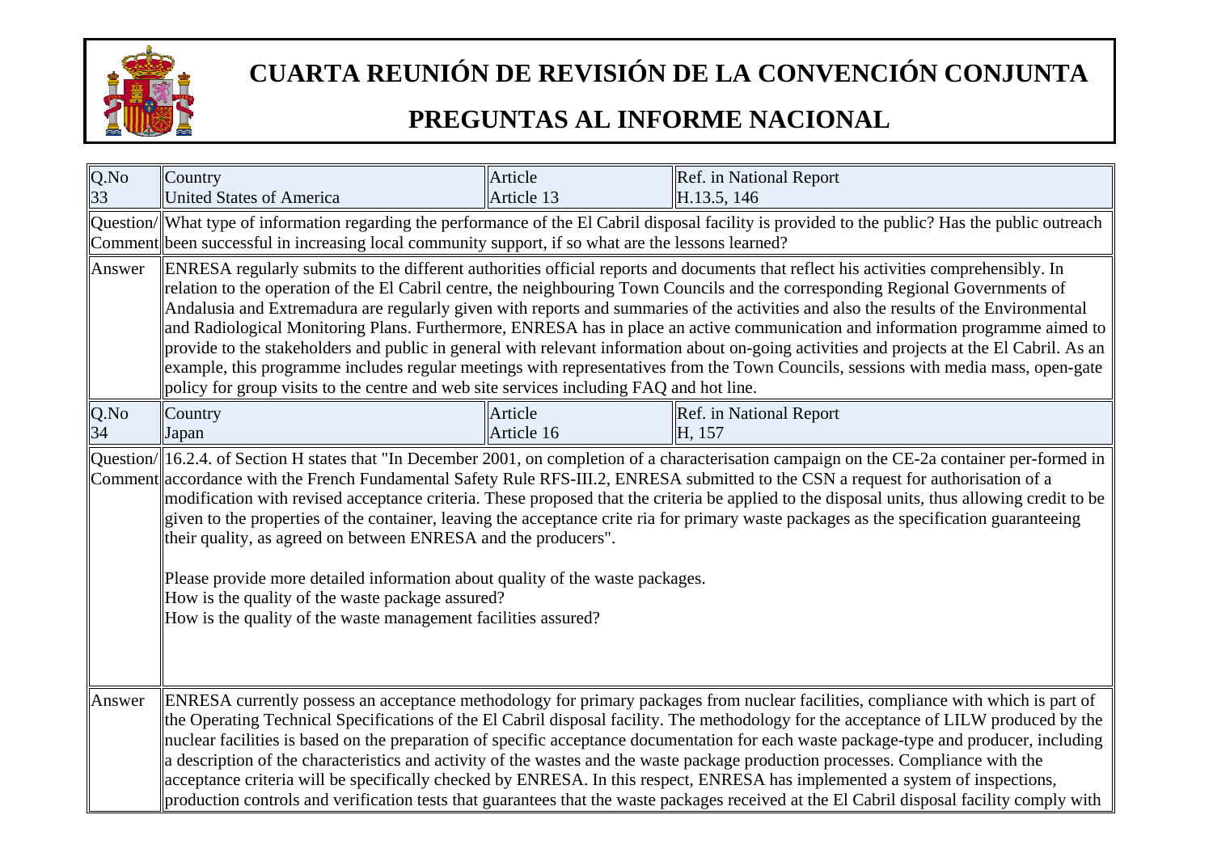# CUARTA REUNIÓN DE REVISIÓN DE LA CONVENCIÓN CONJUNTA

## PREGUNTAS AL INFORME NACIONAL

| Q.No | Country | Article | Ref. in National Report |
|---|---|---|---|
| 33 | United States of America | Article 13 | H.13.5, 146 |
| Question/ Comment | What type of information regarding the performance of the El Cabril disposal facility is provided to the public? Has the public outreach been successful in increasing local community support, if so what are the lessons learned? | | |
| Answer | ENRESA regularly submits to the different authorities official reports and documents that reflect his activities comprehensibly. In relation to the operation of the El Cabril centre, the neighbouring Town Councils and the corresponding Regional Governments of Andalusia and Extremadura are regularly given with reports and summaries of the activities and also the results of the Environmental and Radiological Monitoring Plans. Furthermore, ENRESA has in place an active communication and information programme aimed to provide to the stakeholders and public in general with relevant information about on-going activities and projects at the El Cabril. As an example, this programme includes regular meetings with representatives from the Town Councils, sessions with media mass, open-gate policy for group visits to the centre and web site services including FAQ and hot line. | | |
| Q.No | Country | Article | Ref. in National Report |
| 34 | Japan | Article 16 | H, 157 |
| Question/ Comment | 16.2.4. of Section H states that "In December 2001, on completion of a characterisation campaign on the CE-2a container per-formed in accordance with the French Fundamental Safety Rule RFS-III.2, ENRESA submitted to the CSN a request for authorisation of a modification with revised acceptance criteria. These proposed that the criteria be applied to the disposal units, thus allowing credit to be given to the properties of the container, leaving the acceptance crite ria for primary waste packages as the specification guaranteeing their quality, as agreed on between ENRESA and the producers".<br><br>Please provide more detailed information about quality of the waste packages.<br>How is the quality of the waste package assured?<br>How is the quality of the waste management facilities assured? | | |
| Answer | ENRESA currently possess an acceptance methodology for primary packages from nuclear facilities, compliance with which is part of the Operating Technical Specifications of the El Cabril disposal facility. The methodology for the acceptance of LILW produced by the nuclear facilities is based on the preparation of specific acceptance documentation for each waste package-type and producer, including a description of the characteristics and activity of the wastes and the waste package production processes. Compliance with the acceptance criteria will be specifically checked by ENRESA. In this respect, ENRESA has implemented a system of inspections, production controls and verification tests that guarantees that the waste packages received at the El Cabril disposal facility comply with | | |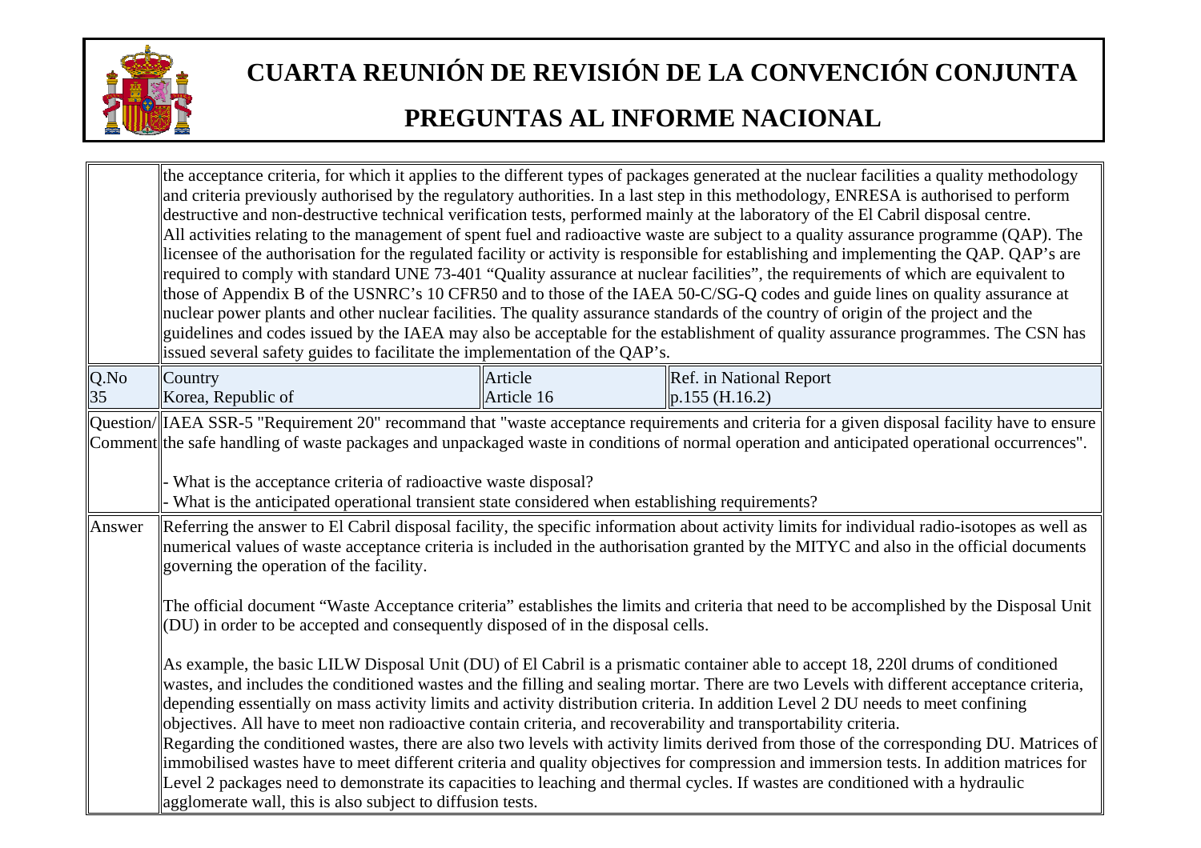| | |
|---|---|
| | the acceptance criteria, for which it applies to the different types of packages generated at the nuclear facilities a quality methodology and criteria previously authorised by the regulatory authorities. In a last step in this methodology, ENRESA is authorised to perform destructive and non-destructive technical verification tests, performed mainly at the laboratory of the El Cabril disposal centre.<br>All activities relating to the management of spent fuel and radioactive waste are subject to a quality assurance programme (QAP). The licensee of the authorisation for the regulated facility or activity is responsible for establishing and implementing the QAP. QAP's are required to comply with standard UNE 73-401 "Quality assurance at nuclear facilities", the requirements of which are equivalent to those of Appendix B of the USNRC's 10 CFR50 and to those of the IAEA 50-C/SG-Q codes and guide lines on quality assurance at nuclear power plants and other nuclear facilities. The quality assurance standards of the country of origin of the project and the guidelines and codes issued by the IAEA may also be acceptable for the establishment of quality assurance programmes. The CSN has issued several safety guides to facilitate the implementation of the QAP's. |

| Q.No | Country | Article | Ref. in National Report |
|---|---|---|---|
| 35 | Korea, Republic of | Article 16 | p.155 (H.16.2) |

| | |
|---|---|
| Question/ Comment | IAEA SSR-5 "Requirement 20" recommand that "waste acceptance requirements and criteria for a given disposal facility have to ensure the safe handling of waste packages and unpackaged waste in conditions of normal operation and anticipated operational occurrences".<br><br>- What is the acceptance criteria of radioactive waste disposal?<br>- What is the anticipated operational transient state considered when establishing requirements? |
| Answer | Referring the answer to El Cabril disposal facility, the specific information about activity limits for individual radio-isotopes as well as numerical values of waste acceptance criteria is included in the authorisation granted by the MITYC and also in the official documents governing the operation of the facility.<br><br>The official document "Waste Acceptance criteria" establishes the limits and criteria that need to be accomplished by the Disposal Unit (DU) in order to be accepted and consequently disposed of in the disposal cells.<br><br>As example, the basic LILW Disposal Unit (DU) of El Cabril is a prismatic container able to accept 18, 220l drums of conditioned wastes, and includes the conditioned wastes and the filling and sealing mortar. There are two Levels with different acceptance criteria, depending essentially on mass activity limits and activity distribution criteria. In addition Level 2 DU needs to meet confining objectives. All have to meet non radioactive contain criteria, and recoverability and transportability criteria.<br>Regarding the conditioned wastes, there are also two levels with activity limits derived from those of the corresponding DU. Matrices of immobilised wastes have to meet different criteria and quality objectives for compression and immersion tests. In addition matrices for Level 2 packages need to demonstrate its capacities to leaching and thermal cycles. If wastes are conditioned with a hydraulic agglomerate wall, this is also subject to diffusion tests. |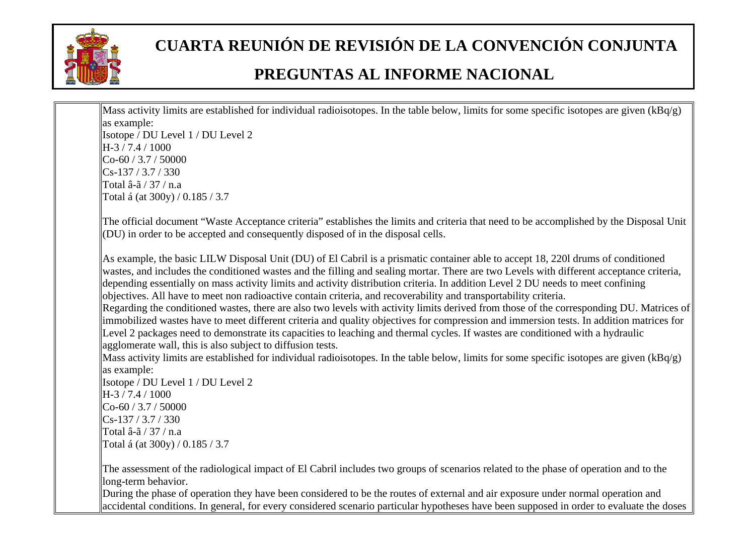Mass activity limits are established for individual radioisotopes. In the table below, limits for some specific isotopes are given (kBq/g) as example:
Isotope / DU Level 1 / DU Level 2
H-3 / 7.4 / 1000
Co-60 / 3.7 / 50000
Cs-137 / 3.7 / 330
Total â-ã / 37 / n.a
Total á (at 300y) / 0.185 / 3.7

The official document "Waste Acceptance criteria" establishes the limits and criteria that need to be accomplished by the Disposal Unit (DU) in order to be accepted and consequently disposed of in the disposal cells.

As example, the basic LILW Disposal Unit (DU) of El Cabril is a prismatic container able to accept 18, 220l drums of conditioned wastes, and includes the conditioned wastes and the filling and sealing mortar. There are two Levels with different acceptance criteria, depending essentially on mass activity limits and activity distribution criteria. In addition Level 2 DU needs to meet confining objectives. All have to meet non radioactive contain criteria, and recoverability and transportability criteria.
Regarding the conditioned wastes, there are also two levels with activity limits derived from those of the corresponding DU. Matrices of immobilized wastes have to meet different criteria and quality objectives for compression and immersion tests. In addition matrices for Level 2 packages need to demonstrate its capacities to leaching and thermal cycles. If wastes are conditioned with a hydraulic agglomerate wall, this is also subject to diffusion tests.
Mass activity limits are established for individual radioisotopes. In the table below, limits for some specific isotopes are given (kBq/g) as example:
Isotope / DU Level 1 / DU Level 2
H-3 / 7.4 / 1000
Co-60 / 3.7 / 50000
Cs-137 / 3.7 / 330
Total â-ã / 37 / n.a
Total á (at 300y) / 0.185 / 3.7

The assessment of the radiological impact of El Cabril includes two groups of scenarios related to the phase of operation and to the long-term behavior.
During the phase of operation they have been considered to be the routes of external and air exposure under normal operation and accidental conditions. In general, for every considered scenario particular hypotheses have been supposed in order to evaluate the doses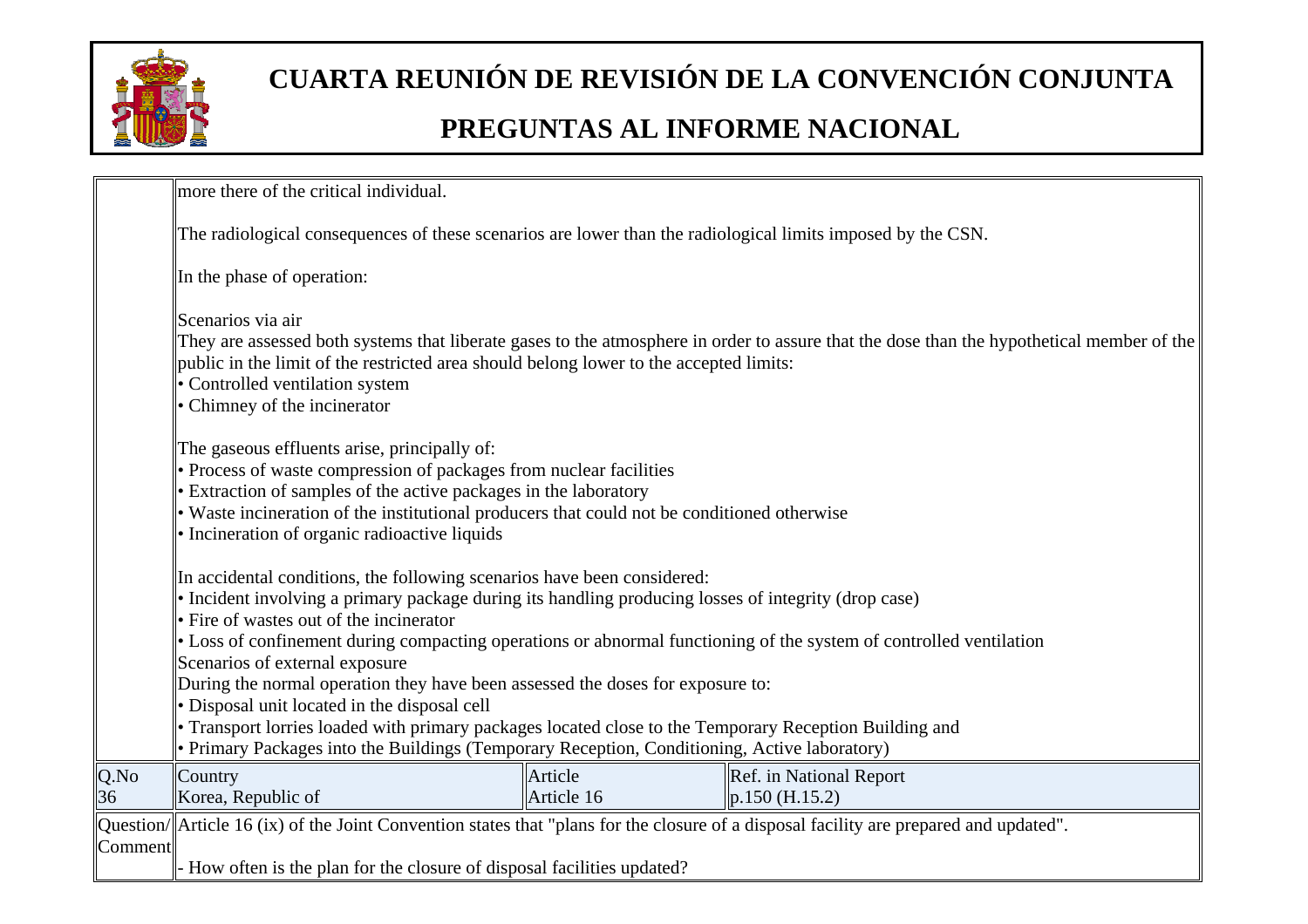| | | | |
|---|---|---|---|
| | more there of the critical individual.<br><br>The radiological consequences of these scenarios are lower than the radiological limits imposed by the CSN.<br><br>In the phase of operation:<br><br>Scenarios via air<br>They are assessed both systems that liberate gases to the atmosphere in order to assure that the dose than the hypothetical member of the public in the limit of the restricted area should belong lower to the accepted limits:<br>• Controlled ventilation system<br>• Chimney of the incinerator<br><br>The gaseous effluents arise, principally of:<br>• Process of waste compression of packages from nuclear facilities<br>• Extraction of samples of the active packages in the laboratory<br>• Waste incineration of the institutional producers that could not be conditioned otherwise<br>• Incineration of organic radioactive liquids<br><br>In accidental conditions, the following scenarios have been considered:<br>• Incident involving a primary package during its handling producing losses of integrity (drop case)<br>• Fire of wastes out of the incinerator<br>• Loss of confinement during compacting operations or abnormal functioning of the system of controlled ventilation<br>Scenarios of external exposure<br>During the normal operation they have been assessed the doses for exposure to:<br>• Disposal unit located in the disposal cell<br>• Transport lorries loaded with primary packages located close to the Temporary Reception Building and<br>• Primary Packages into the Buildings (Temporary Reception, Conditioning, Active laboratory) | | |
| Q.No<br>36 | Country<br>Korea, Republic of | Article<br>Article 16 | Ref. in National Report<br>p.150 (H.15.2) |
| Question/<br>Comment | Article 16 (ix) of the Joint Convention states that "plans for the closure of a disposal facility are prepared and updated".<br><br>- How often is the plan for the closure of disposal facilities updated? | | |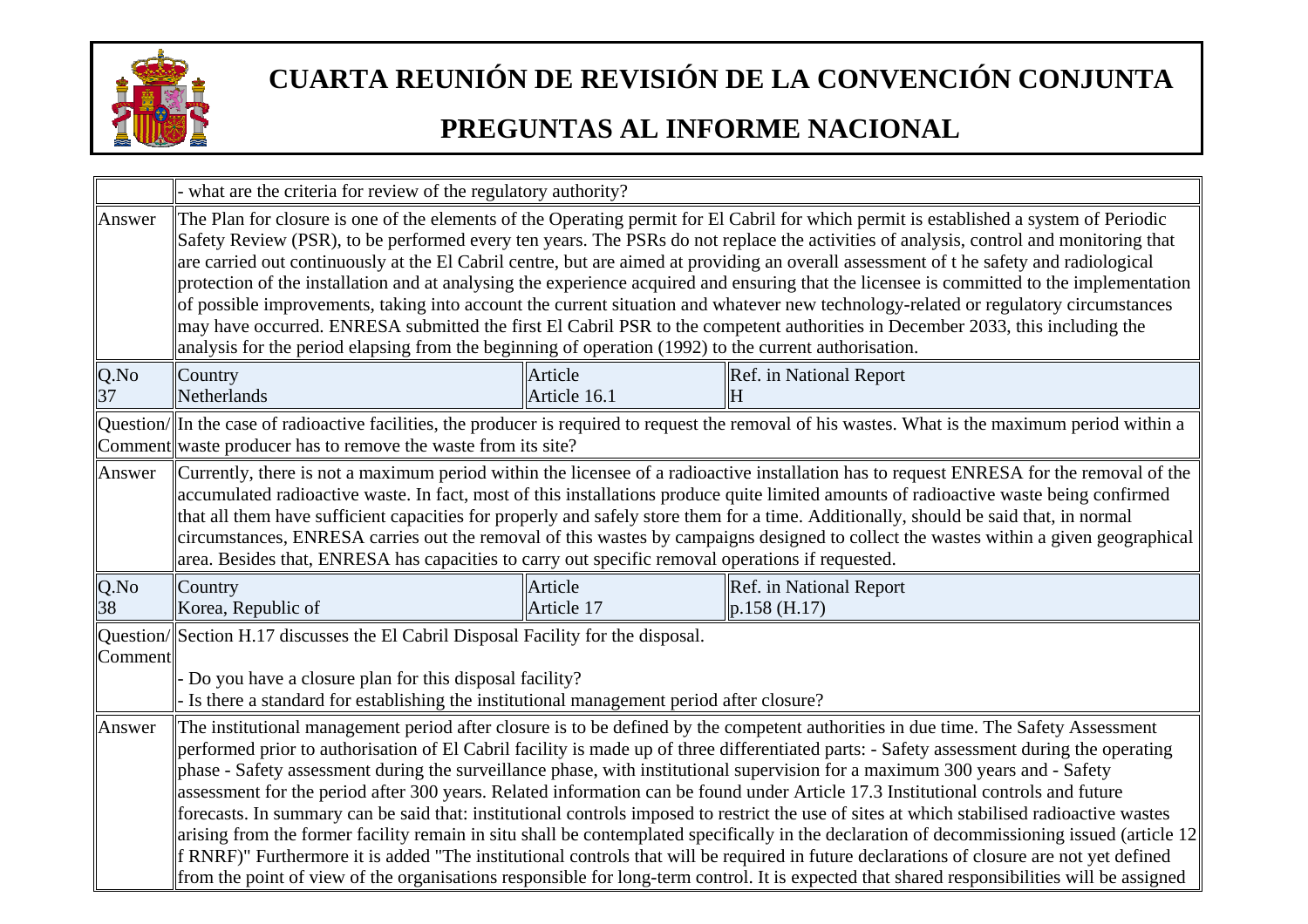# CUARTA REUNIÓN DE REVISIÓN DE LA CONVENCIÓN CONJUNTA

# PREGUNTAS AL INFORME NACIONAL

| | | | |
|---|---|---|---|
| | - what are the criteria for review of the regulatory authority? | | |
| Answer | The Plan for closure is one of the elements of the Operating permit for El Cabril for which permit is established a system of Periodic Safety Review (PSR), to be performed every ten years. The PSRs do not replace the activities of analysis, control and monitoring that are carried out continuously at the El Cabril centre, but are aimed at providing an overall assessment of t he safety and radiological protection of the installation and at analysing the experience acquired and ensuring that the licensee is committed to the implementation of possible improvements, taking into account the current situation and whatever new technology-related or regulatory circumstances may have occurred. ENRESA submitted the first El Cabril PSR to the competent authorities in December 2033, this including the analysis for the period elapsing from the beginning of operation (1992) to the current authorisation. | | |
| Q.No 37 | Country Netherlands | Article Article 16.1 | Ref. in National Report H |
| Question/ Comment | In the case of radioactive facilities, the producer is required to request the removal of his wastes. What is the maximum period within a waste producer has to remove the waste from its site? | | |
| Answer | Currently, there is not a maximum period within the licensee of a radioactive installation has to request ENRESA for the removal of the accumulated radioactive waste. In fact, most of this installations produce quite limited amounts of radioactive waste being confirmed that all them have sufficient capacities for properly and safely store them for a time. Additionally, should be said that, in normal circumstances, ENRESA carries out the removal of this wastes by campaigns designed to collect the wastes within a given geographical area. Besides that, ENRESA has capacities to carry out specific removal operations if requested. | | |
| Q.No 38 | Country Korea, Republic of | Article Article 17 | Ref. in National Report p.158 (H.17) |
| Question/ Comment | Section H.17 discusses the El Cabril Disposal Facility for the disposal.<br><br>- Do you have a closure plan for this disposal facility?<br>- Is there a standard for establishing the institutional management period after closure? | | |
| Answer | The institutional management period after closure is to be defined by the competent authorities in due time. The Safety Assessment performed prior to authorisation of El Cabril facility is made up of three differentiated parts: - Safety assessment during the operating phase - Safety assessment during the surveillance phase, with institutional supervision for a maximum 300 years and - Safety assessment for the period after 300 years. Related information can be found under Article 17.3 Institutional controls and future forecasts. In summary can be said that: institutional controls imposed to restrict the use of sites at which stabilised radioactive wastes arising from the former facility remain in situ shall be contemplated specifically in the declaration of decommissioning issued (article 12 f RNRF)" Furthermore it is added "The institutional controls that will be required in future declarations of closure are not yet defined from the point of view of the organisations responsible for long-term control. It is expected that shared responsibilities will be assigned | | |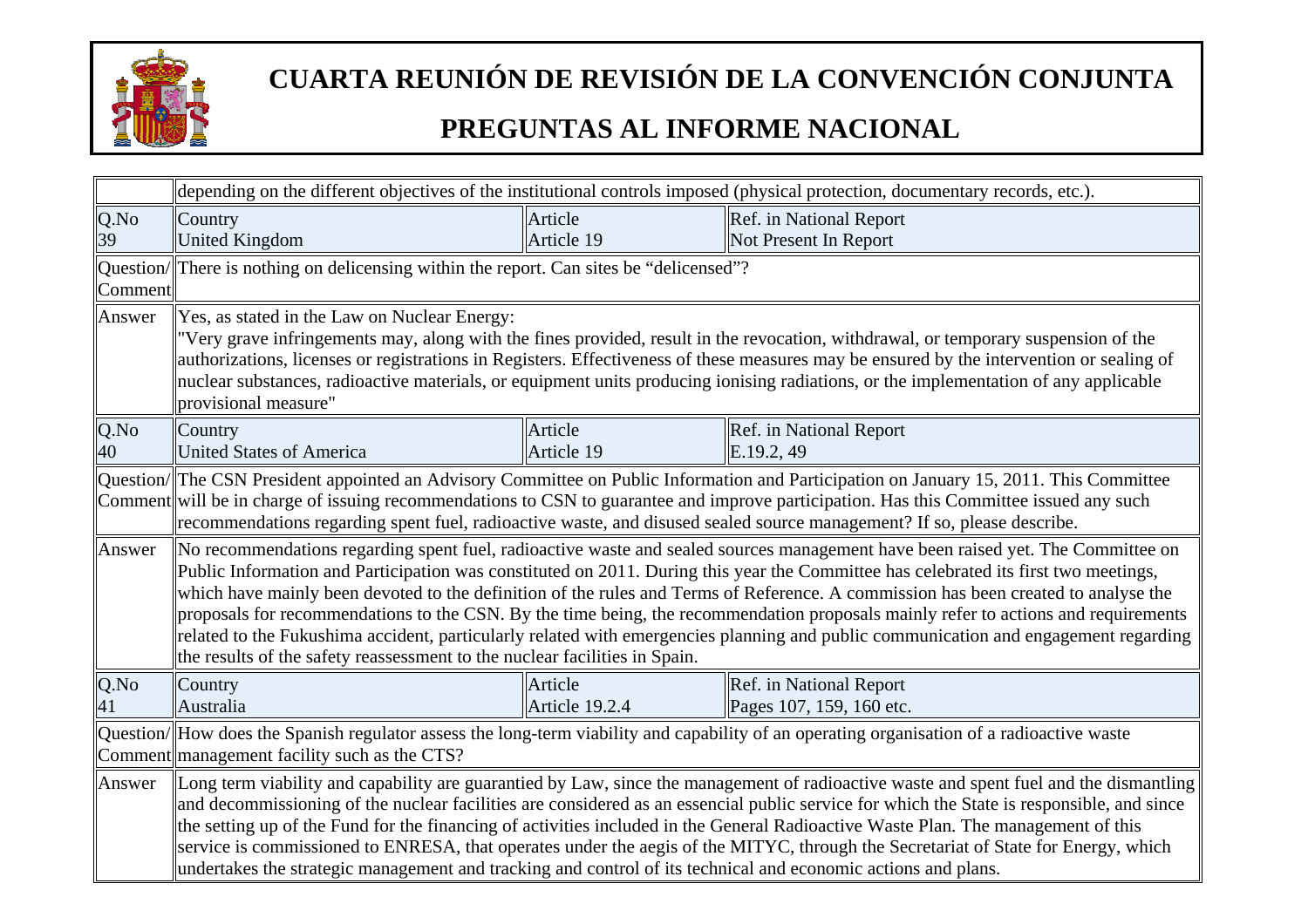| | | | |
|---|---|---|---|
| | depending on the different objectives of the institutional controls imposed (physical protection, documentary records, etc.). | | |
| Q.No 39 | Country United Kingdom | Article Article 19 | Ref. in National Report Not Present In Report |
| Question/ Comment | There is nothing on delicensing within the report. Can sites be "delicensed"? | | |
| Answer | Yes, as stated in the Law on Nuclear Energy: "Very grave infringements may, along with the fines provided, result in the revocation, withdrawal, or temporary suspension of the authorizations, licenses or registrations in Registers. Effectiveness of these measures may be ensured by the intervention or sealing of nuclear substances, radioactive materials, or equipment units producing ionising radiations, or the implementation of any applicable provisional measure" | | |
| Q.No 40 | Country United States of America | Article Article 19 | Ref. in National Report E.19.2, 49 |
| Question/ Comment | The CSN President appointed an Advisory Committee on Public Information and Participation on January 15, 2011. This Committee will be in charge of issuing recommendations to CSN to guarantee and improve participation. Has this Committee issued any such recommendations regarding spent fuel, radioactive waste, and disused sealed source management? If so, please describe. | | |
| Answer | No recommendations regarding spent fuel, radioactive waste and sealed sources management have been raised yet. The Committee on Public Information and Participation was constituted on 2011. During this year the Committee has celebrated its first two meetings, which have mainly been devoted to the definition of the rules and Terms of Reference. A commission has been created to analyse the proposals for recommendations to the CSN. By the time being, the recommendation proposals mainly refer to actions and requirements related to the Fukushima accident, particularly related with emergencies planning and public communication and engagement regarding the results of the safety reassessment to the nuclear facilities in Spain. | | |
| Q.No 41 | Country Australia | Article Article 19.2.4 | Ref. in National Report Pages 107, 159, 160 etc. |
| Question/ Comment | How does the Spanish regulator assess the long-term viability and capability of an operating organisation of a radioactive waste management facility such as the CTS? | | |
| Answer | Long term viability and capability are guarantied by Law, since the management of radioactive waste and spent fuel and the dismantling and decommissioning of the nuclear facilities are considered as an essencial public service for which the State is responsible, and since the setting up of the Fund for the financing of activities included in the General Radioactive Waste Plan. The management of this service is commissioned to ENRESA, that operates under the aegis of the MITYC, through the Secretariat of State for Energy, which undertakes the strategic management and tracking and control of its technical and economic actions and plans. | | |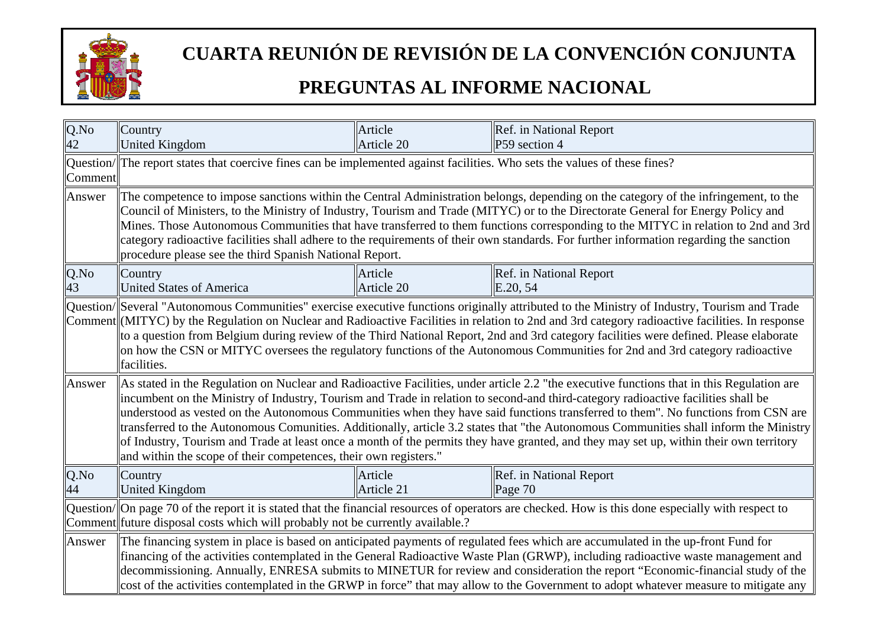# CUARTA REUNIÓN DE REVISIÓN DE LA CONVENCIÓN CONJUNTA

## PREGUNTAS AL INFORME NACIONAL

| Q.No | Country | Article | Ref. in National Report |
|---|---|---|---|
| 42 | United Kingdom | Article 20 | P59 section 4 |
| Question/ Comment | The report states that coercive fines can be implemented against facilities. Who sets the values of these fines? | | |
| Answer | The competence to impose sanctions within the Central Administration belongs, depending on the category of the infringement, to the Council of Ministers, to the Ministry of Industry, Tourism and Trade (MITYC) or to the Directorate General for Energy Policy and Mines. Those Autonomous Communities that have transferred to them functions corresponding to the MITYC in relation to 2nd and 3rd category radioactive facilities shall adhere to the requirements of their own standards. For further information regarding the sanction procedure please see the third Spanish National Report. | | |
| 43 | United States of America | Article 20 | E.20, 54 |
| Question/ Comment | Several "Autonomous Communities" exercise executive functions originally attributed to the Ministry of Industry, Tourism and Trade (MITYC) by the Regulation on Nuclear and Radioactive Facilities in relation to 2nd and 3rd category radioactive facilities. In response to a question from Belgium during review of the Third National Report, 2nd and 3rd category facilities were defined. Please elaborate on how the CSN or MITYC oversees the regulatory functions of the Autonomous Communities for 2nd and 3rd category radioactive facilities. | | |
| Answer | As stated in the Regulation on Nuclear and Radioactive Facilities, under article 2.2 "the executive functions that in this Regulation are incumbent on the Ministry of Industry, Tourism and Trade in relation to second-and third-category radioactive facilities shall be understood as vested on the Autonomous Communities when they have said functions transferred to them". No functions from CSN are transferred to the Autonomous Comunities. Additionally, article 3.2 states that "the Autonomous Communities shall inform the Ministry of Industry, Tourism and Trade at least once a month of the permits they have granted, and they may set up, within their own territory and within the scope of their competences, their own registers." | | |
| 44 | United Kingdom | Article 21 | Page 70 |
| Question/ Comment | On page 70 of the report it is stated that the financial resources of operators are checked. How is this done especially with respect to future disposal costs which will probably not be currently available.? | | |
| Answer | The financing system in place is based on anticipated payments of regulated fees which are accumulated in the up-front Fund for financing of the activities contemplated in the General Radioactive Waste Plan (GRWP), including radioactive waste management and decommissioning. Annually, ENRESA submits to MINETUR for review and consideration the report "Economic-financial study of the cost of the activities contemplated in the GRWP in force" that may allow to the Government to adopt whatever measure to mitigate any | | |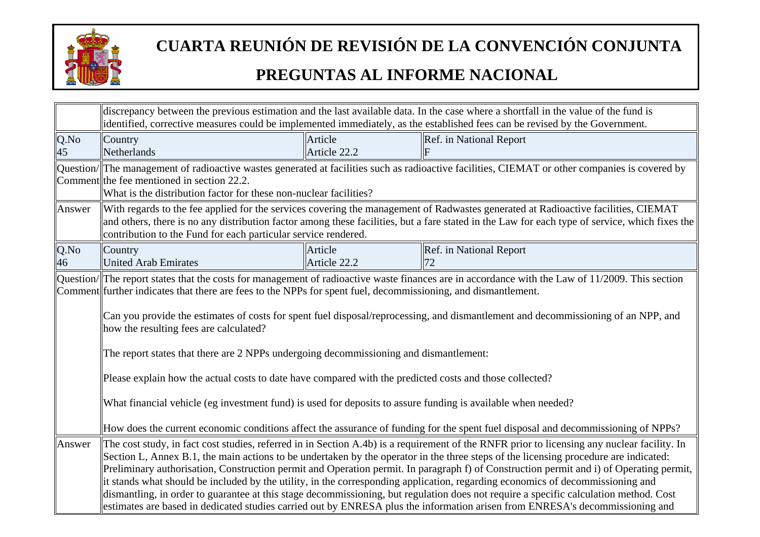# CUARTA REUNIÓN DE REVISIÓN DE LA CONVENCIÓN CONJUNTA

## PREGUNTAS AL INFORME NACIONAL

| | | | |
|---|---|---|---|
| | discrepancy between the previous estimation and the last available data. In the case where a shortfall in the value of the fund is identified, corrective measures could be implemented immediately, as the established fees can be revised by the Government. | | |
| Q.No 45 | Country Netherlands | Article Article 22.2 | Ref. in National Report F |
| Question/ Comment | The management of radioactive wastes generated at facilities such as radioactive facilities, CIEMAT or other companies is covered by the fee mentioned in section 22.2.<br>What is the distribution factor for these non-nuclear facilities? | | |
| Answer | With regards to the fee applied for the services covering the management of Radwastes generated at Radioactive facilities, CIEMAT and others, there is no any distribution factor among these facilities, but a fare stated in the Law for each type of service, which fixes the contribution to the Fund for each particular service rendered. | | |
| Q.No 46 | Country United Arab Emirates | Article Article 22.2 | Ref. in National Report 72 |
| Question/ Comment | The report states that the costs for management of radioactive waste finances are in accordance with the Law of 11/2009. This section further indicates that there are fees to the NPPs for spent fuel, decommissioning, and dismantlement.<br><br>Can you provide the estimates of costs for spent fuel disposal/reprocessing, and dismantlement and decommissioning of an NPP, and how the resulting fees are calculated?<br><br>The report states that there are 2 NPPs undergoing decommissioning and dismantlement:<br><br>Please explain how the actual costs to date have compared with the predicted costs and those collected?<br><br>What financial vehicle (eg investment fund) is used for deposits to assure funding is available when needed?<br><br>How does the current economic conditions affect the assurance of funding for the spent fuel disposal and decommissioning of NPPs? | | |
| Answer | The cost study, in fact cost studies, referred in in Section A.4b) is a requirement of the RNFR prior to licensing any nuclear facility. In Section L, Annex B.1, the main actions to be undertaken by the operator in the three steps of the licensing procedure are indicated: Preliminary authorisation, Construction permit and Operation permit. In paragraph f) of Construction permit and i) of Operating permit, it stands what should be included by the utility, in the corresponding application, regarding economics of decommissioning and dismantling, in order to guarantee at this stage decommissioning, but regulation does not require a specific calculation method. Cost estimates are based in dedicated studies carried out by ENRESA plus the information arisen from ENRESA's decommissioning and | | |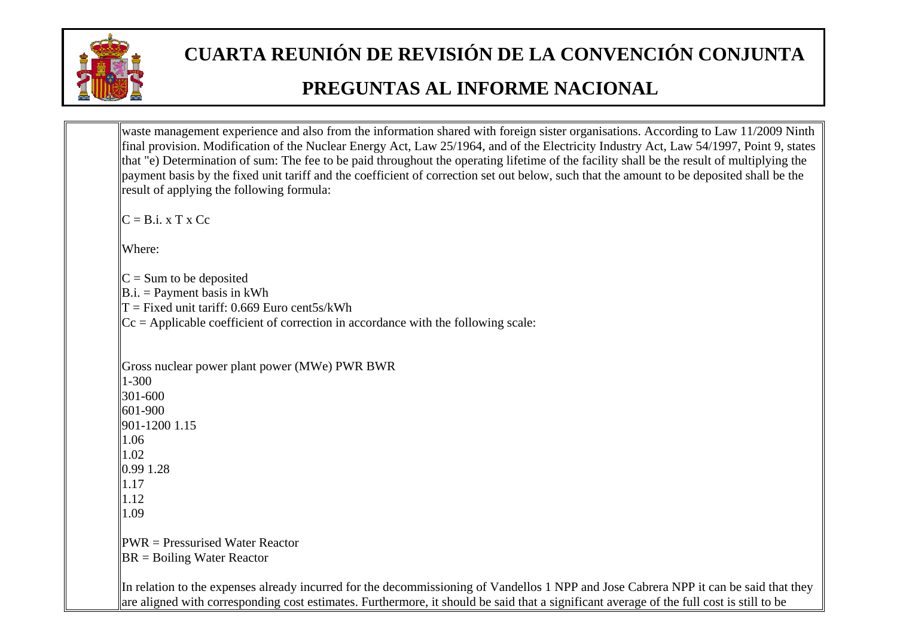waste management experience and also from the information shared with foreign sister organisations. According to Law 11/2009 Ninth final provision. Modification of the Nuclear Energy Act, Law 25/1964, and of the Electricity Industry Act, Law 54/1997, Point 9, states that "e) Determination of sum: The fee to be paid throughout the operating lifetime of the facility shall be the result of multiplying the payment basis by the fixed unit tariff and the coefficient of correction set out below, such that the amount to be deposited shall be the result of applying the following formula:

$$C = B.i. \times T \times Cc$$

Where:

C = Sum to be deposited
B.i. = Payment basis in kWh
T = Fixed unit tariff: 0.669 Euro cent5s/kWh
Cc = Applicable coefficient of correction in accordance with the following scale:

| Gross nuclear power plant power (MWe) | PWR | BWR |
|---|---|---|
| 1-300 | 1.15 | 1.28 |
| 301-600 | 1.06 | 1.17 |
| 601-900 | 1.02 | 1.12 |
| 901-1200 | 0.99 | 1.09 |

PWR = Pressurised Water Reactor
BR = Boiling Water Reactor

In relation to the expenses already incurred for the decommissioning of Vandellos 1 NPP and Jose Cabrera NPP it can be said that they are aligned with corresponding cost estimates. Furthermore, it should be said that a significant average of the full cost is still to be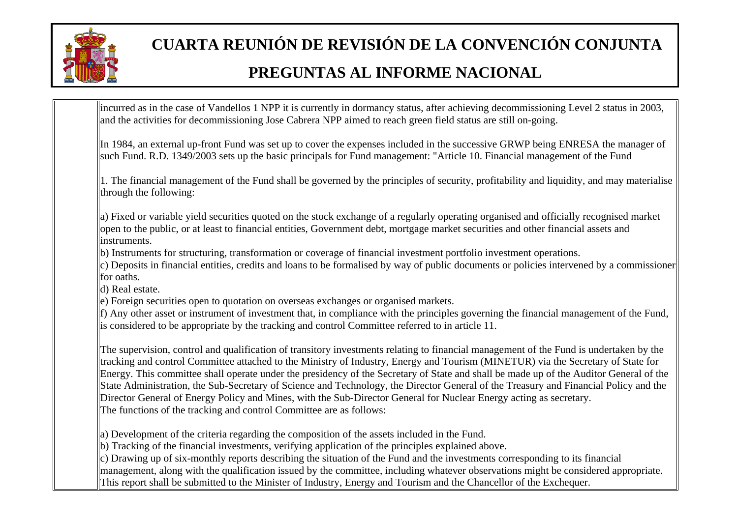incurred as in the case of Vandellos 1 NPP it is currently in dormancy status, after achieving decommissioning Level 2 status in 2003, and the activities for decommissioning Jose Cabrera NPP aimed to reach green field status are still on-going.

In 1984, an external up-front Fund was set up to cover the expenses included in the successive GRWP being ENRESA the manager of such Fund. R.D. 1349/2003 sets up the basic principals for Fund management: "Article 10. Financial management of the Fund

1. The financial management of the Fund shall be governed by the principles of security, profitability and liquidity, and may materialise through the following:

a) Fixed or variable yield securities quoted on the stock exchange of a regularly operating organised and officially recognised market open to the public, or at least to financial entities, Government debt, mortgage market securities and other financial assets and instruments.
b) Instruments for structuring, transformation or coverage of financial investment portfolio investment operations.
c) Deposits in financial entities, credits and loans to be formalised by way of public documents or policies intervened by a commissioner for oaths.
d) Real estate.
e) Foreign securities open to quotation on overseas exchanges or organised markets.
f) Any other asset or instrument of investment that, in compliance with the principles governing the financial management of the Fund, is considered to be appropriate by the tracking and control Committee referred to in article 11.

The supervision, control and qualification of transitory investments relating to financial management of the Fund is undertaken by the tracking and control Committee attached to the Ministry of Industry, Energy and Tourism (MINETUR) via the Secretary of State for Energy. This committee shall operate under the presidency of the Secretary of State and shall be made up of the Auditor General of the State Administration, the Sub-Secretary of Science and Technology, the Director General of the Treasury and Financial Policy and the Director General of Energy Policy and Mines, with the Sub-Director General for Nuclear Energy acting as secretary.
The functions of the tracking and control Committee are as follows:

a) Development of the criteria regarding the composition of the assets included in the Fund.
b) Tracking of the financial investments, verifying application of the principles explained above.
c) Drawing up of six-monthly reports describing the situation of the Fund and the investments corresponding to its financial management, along with the qualification issued by the committee, including whatever observations might be considered appropriate. This report shall be submitted to the Minister of Industry, Energy and Tourism and the Chancellor of the Exchequer.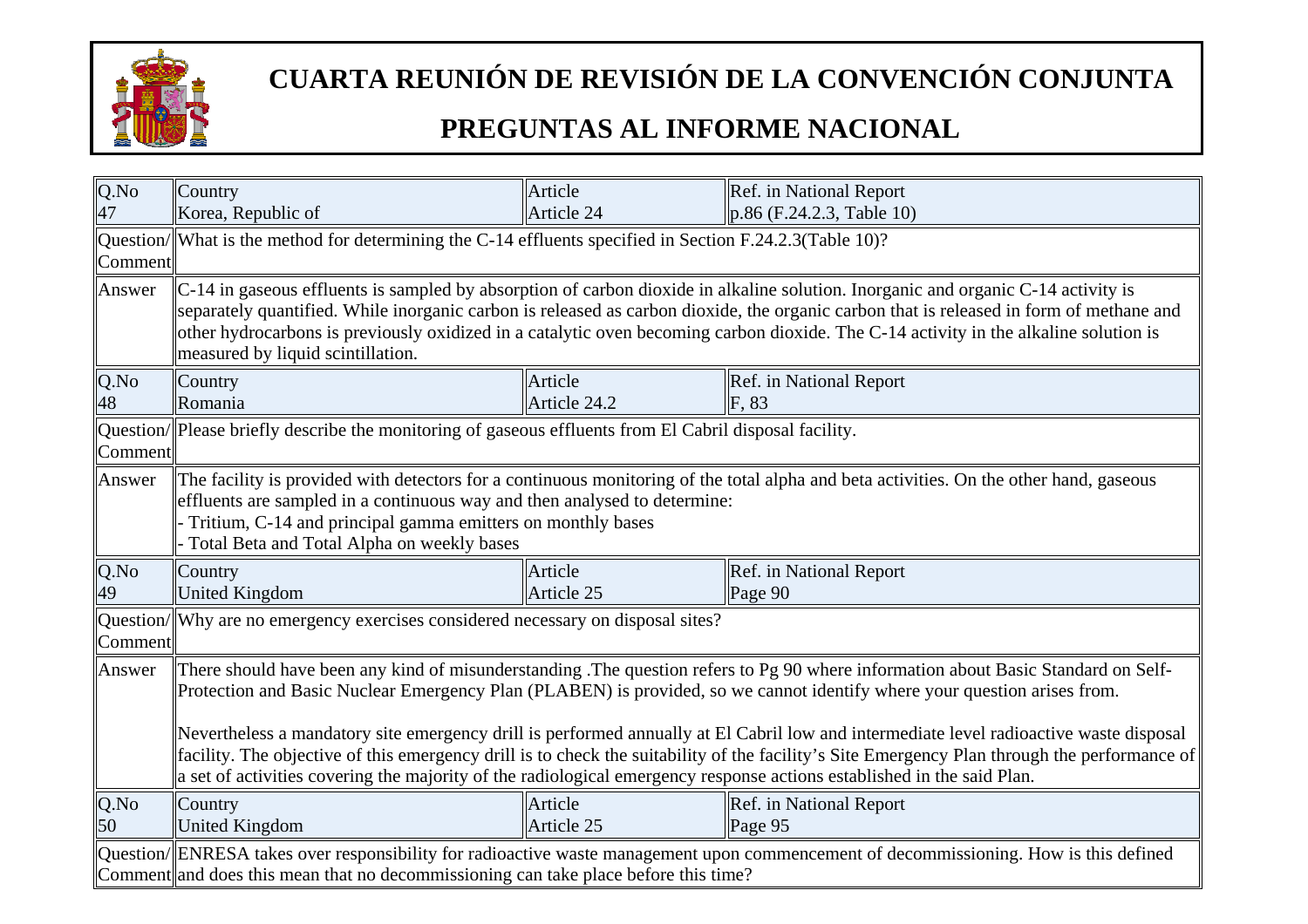# CUARTA REUNIÓN DE REVISIÓN DE LA CONVENCIÓN CONJUNTA

## PREGUNTAS AL INFORME NACIONAL

| Q.No | Country | Article | Ref. in National Report |
|---|---|---|---|
| 47 | Korea, Republic of | Article 24 | p.86 (F.24.2.3, Table 10) |
| Question/ Comment | What is the method for determining the C-14 effluents specified in Section F.24.2.3(Table 10)? | | |
| Answer | C-14 in gaseous effluents is sampled by absorption of carbon dioxide in alkaline solution. Inorganic and organic C-14 activity is separately quantified. While inorganic carbon is released as carbon dioxide, the organic carbon that is released in form of methane and other hydrocarbons is previously oxidized in a catalytic oven becoming carbon dioxide. The C-14 activity in the alkaline solution is measured by liquid scintillation. | | |
| **Q.No** | **Country** | **Article** | **Ref. in National Report** |
| 48 | Romania | Article 24.2 | F, 83 |
| Question/ Comment | Please briefly describe the monitoring of gaseous effluents from El Cabril disposal facility. | | |
| Answer | The facility is provided with detectors for a continuous monitoring of the total alpha and beta activities. On the other hand, gaseous effluents are sampled in a continuous way and then analysed to determine:<br>- Tritium, C-14 and principal gamma emitters on monthly bases<br>- Total Beta and Total Alpha on weekly bases | | |
| **Q.No** | **Country** | **Article** | **Ref. in National Report** |
| 49 | United Kingdom | Article 25 | Page 90 |
| Question/ Comment | Why are no emergency exercises considered necessary on disposal sites? | | |
| Answer | There should have been any kind of misunderstanding .The question refers to Pg 90 where information about Basic Standard on Self-Protection and Basic Nuclear Emergency Plan (PLABEN) is provided, so we cannot identify where your question arises from.<br><br>Nevertheless a mandatory site emergency drill is performed annually at El Cabril low and intermediate level radioactive waste disposal facility. The objective of this emergency drill is to check the suitability of the facility's Site Emergency Plan through the performance of a set of activities covering the majority of the radiological emergency response actions established in the said Plan. | | |
| **Q.No** | **Country** | **Article** | **Ref. in National Report** |
| 50 | United Kingdom | Article 25 | Page 95 |
| Question/ Comment | ENRESA takes over responsibility for radioactive waste management upon commencement of decommissioning. How is this defined and does this mean that no decommissioning can take place before this time? | | |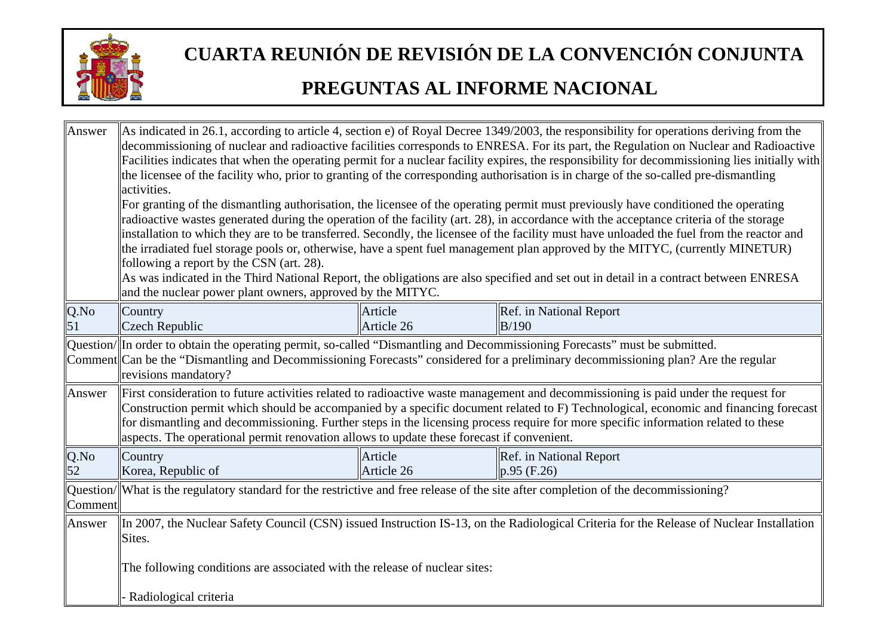| Answer | As indicated in 26.1, according to article 4, section e) of Royal Decree 1349/2003, the responsibility for operations deriving from the decommissioning of nuclear and radioactive facilities corresponds to ENRESA. For its part, the Regulation on Nuclear and Radioactive Facilities indicates that when the operating permit for a nuclear facility expires, the responsibility for decommissioning lies initially with the licensee of the facility who, prior to granting of the corresponding authorisation is in charge of the so-called pre-dismantling activities.<br>For granting of the dismantling authorisation, the licensee of the operating permit must previously have conditioned the operating radioactive wastes generated during the operation of the facility (art. 28), in accordance with the acceptance criteria of the storage installation to which they are to be transferred. Secondly, the licensee of the facility must have unloaded the fuel from the reactor and the irradiated fuel storage pools or, otherwise, have a spent fuel management plan approved by the MITYC, (currently MINETUR) following a report by the CSN (art. 28).<br>As was indicated in the Third National Report, the obligations are also specified and set out in detail in a contract between ENRESA and the nuclear power plant owners, approved by the MITYC. | | |
|---|---|---|---|
| Q.No<br>51 | Country<br>Czech Republic | Article<br>Article 26 | Ref. in National Report<br>B/190 |
| Question/ Comment | In order to obtain the operating permit, so-called "Dismantling and Decommissioning Forecasts" must be submitted.<br>Can be the "Dismantling and Decommissioning Forecasts" considered for a preliminary decommissioning plan? Are the regular revisions mandatory? | | |
| Answer | First consideration to future activities related to radioactive waste management and decommissioning is paid under the request for Construction permit which should be accompanied by a specific document related to F) Technological, economic and financing forecast for dismantling and decommissioning. Further steps in the licensing process require for more specific information related to these aspects. The operational permit renovation allows to update these forecast if convenient. | | |
| Q.No<br>52 | Country<br>Korea, Republic of | Article<br>Article 26 | Ref. in National Report<br>p.95 (F.26) |
| Question/ Comment | What is the regulatory standard for the restrictive and free release of the site after completion of the decommissioning? | | |
| Answer | In 2007, the Nuclear Safety Council (CSN) issued Instruction IS-13, on the Radiological Criteria for the Release of Nuclear Installation Sites.<br><br>The following conditions are associated with the release of nuclear sites:<br><br>- Radiological criteria | | |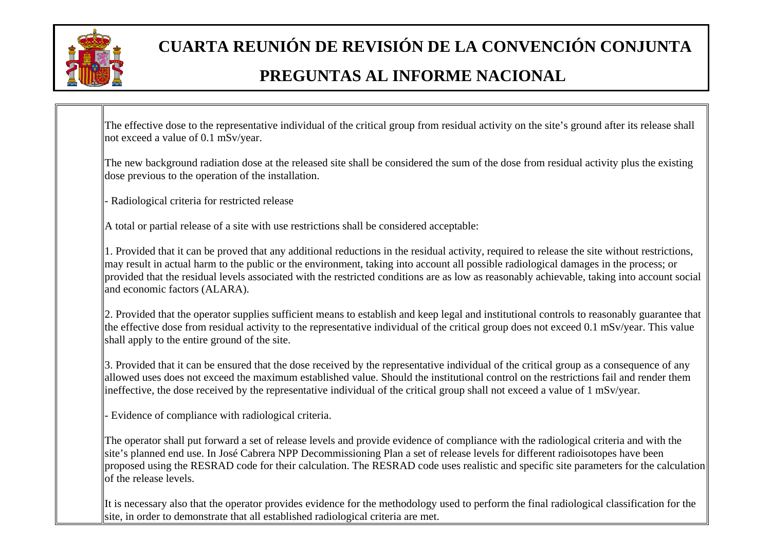# CUARTA REUNIÓN DE REVISIÓN DE LA CONVENCIÓN CONJUNTA

## PREGUNTAS AL INFORME NACIONAL

The effective dose to the representative individual of the critical group from residual activity on the site's ground after its release shall not exceed a value of 0.1 mSv/year.

The new background radiation dose at the released site shall be considered the sum of the dose from residual activity plus the existing dose previous to the operation of the installation.

- Radiological criteria for restricted release

A total or partial release of a site with use restrictions shall be considered acceptable:

1. Provided that it can be proved that any additional reductions in the residual activity, required to release the site without restrictions, may result in actual harm to the public or the environment, taking into account all possible radiological damages in the process; or provided that the residual levels associated with the restricted conditions are as low as reasonably achievable, taking into account social and economic factors (ALARA).

2. Provided that the operator supplies sufficient means to establish and keep legal and institutional controls to reasonably guarantee that the effective dose from residual activity to the representative individual of the critical group does not exceed 0.1 mSv/year. This value shall apply to the entire ground of the site.

3. Provided that it can be ensured that the dose received by the representative individual of the critical group as a consequence of any allowed uses does not exceed the maximum established value. Should the institutional control on the restrictions fail and render them ineffective, the dose received by the representative individual of the critical group shall not exceed a value of 1 mSv/year.

- Evidence of compliance with radiological criteria.

The operator shall put forward a set of release levels and provide evidence of compliance with the radiological criteria and with the site's planned end use. In José Cabrera NPP Decommissioning Plan a set of release levels for different radioisotopes have been proposed using the RESRAD code for their calculation. The RESRAD code uses realistic and specific site parameters for the calculation of the release levels.

It is necessary also that the operator provides evidence for the methodology used to perform the final radiological classification for the site, in order to demonstrate that all established radiological criteria are met.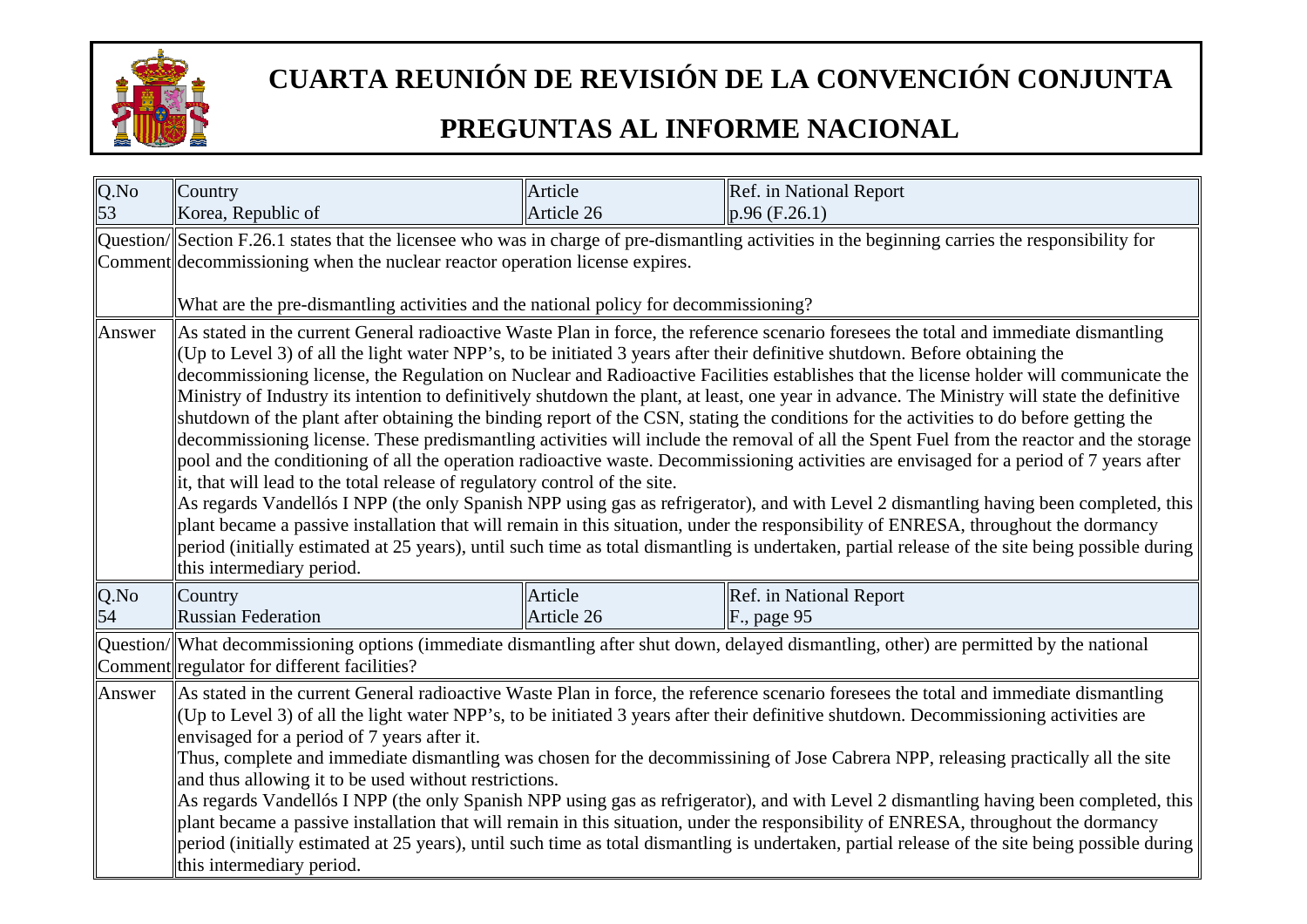# CUARTA REUNIÓN DE REVISIÓN DE LA CONVENCIÓN CONJUNTA

## PREGUNTAS AL INFORME NACIONAL

| Q.No 53 | Country Korea, Republic of | Article Article 26 | Ref. in National Report p.96 (F.26.1) |
|---|---|---|---|
| Question/ Comment | Section F.26.1 states that the licensee who was in charge of pre-dismantling activities in the beginning carries the responsibility for decommissioning when the nuclear reactor operation license expires.<br><br>What are the pre-dismantling activities and the national policy for decommissioning? | | |
| Answer | As stated in the current General radioactive Waste Plan in force, the reference scenario foresees the total and immediate dismantling (Up to Level 3) of all the light water NPP's, to be initiated 3 years after their definitive shutdown. Before obtaining the decommissioning license, the Regulation on Nuclear and Radioactive Facilities establishes that the license holder will communicate the Ministry of Industry its intention to definitively shutdown the plant, at least, one year in advance. The Ministry will state the definitive shutdown of the plant after obtaining the binding report of the CSN, stating the conditions for the activities to do before getting the decommissioning license. These predismantling activities will include the removal of all the Spent Fuel from the reactor and the storage pool and the conditioning of all the operation radioactive waste. Decommissioning activities are envisaged for a period of 7 years after it, that will lead to the total release of regulatory control of the site.<br>As regards Vandellós I NPP (the only Spanish NPP using gas as refrigerator), and with Level 2 dismantling having been completed, this plant became a passive installation that will remain in this situation, under the responsibility of ENRESA, throughout the dormancy period (initially estimated at 25 years), until such time as total dismantling is undertaken, partial release of the site being possible during this intermediary period. | | |

| Q.No 54 | Country Russian Federation | Article Article 26 | Ref. in National Report F., page 95 |
|---|---|---|---|
| Question/ Comment | What decommissioning options (immediate dismantling after shut down, delayed dismantling, other) are permitted by the national regulator for different facilities? | | |
| Answer | As stated in the current General radioactive Waste Plan in force, the reference scenario foresees the total and immediate dismantling (Up to Level 3) of all the light water NPP's, to be initiated 3 years after their definitive shutdown. Decommissioning activities are envisaged for a period of 7 years after it.<br>Thus, complete and immediate dismantling was chosen for the decommissining of Jose Cabrera NPP, releasing practically all the site and thus allowing it to be used without restrictions.<br>As regards Vandellós I NPP (the only Spanish NPP using gas as refrigerator), and with Level 2 dismantling having been completed, this plant became a passive installation that will remain in this situation, under the responsibility of ENRESA, throughout the dormancy period (initially estimated at 25 years), until such time as total dismantling is undertaken, partial release of the site being possible during this intermediary period. | | |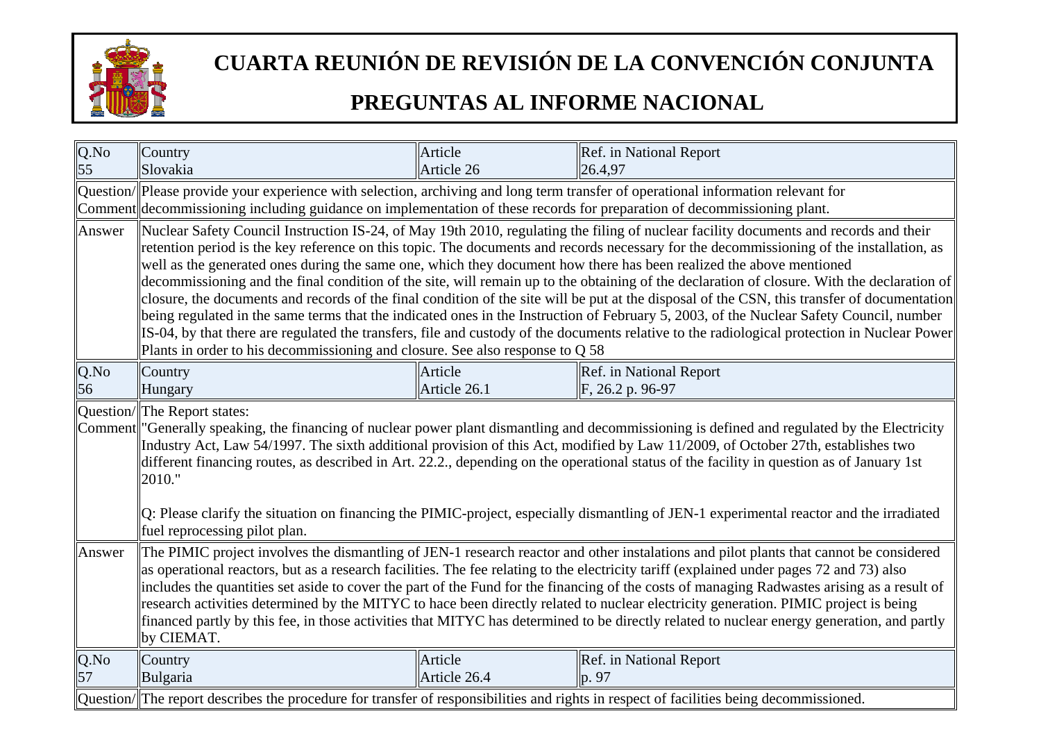# CUARTA REUNIÓN DE REVISIÓN DE LA CONVENCIÓN CONJUNTA

## PREGUNTAS AL INFORME NACIONAL

| Q.No 55 | Country Slovakia | Article Article 26 | Ref. in National Report 26.4,97 |
|---|---|---|---|
| Question/ Comment | Please provide your experience with selection, archiving and long term transfer of operational information relevant for decommissioning including guidance on implementation of these records for preparation of decommissioning plant. | | |
| Answer | Nuclear Safety Council Instruction IS-24, of May 19th 2010, regulating the filing of nuclear facility documents and records and their retention period is the key reference on this topic. The documents and records necessary for the decommissioning of the installation, as well as the generated ones during the same one, which they document how there has been realized the above mentioned decommissioning and the final condition of the site, will remain up to the obtaining of the declaration of closure. With the declaration of closure, the documents and records of the final condition of the site will be put at the disposal of the CSN, this transfer of documentation being regulated in the same terms that the indicated ones in the Instruction of February 5, 2003, of the Nuclear Safety Council, number IS-04, by that there are regulated the transfers, file and custody of the documents relative to the radiological protection in Nuclear Power Plants in order to his decommissioning and closure. See also response to Q 58 | | |
| Q.No 56 | Country Hungary | Article Article 26.1 | Ref. in National Report F, 26.2 p. 96-97 |
| Question/ Comment | The Report states:<br>"Generally speaking, the financing of nuclear power plant dismantling and decommissioning is defined and regulated by the Electricity Industry Act, Law 54/1997. The sixth additional provision of this Act, modified by Law 11/2009, of October 27th, establishes two different financing routes, as described in Art. 22.2., depending on the operational status of the facility in question as of January 1st 2010."<br><br>Q: Please clarify the situation on financing the PIMIC-project, especially dismantling of JEN-1 experimental reactor and the irradiated fuel reprocessing pilot plan. | | |
| Answer | The PIMIC project involves the dismantling of JEN-1 research reactor and other instalations and pilot plants that cannot be considered as operational reactors, but as a research facilities. The fee relating to the electricity tariff (explained under pages 72 and 73) also includes the quantities set aside to cover the part of the Fund for the financing of the costs of managing Radwastes arising as a result of research activities determined by the MITYC to hace been directly related to nuclear electricity generation. PIMIC project is being financed partly by this fee, in those activities that MITYC has determined to be directly related to nuclear energy generation, and partly by CIEMAT. | | |
| Q.No 57 | Country Bulgaria | Article Article 26.4 | Ref. in National Report p. 97 |
| Question/ | The report describes the procedure for transfer of responsibilities and rights in respect of facilities being decommissioned. | | |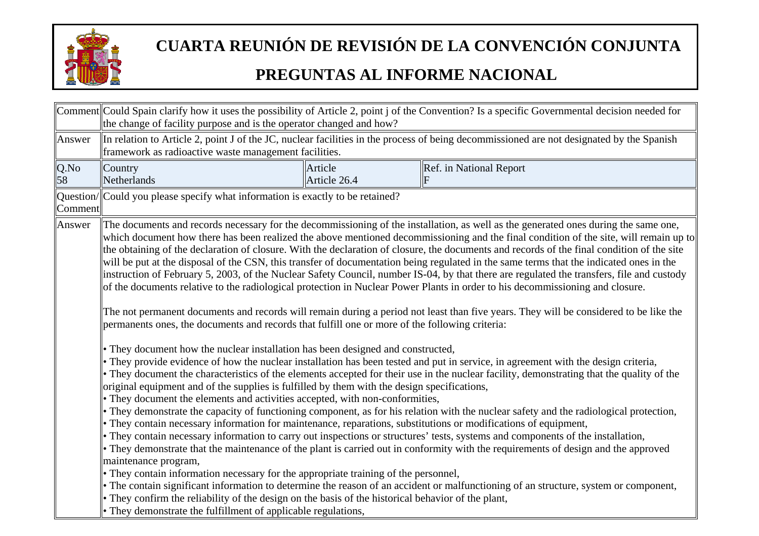| | | | |
|---|---|---|---|
| Comment | Could Spain clarify how it uses the possibility of Article 2, point j of the Convention? Is a specific Governmental decision needed for the change of facility purpose and is the operator changed and how? | | |
| Answer | In relation to Article 2, point J of the JC, nuclear facilities in the process of being decommissioned are not designated by the Spanish framework as radioactive waste management facilities. | | |
| Q.No 58 | Country Netherlands | Article Article 26.4 | Ref. in National Report F |
| Question/ Comment | Could you please specify what information is exactly to be retained? | | |
| Answer | The documents and records necessary for the decommissioning of the installation, as well as the generated ones during the same one, which document how there has been realized the above mentioned decommissioning and the final condition of the site, will remain up to the obtaining of the declaration of closure. With the declaration of closure, the documents and records of the final condition of the site will be put at the disposal of the CSN, this transfer of documentation being regulated in the same terms that the indicated ones in the instruction of February 5, 2003, of the Nuclear Safety Council, number IS-04, by that there are regulated the transfers, file and custody of the documents relative to the radiological protection in Nuclear Power Plants in order to his decommissioning and closure.<br><br>The not permanent documents and records will remain during a period not least than five years. They will be considered to be like the permanents ones, the documents and records that fulfill one or more of the following criteria:<br><br>• They document how the nuclear installation has been designed and constructed,<br>• They provide evidence of how the nuclear installation has been tested and put in service, in agreement with the design criteria,<br>• They document the characteristics of the elements accepted for their use in the nuclear facility, demonstrating that the quality of the original equipment and of the supplies is fulfilled by them with the design specifications,<br>• They document the elements and activities accepted, with non-conformities,<br>• They demonstrate the capacity of functioning component, as for his relation with the nuclear safety and the radiological protection,<br>• They contain necessary information for maintenance, reparations, substitutions or modifications of equipment,<br>• They contain necessary information to carry out inspections or structures' tests, systems and components of the installation,<br>• They demonstrate that the maintenance of the plant is carried out in conformity with the requirements of design and the approved maintenance program,<br>• They contain information necessary for the appropriate training of the personnel,<br>• The contain significant information to determine the reason of an accident or malfunctioning of an structure, system or component,<br>• They confirm the reliability of the design on the basis of the historical behavior of the plant,<br>• They demonstrate the fulfillment of applicable regulations, | | |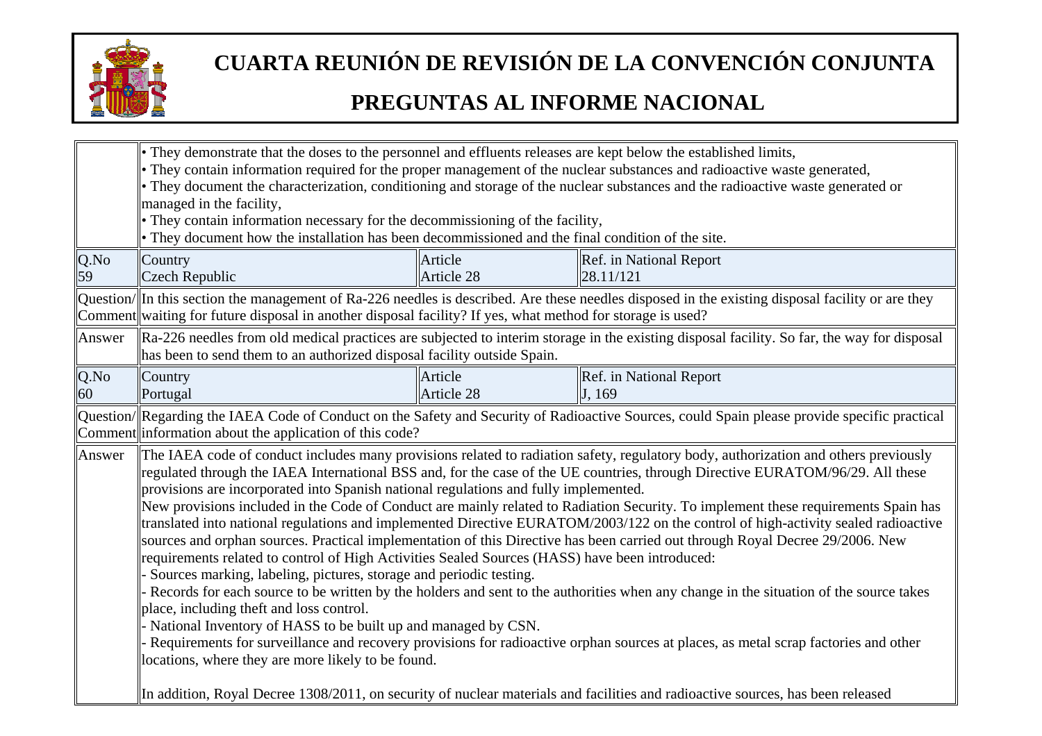| | |
|---|---|
| | • They demonstrate that the doses to the personnel and effluents releases are kept below the established limits,<br>• They contain information required for the proper management of the nuclear substances and radioactive waste generated,<br>• They document the characterization, conditioning and storage of the nuclear substances and the radioactive waste generated or managed in the facility,<br>• They contain information necessary for the decommissioning of the facility,<br>• They document how the installation has been decommissioned and the final condition of the site. |

| Q.No | Country | Article | Ref. in National Report |
|---|---|---|---|
| 59 | Czech Republic | Article 28 | 28.11/121 |
| Question/ Comment | In this section the management of Ra-226 needles is described. Are these needles disposed in the existing disposal facility or are they waiting for future disposal in another disposal facility? If yes, what method for storage is used? | | |
| Answer | Ra-226 needles from old medical practices are subjected to interim storage in the existing disposal facility. So far, the way for disposal has been to send them to an authorized disposal facility outside Spain. | | |

| Q.No | Country | Article | Ref. in National Report |
|---|---|---|---|
| 60 | Portugal | Article 28 | J, 169 |
| Question/ Comment | Regarding the IAEA Code of Conduct on the Safety and Security of Radioactive Sources, could Spain please provide specific practical information about the application of this code? | | |
| Answer | The IAEA code of conduct includes many provisions related to radiation safety, regulatory body, authorization and others previously regulated through the IAEA International BSS and, for the case of the UE countries, through Directive EURATOM/96/29. All these provisions are incorporated into Spanish national regulations and fully implemented.<br>New provisions included in the Code of Conduct are mainly related to Radiation Security. To implement these requirements Spain has translated into national regulations and implemented Directive EURATOM/2003/122 on the control of high-activity sealed radioactive sources and orphan sources. Practical implementation of this Directive has been carried out through Royal Decree 29/2006. New requirements related to control of High Activities Sealed Sources (HASS) have been introduced:<br>- Sources marking, labeling, pictures, storage and periodic testing.<br>- Records for each source to be written by the holders and sent to the authorities when any change in the situation of the source takes place, including theft and loss control.<br>- National Inventory of HASS to be built up and managed by CSN.<br>- Requirements for surveillance and recovery provisions for radioactive orphan sources at places, as metal scrap factories and other locations, where they are more likely to be found.<br><br>In addition, Royal Decree 1308/2011, on security of nuclear materials and facilities and radioactive sources, has been released | | |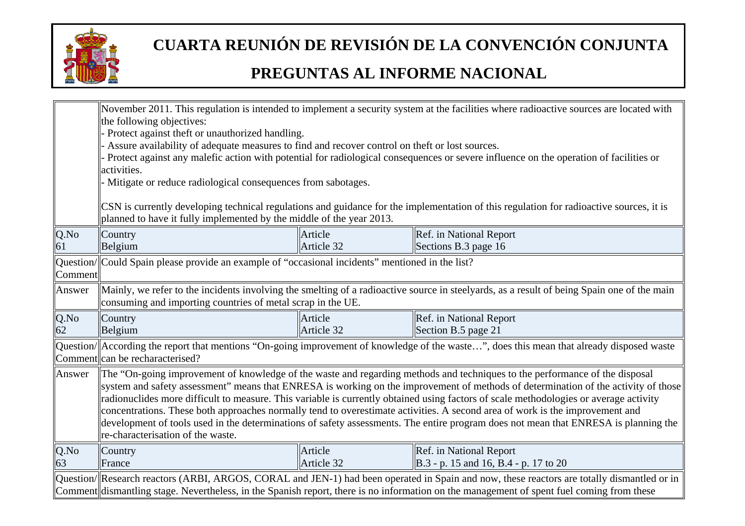# CUARTA REUNIÓN DE REVISIÓN DE LA CONVENCIÓN CONJUNTA

## PREGUNTAS AL INFORME NACIONAL

| | | | |
|---|---|---|---|
| | November 2011. This regulation is intended to implement a security system at the facilities where radioactive sources are located with the following objectives:<br>- Protect against theft or unauthorized handling.<br>- Assure availability of adequate measures to find and recover control on theft or lost sources.<br>- Protect against any malefic action with potential for radiological consequences or severe influence on the operation of facilities or activities.<br>- Mitigate or reduce radiological consequences from sabotages.<br><br>CSN is currently developing technical regulations and guidance for the implementation of this regulation for radioactive sources, it is planned to have it fully implemented by the middle of the year 2013. | | |
| Q.No 61 | Country Belgium | Article Article 32 | Ref. in National Report Sections B.3 page 16 |
| Question/ Comment | Could Spain please provide an example of “occasional incidents” mentioned in the list? | | |
| Answer | Mainly, we refer to the incidents involving the smelting of a radioactive source in steelyards, as a result of being Spain one of the main consuming and importing countries of metal scrap in the UE. | | |
| Q.No 62 | Country Belgium | Article Article 32 | Ref. in National Report Section B.5 page 21 |
| Question/ Comment | According the report that mentions “On-going improvement of knowledge of the waste…”, does this mean that already disposed waste can be recharacterised? | | |
| Answer | The “On-going improvement of knowledge of the waste and regarding methods and techniques to the performance of the disposal system and safety assessment” means that ENRESA is working on the improvement of methods of determination of the activity of those radionuclides more difficult to measure. This variable is currently obtained using factors of scale methodologies or average activity concentrations. These both approaches normally tend to overestimate activities. A second area of work is the improvement and development of tools used in the determinations of safety assessments. The entire program does not mean that ENRESA is planning the re-characterisation of the waste. | | |
| Q.No 63 | Country France | Article Article 32 | Ref. in National Report B.3 - p. 15 and 16, B.4 - p. 17 to 20 |
| Question/ Comment | Research reactors (ARBI, ARGOS, CORAL and JEN-1) had been operated in Spain and now, these reactors are totally dismantled or in dismantling stage. Nevertheless, in the Spanish report, there is no information on the management of spent fuel coming from these | | |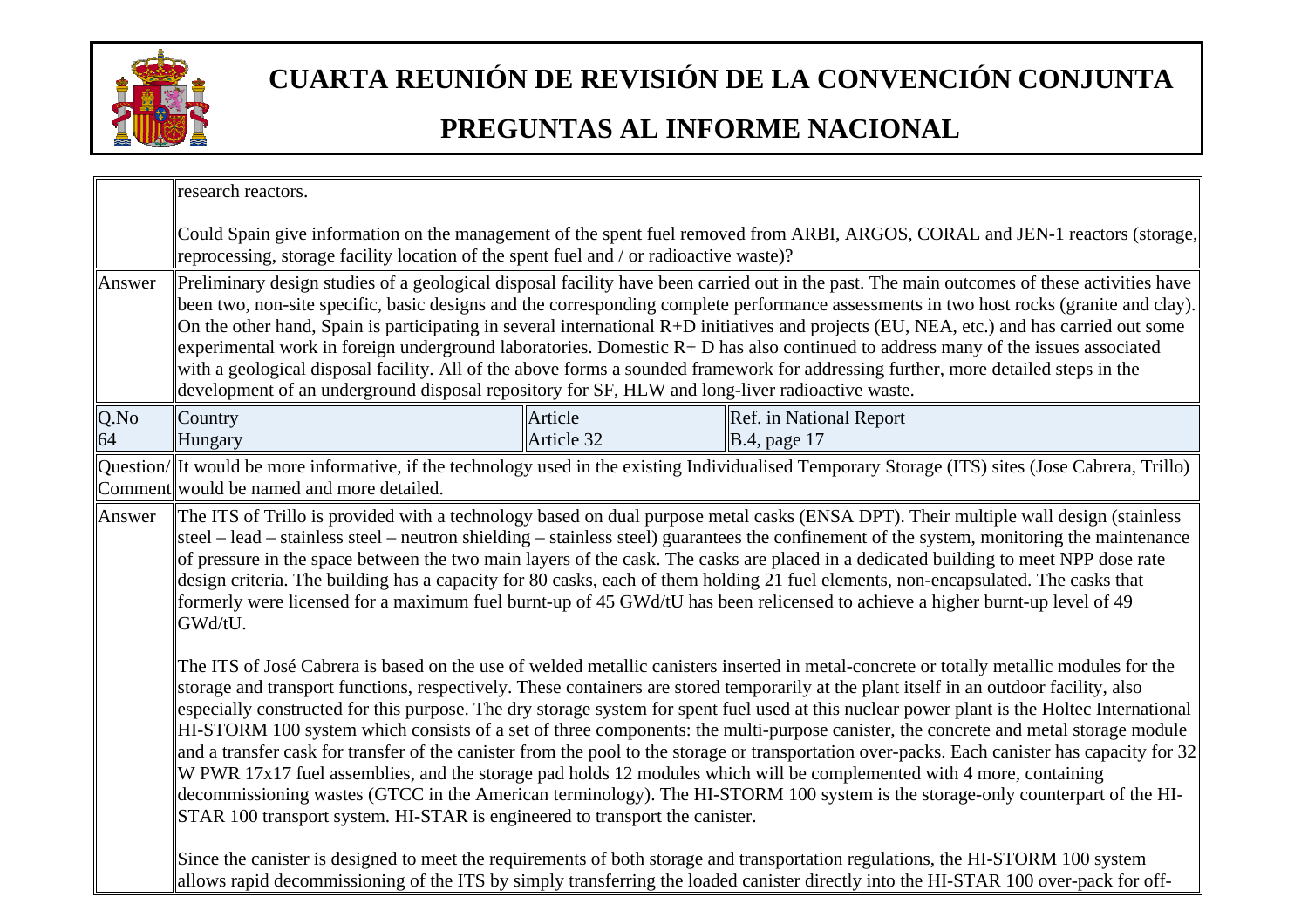| | | | |
|---|---|---|---|
| | research reactors.<br><br>Could Spain give information on the management of the spent fuel removed from ARBI, ARGOS, CORAL and JEN-1 reactors (storage, reprocessing, storage facility location of the spent fuel and / or radioactive waste)? | | |
| Answer | Preliminary design studies of a geological disposal facility have been carried out in the past. The main outcomes of these activities have been two, non-site specific, basic designs and the corresponding complete performance assessments in two host rocks (granite and clay). On the other hand, Spain is participating in several international R+D initiatives and projects (EU, NEA, etc.) and has carried out some experimental work in foreign underground laboratories. Domestic R+ D has also continued to address many of the issues associated with a geological disposal facility. All of the above forms a sounded framework for addressing further, more detailed steps in the development of an underground disposal repository for SF, HLW and long-liver radioactive waste. | | |
| Q.No<br>64 | Country<br>Hungary | Article<br>Article 32 | Ref. in National Report<br>B.4, page 17 |
| Question/ Comment | It would be more informative, if the technology used in the existing Individualised Temporary Storage (ITS) sites (Jose Cabrera, Trillo) would be named and more detailed. | | |
| Answer | The ITS of Trillo is provided with a technology based on dual purpose metal casks (ENSA DPT). Their multiple wall design (stainless steel – lead – stainless steel – neutron shielding – stainless steel) guarantees the confinement of the system, monitoring the maintenance of pressure in the space between the two main layers of the cask. The casks are placed in a dedicated building to meet NPP dose rate design criteria. The building has a capacity for 80 casks, each of them holding 21 fuel elements, non-encapsulated. The casks that formerly were licensed for a maximum fuel burnt-up of 45 GWd/tU has been relicensed to achieve a higher burnt-up level of 49 GWd/tU.<br><br>The ITS of José Cabrera is based on the use of welded metallic canisters inserted in metal-concrete or totally metallic modules for the storage and transport functions, respectively. These containers are stored temporarily at the plant itself in an outdoor facility, also especially constructed for this purpose. The dry storage system for spent fuel used at this nuclear power plant is the Holtec International HI-STORM 100 system which consists of a set of three components: the multi-purpose canister, the concrete and metal storage module and a transfer cask for transfer of the canister from the pool to the storage or transportation over-packs. Each canister has capacity for 32 W PWR 17x17 fuel assemblies, and the storage pad holds 12 modules which will be complemented with 4 more, containing decommissioning wastes (GTCC in the American terminology). The HI-STORM 100 system is the storage-only counterpart of the HI-STAR 100 transport system. HI-STAR is engineered to transport the canister.<br><br>Since the canister is designed to meet the requirements of both storage and transportation regulations, the HI-STORM 100 system allows rapid decommissioning of the ITS by simply transferring the loaded canister directly into the HI-STAR 100 over-pack for off- | | |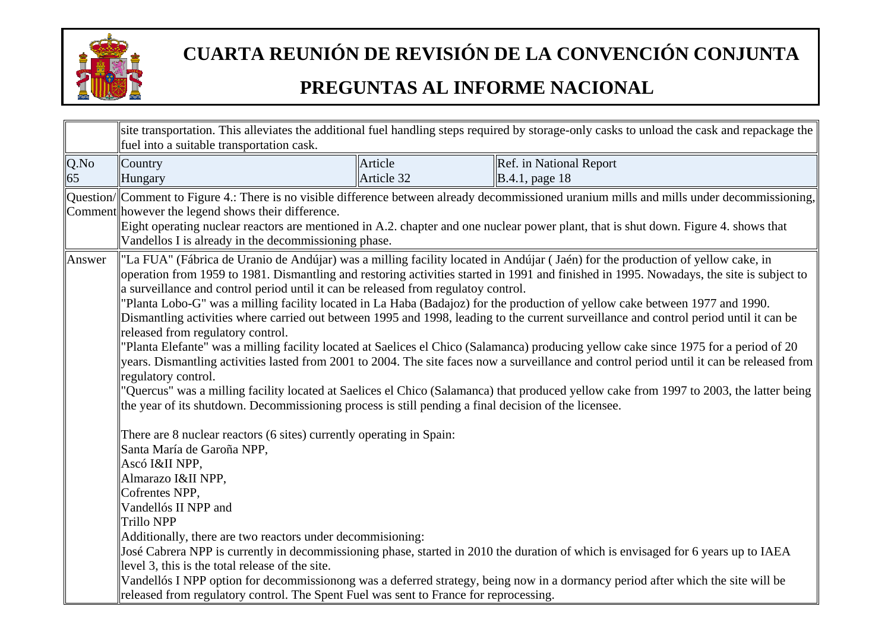# CUARTA REUNIÓN DE REVISIÓN DE LA CONVENCIÓN CONJUNTA

# PREGUNTAS AL INFORME NACIONAL

| | | | |
|---|---|---|---|
| | site transportation. This alleviates the additional fuel handling steps required by storage-only casks to unload the cask and repackage the fuel into a suitable transportation cask. | | |
| Q.No<br>65 | Country<br>Hungary | Article<br>Article 32 | Ref. in National Report<br>B.4.1, page 18 |
| Question/ Comment | Comment to Figure 4.: There is no visible difference between already decommissioned uranium mills and mills under decommissioning, however the legend shows their difference.<br>Eight operating nuclear reactors are mentioned in A.2. chapter and one nuclear power plant, that is shut down. Figure 4. shows that Vandellos I is already in the decommissioning phase. | | |
| Answer | "La FUA" (Fábrica de Uranio de Andújar) was a milling facility located in Andújar ( Jaén) for the production of yellow cake, in operation from 1959 to 1981. Dismantling and restoring activities started in 1991 and finished in 1995. Nowadays, the site is subject to a surveillance and control period until it can be released from regulatoy control.<br>"Planta Lobo-G" was a milling facility located in La Haba (Badajoz) for the production of yellow cake between 1977 and 1990. Dismantling activities where carried out between 1995 and 1998, leading to the current surveillance and control period until it can be released from regulatory control.<br>"Planta Elefante" was a milling facility located at Saelices el Chico (Salamanca) producing yellow cake since 1975 for a period of 20 years. Dismantling activities lasted from 2001 to 2004. The site faces now a surveillance and control period until it can be released from regulatory control.<br>"Quercus" was a milling facility located at Saelices el Chico (Salamanca) that produced yellow cake from 1997 to 2003, the latter being the year of its shutdown. Decommissioning process is still pending a final decision of the licensee.<br><br>There are 8 nuclear reactors (6 sites) currently operating in Spain:<br>Santa María de Garoña NPP,<br>Ascó I&II NPP,<br>Almarazo I&II NPP,<br>Cofrentes NPP,<br>Vandellós II NPP and<br>Trillo NPP<br>Additionally, there are two reactors under decommisioning:<br>José Cabrera NPP is currently in decommissioning phase, started in 2010 the duration of which is envisaged for 6 years up to IAEA level 3, this is the total release of the site.<br>Vandellós I NPP option for decommissionong was a deferred strategy, being now in a dormancy period after which the site will be released from regulatory control. The Spent Fuel was sent to France for reprocessing. | | |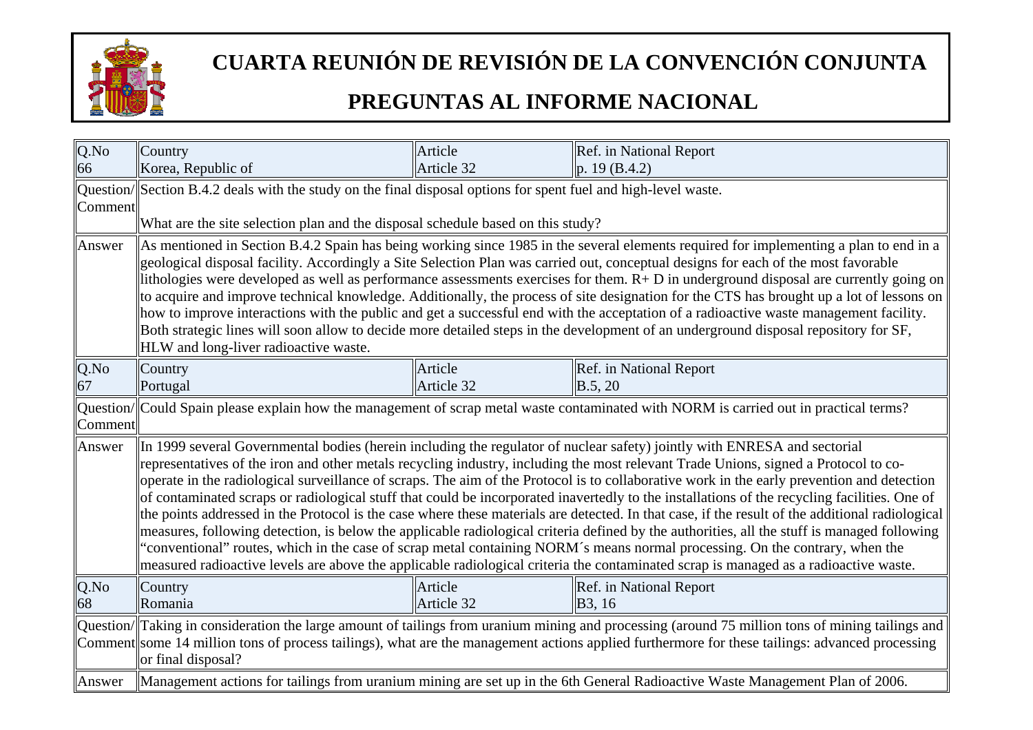# CUARTA REUNIÓN DE REVISIÓN DE LA CONVENCIÓN CONJUNTA

## PREGUNTAS AL INFORME NACIONAL

| Q.No | Country | Article | Ref. in National Report |
|---|---|---|---|
| 66 | Korea, Republic of | Article 32 | p. 19 (B.4.2) |
| Question/ Comment | Section B.4.2 deals with the study on the final disposal options for spent fuel and high-level waste.<br><br>What are the site selection plan and the disposal schedule based on this study? | | |
| Answer | As mentioned in Section B.4.2 Spain has being working since 1985 in the several elements required for implementing a plan to end in a geological disposal facility. Accordingly a Site Selection Plan was carried out, conceptual designs for each of the most favorable lithologies were developed as well as performance assessments exercises for them. R+ D in underground disposal are currently going on to acquire and improve technical knowledge. Additionally, the process of site designation for the CTS has brought up a lot of lessons on how to improve interactions with the public and get a successful end with the acceptation of a radioactive waste management facility. Both strategic lines will soon allow to decide more detailed steps in the development of an underground disposal repository for SF, HLW and long-liver radioactive waste. | | |
| Q.No | Country | Article | Ref. in National Report |
| 67 | Portugal | Article 32 | B.5, 20 |
| Question/ Comment | Could Spain please explain how the management of scrap metal waste contaminated with NORM is carried out in practical terms? | | |
| Answer | In 1999 several Governmental bodies (herein including the regulator of nuclear safety) jointly with ENRESA and sectorial representatives of the iron and other metals recycling industry, including the most relevant Trade Unions, signed a Protocol to co-operate in the radiological surveillance of scraps. The aim of the Protocol is to collaborative work in the early prevention and detection of contaminated scraps or radiological stuff that could be incorporated inavertedly to the installations of the recycling facilities. One of the points addressed in the Protocol is the case where these materials are detected. In that case, if the result of the additional radiological measures, following detection, is below the applicable radiological criteria defined by the authorities, all the stuff is managed following "conventional" routes, which in the case of scrap metal containing NORM´s means normal processing. On the contrary, when the measured radioactive levels are above the applicable radiological criteria the contaminated scrap is managed as a radioactive waste. | | |
| Q.No | Country | Article | Ref. in National Report |
| 68 | Romania | Article 32 | B3, 16 |
| Question/ Comment | Taking in consideration the large amount of tailings from uranium mining and processing (around 75 million tons of mining tailings and some 14 million tons of process tailings), what are the management actions applied furthermore for these tailings: advanced processing or final disposal? | | |
| Answer | Management actions for tailings from uranium mining are set up in the 6th General Radioactive Waste Management Plan of 2006. | | |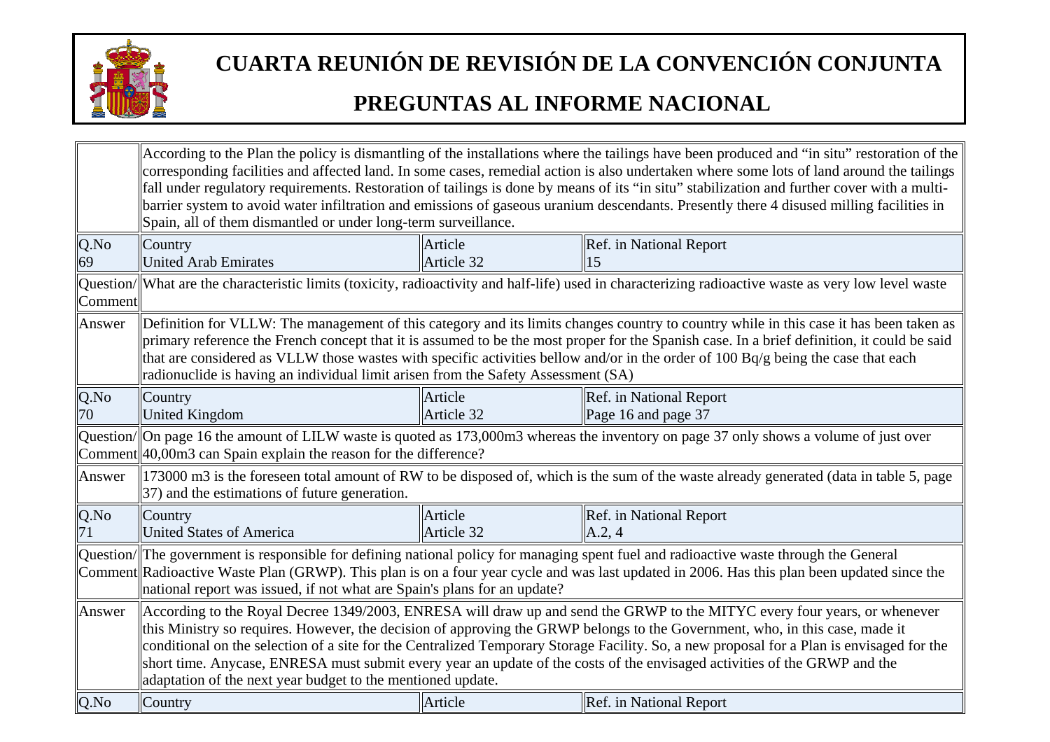# CUARTA REUNIÓN DE REVISIÓN DE LA CONVENCIÓN CONJUNTA

# PREGUNTAS AL INFORME NACIONAL

| | | | |
|---|---|---|---|
| | According to the Plan the policy is dismantling of the installations where the tailings have been produced and "in situ" restoration of the corresponding facilities and affected land. In some cases, remedial action is also undertaken where some lots of land around the tailings fall under regulatory requirements. Restoration of tailings is done by means of its "in situ" stabilization and further cover with a multi-barrier system to avoid water infiltration and emissions of gaseous uranium descendants. Presently there 4 disused milling facilities in Spain, all of them dismantled or under long-term surveillance. | | |
| Q.No 69 | Country United Arab Emirates | Article Article 32 | Ref. in National Report 15 |
| Question/ Comment | What are the characteristic limits (toxicity, radioactivity and half-life) used in characterizing radioactive waste as very low level waste | | |
| Answer | Definition for VLLW: The management of this category and its limits changes country to country while in this case it has been taken as primary reference the French concept that it is assumed to be the most proper for the Spanish case. In a brief definition, it could be said that are considered as VLLW those wastes with specific activities bellow and/or in the order of 100 Bq/g being the case that each radionuclide is having an individual limit arisen from the Safety Assessment (SA) | | |
| Q.No 70 | Country United Kingdom | Article Article 32 | Ref. in National Report Page 16 and page 37 |
| Question/ Comment | On page 16 the amount of LILW waste is quoted as 173,000m3 whereas the inventory on page 37 only shows a volume of just over 40,00m3 can Spain explain the reason for the difference? | | |
| Answer | 173000 m3 is the foreseen total amount of RW to be disposed of, which is the sum of the waste already generated (data in table 5, page 37) and the estimations of future generation. | | |
| Q.No 71 | Country United States of America | Article Article 32 | Ref. in National Report A.2, 4 |
| Question/ Comment | The government is responsible for defining national policy for managing spent fuel and radioactive waste through the General Radioactive Waste Plan (GRWP). This plan is on a four year cycle and was last updated in 2006. Has this plan been updated since the national report was issued, if not what are Spain's plans for an update? | | |
| Answer | According to the Royal Decree 1349/2003, ENRESA will draw up and send the GRWP to the MITYC every four years, or whenever this Ministry so requires. However, the decision of approving the GRWP belongs to the Government, who, in this case, made it conditional on the selection of a site for the Centralized Temporary Storage Facility. So, a new proposal for a Plan is envisaged for the short time. Anycase, ENRESA must submit every year an update of the costs of the envisaged activities of the GRWP and the adaptation of the next year budget to the mentioned update. | | |
| Q.No | Country | Article | Ref. in National Report |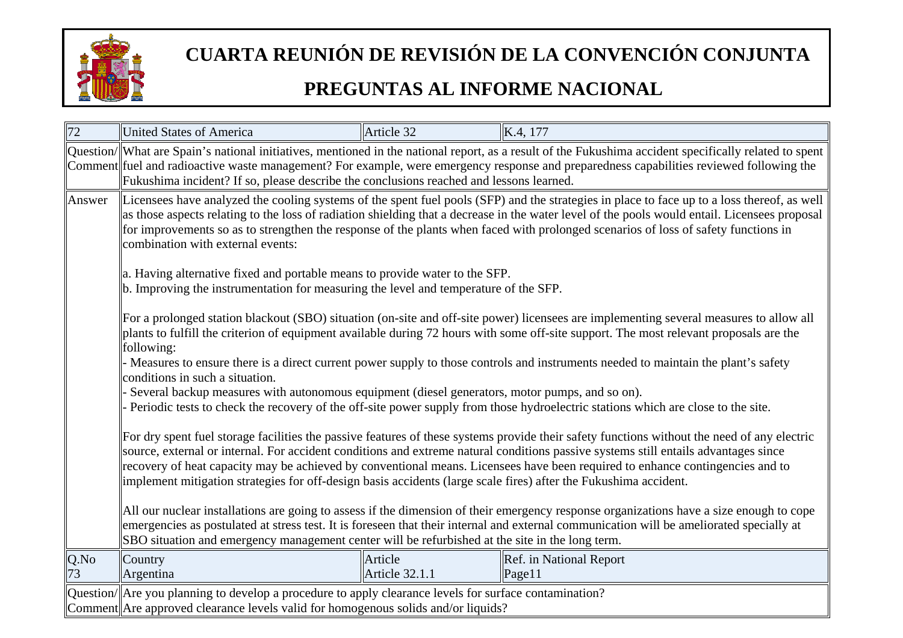# CUARTA REUNIÓN DE REVISIÓN DE LA CONVENCIÓN CONJUNTA

## PREGUNTAS AL INFORME NACIONAL

| 72 | United States of America | Article 32 | K.4, 177 |
|---|---|---|---|
| Question/ Comment | What are Spain's national initiatives, mentioned in the national report, as a result of the Fukushima accident specifically related to spent fuel and radioactive waste management? For example, were emergency response and preparedness capabilities reviewed following the Fukushima incident? If so, please describe the conclusions reached and lessons learned. | | |
| Answer | Licensees have analyzed the cooling systems of the spent fuel pools (SFP) and the strategies in place to face up to a loss thereof, as well as those aspects relating to the loss of radiation shielding that a decrease in the water level of the pools would entail. Licensees proposal for improvements so as to strengthen the response of the plants when faced with prolonged scenarios of loss of safety functions in combination with external events:<br><br>a. Having alternative fixed and portable means to provide water to the SFP.<br>b. Improving the instrumentation for measuring the level and temperature of the SFP.<br><br>For a prolonged station blackout (SBO) situation (on-site and off-site power) licensees are implementing several measures to allow all plants to fulfill the criterion of equipment available during 72 hours with some off-site support. The most relevant proposals are the following:<br>- Measures to ensure there is a direct current power supply to those controls and instruments needed to maintain the plant's safety conditions in such a situation.<br>- Several backup measures with autonomous equipment (diesel generators, motor pumps, and so on).<br>- Periodic tests to check the recovery of the off-site power supply from those hydroelectric stations which are close to the site.<br><br>For dry spent fuel storage facilities the passive features of these systems provide their safety functions without the need of any electric source, external or internal. For accident conditions and extreme natural conditions passive systems still entails advantages since recovery of heat capacity may be achieved by conventional means. Licensees have been required to enhance contingencies and to implement mitigation strategies for off-design basis accidents (large scale fires) after the Fukushima accident.<br><br>All our nuclear installations are going to assess if the dimension of their emergency response organizations have a size enough to cope emergencies as postulated at stress test. It is foreseen that their internal and external communication will be ameliorated specially at SBO situation and emergency management center will be refurbished at the site in the long term. | | |

| Q.No<br>73 | Country<br>Argentina | Article<br>Article 32.1.1 | Ref. in National Report<br>Page11 |
|---|---|---|---|
| Question/ Comment | Are you planning to develop a procedure to apply clearance levels for surface contamination?<br>Are approved clearance levels valid for homogenous solids and/or liquids? | | |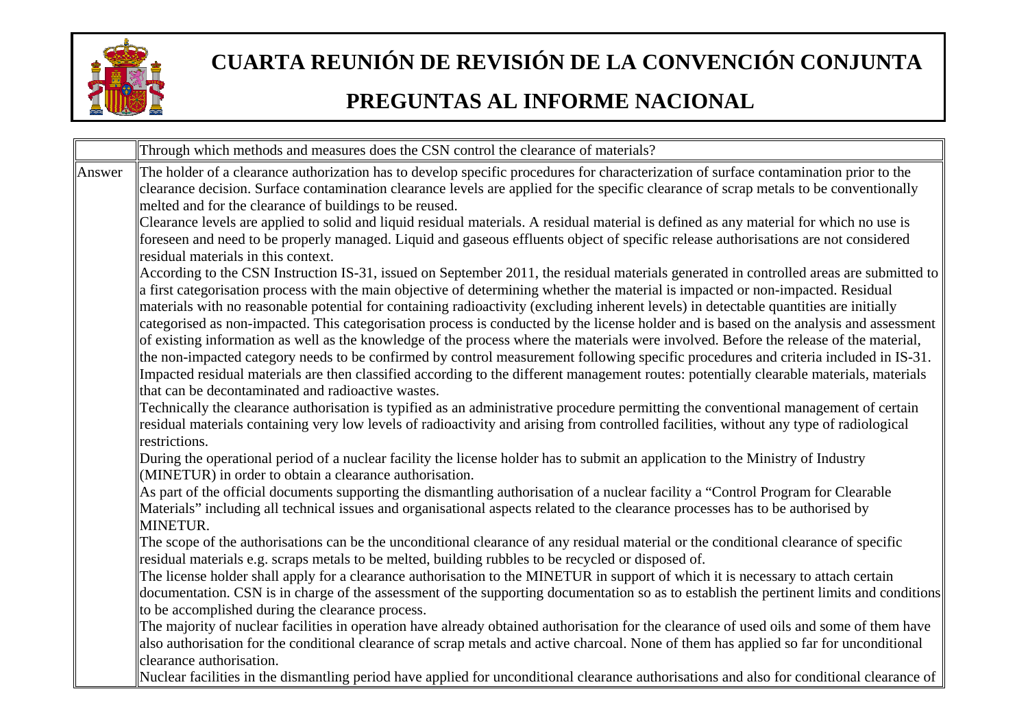| | Through which methods and measures does the CSN control the clearance of materials? |
|---|---|
| Answer | The holder of a clearance authorization has to develop specific procedures for characterization of surface contamination prior to the clearance decision. Surface contamination clearance levels are applied for the specific clearance of scrap metals to be conventionally melted and for the clearance of buildings to be reused.<br>Clearance levels are applied to solid and liquid residual materials. A residual material is defined as any material for which no use is foreseen and need to be properly managed. Liquid and gaseous effluents object of specific release authorisations are not considered residual materials in this context.<br>According to the CSN Instruction IS-31, issued on September 2011, the residual materials generated in controlled areas are submitted to a first categorisation process with the main objective of determining whether the material is impacted or non-impacted. Residual materials with no reasonable potential for containing radioactivity (excluding inherent levels) in detectable quantities are initially categorised as non-impacted. This categorisation process is conducted by the license holder and is based on the analysis and assessment of existing information as well as the knowledge of the process where the materials were involved. Before the release of the material, the non-impacted category needs to be confirmed by control measurement following specific procedures and criteria included in IS-31. Impacted residual materials are then classified according to the different management routes: potentially clearable materials, materials that can be decontaminated and radioactive wastes.<br>Technically the clearance authorisation is typified as an administrative procedure permitting the conventional management of certain residual materials containing very low levels of radioactivity and arising from controlled facilities, without any type of radiological restrictions.<br>During the operational period of a nuclear facility the license holder has to submit an application to the Ministry of Industry (MINETUR) in order to obtain a clearance authorisation.<br>As part of the official documents supporting the dismantling authorisation of a nuclear facility a "Control Program for Clearable Materials" including all technical issues and organisational aspects related to the clearance processes has to be authorised by MINETUR.<br>The scope of the authorisations can be the unconditional clearance of any residual material or the conditional clearance of specific residual materials e.g. scraps metals to be melted, building rubbles to be recycled or disposed of.<br>The license holder shall apply for a clearance authorisation to the MINETUR in support of which it is necessary to attach certain documentation. CSN is in charge of the assessment of the supporting documentation so as to establish the pertinent limits and conditions to be accomplished during the clearance process.<br>The majority of nuclear facilities in operation have already obtained authorisation for the clearance of used oils and some of them have also authorisation for the conditional clearance of scrap metals and active charcoal. None of them has applied so far for unconditional clearance authorisation.<br>Nuclear facilities in the dismantling period have applied for unconditional clearance authorisations and also for conditional clearance of |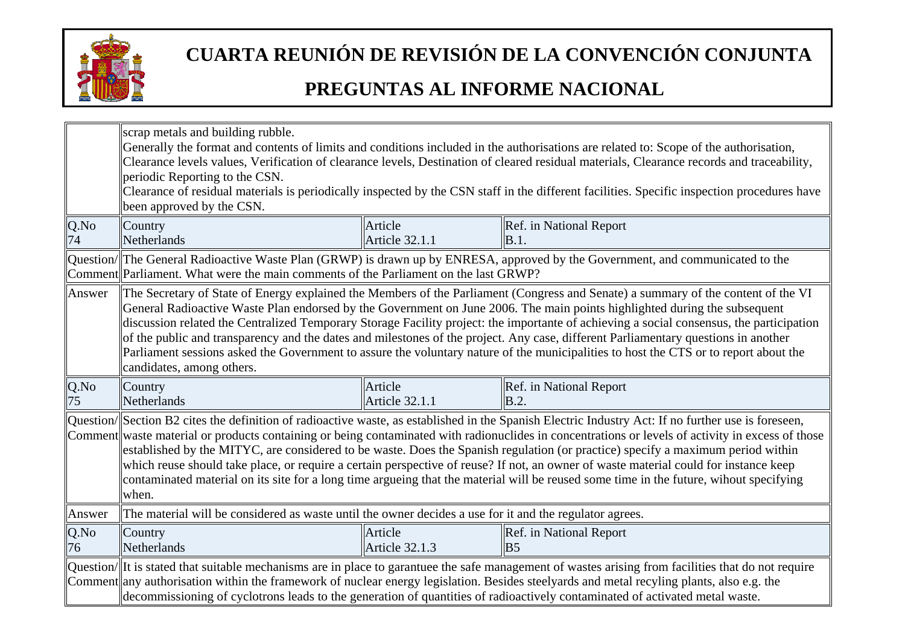| | | | |
|---|---|---|---|
| | scrap metals and building rubble.<br>Generally the format and contents of limits and conditions included in the authorisations are related to: Scope of the authorisation, Clearance levels values, Verification of clearance levels, Destination of cleared residual materials, Clearance records and traceability, periodic Reporting to the CSN.<br>Clearance of residual materials is periodically inspected by the CSN staff in the different facilities. Specific inspection procedures have been approved by the CSN. | | |
| Q.No 74 | Country Netherlands | Article Article 32.1.1 | Ref. in National Report B.1. |
| Question/ Comment | The General Radioactive Waste Plan (GRWP) is drawn up by ENRESA, approved by the Government, and communicated to the Parliament. What were the main comments of the Parliament on the last GRWP? | | |
| Answer | The Secretary of State of Energy explained the Members of the Parliament (Congress and Senate) a summary of the content of the VI General Radioactive Waste Plan endorsed by the Government on June 2006. The main points highlighted during the subsequent discussion related the Centralized Temporary Storage Facility project: the importante of achieving a social consensus, the participation of the public and transparency and the dates and milestones of the project. Any case, different Parliamentary questions in another Parliament sessions asked the Government to assure the voluntary nature of the municipalities to host the CTS or to report about the candidates, among others. | | |
| Q.No 75 | Country Netherlands | Article Article 32.1.1 | Ref. in National Report B.2. |
| Question/ Comment | Section B2 cites the definition of radioactive waste, as established in the Spanish Electric Industry Act: If no further use is foreseen, waste material or products containing or being contaminated with radionuclides in concentrations or levels of activity in excess of those established by the MITYC, are considered to be waste. Does the Spanish regulation (or practice) specify a maximum period within which reuse should take place, or require a certain perspective of reuse? If not, an owner of waste material could for instance keep contaminated material on its site for a long time argueing that the material will be reused some time in the future, wihout specifying when. | | |
| Answer | The material will be considered as waste until the owner decides a use for it and the regulator agrees. | | |
| Q.No 76 | Country Netherlands | Article Article 32.1.3 | Ref. in National Report B5 |
| Question/ Comment | It is stated that suitable mechanisms are in place to garantuee the safe management of wastes arising from facilities that do not require any authorisation within the framework of nuclear energy legislation. Besides steelyards and metal recyling plants, also e.g. the decommissioning of cyclotrons leads to the generation of quantities of radioactively contaminated of activated metal waste. | | |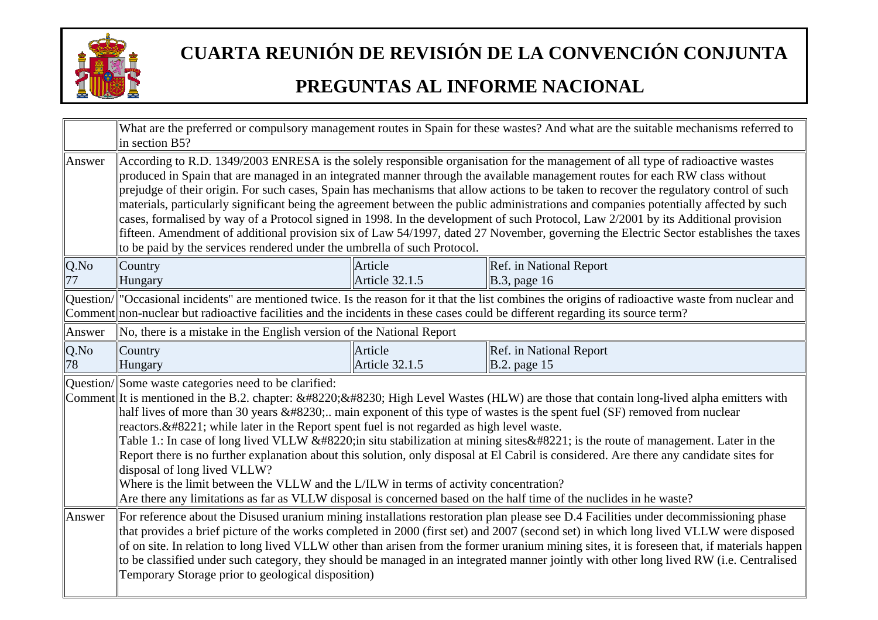# CUARTA REUNIÓN DE REVISIÓN DE LA CONVENCIÓN CONJUNTA

## PREGUNTAS AL INFORME NACIONAL

| | | | |
|---|---|---|---|
| | What are the preferred or compulsory management routes in Spain for these wastes? And what are the suitable mechanisms referred to in section B5? | | |
| Answer | According to R.D. 1349/2003 ENRESA is the solely responsible organisation for the management of all type of radioactive wastes produced in Spain that are managed in an integrated manner through the available management routes for each RW class without prejudge of their origin. For such cases, Spain has mechanisms that allow actions to be taken to recover the regulatory control of such materials, particularly significant being the agreement between the public administrations and companies potentially affected by such cases, formalised by way of a Protocol signed in 1998. In the development of such Protocol, Law 2/2001 by its Additional provision fifteen. Amendment of additional provision six of Law 54/1997, dated 27 November, governing the Electric Sector establishes the taxes to be paid by the services rendered under the umbrella of such Protocol. | | |
| Q.No 77 | Country Hungary | Article Article 32.1.5 | Ref. in National Report B.3, page 16 |
| Question/ Comment | "Occasional incidents" are mentioned twice. Is the reason for it that the list combines the origins of radioactive waste from nuclear and non-nuclear but radioactive facilities and the incidents in these cases could be different regarding its source term? | | |
| Answer | No, there is a mistake in the English version of the National Report | | |
| Q.No 78 | Country Hungary | Article Article 32.1.5 | Ref. in National Report B.2. page 15 |
| Question/ Comment | Some waste categories need to be clarified:<br>It is mentioned in the B.2. chapter: &#8220;&#8230; High Level Wastes (HLW) are those that contain long-lived alpha emitters with half lives of more than 30 years &#8230;.. main exponent of this type of wastes is the spent fuel (SF) removed from nuclear reactors.&#8221; while later in the Report spent fuel is not regarded as high level waste.<br>Table 1.: In case of long lived VLLW &#8220;in situ stabilization at mining sites&#8221; is the route of management. Later in the Report there is no further explanation about this solution, only disposal at El Cabril is considered. Are there any candidate sites for disposal of long lived VLLW?<br>Where is the limit between the VLLW and the L/ILW in terms of activity concentration?<br>Are there any limitations as far as VLLW disposal is concerned based on the half time of the nuclides in he waste? | | |
| Answer | For reference about the Disused uranium mining installations restoration plan please see D.4 Facilities under decommissioning phase that provides a brief picture of the works completed in 2000 (first set) and 2007 (second set) in which long lived VLLW were disposed of on site. In relation to long lived VLLW other than arisen from the former uranium mining sites, it is foreseen that, if materials happen to be classified under such category, they should be managed in an integrated manner jointly with other long lived RW (i.e. Centralised Temporary Storage prior to geological disposition) | | |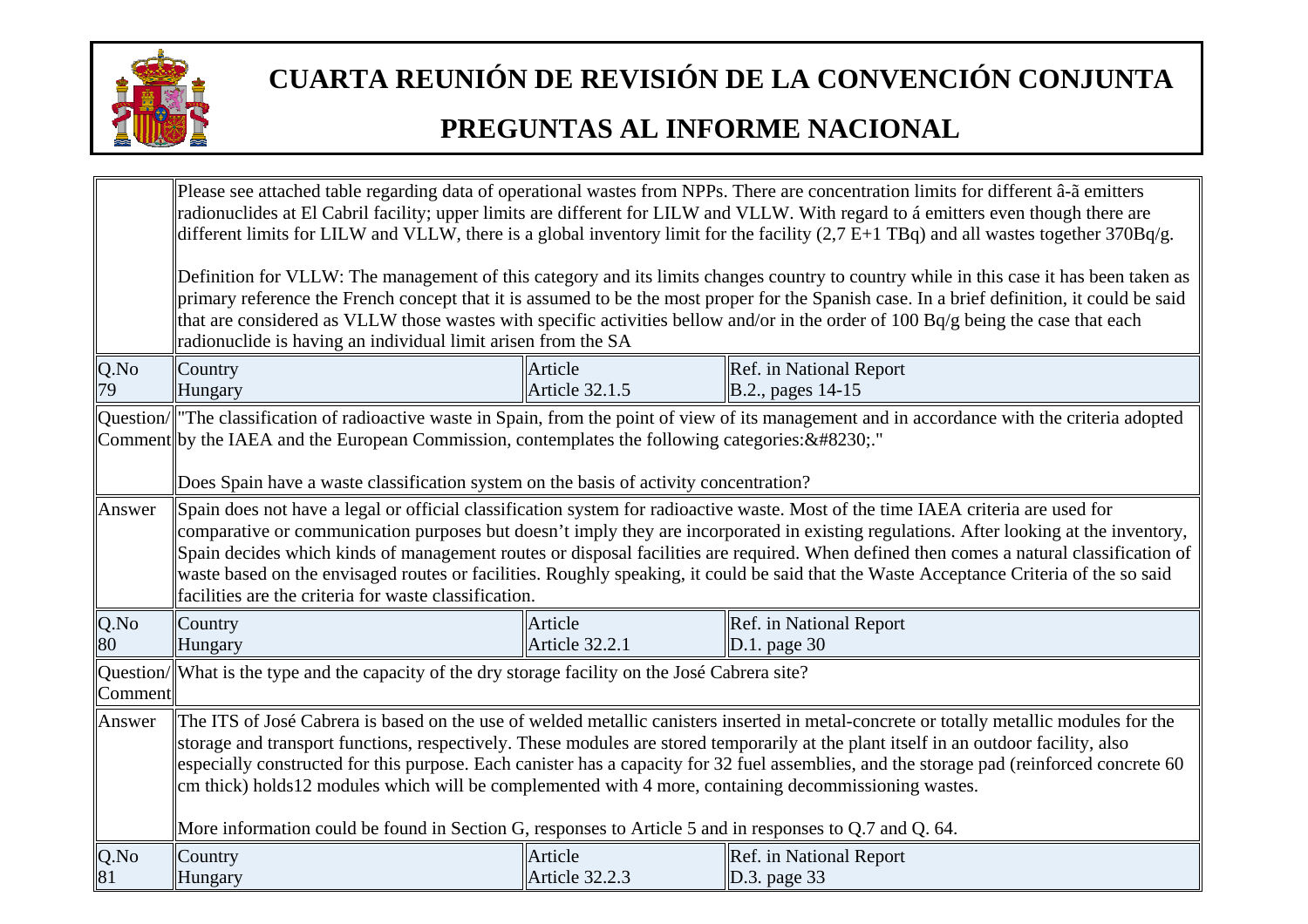# CUARTA REUNIÓN DE REVISIÓN DE LA CONVENCIÓN CONJUNTA

# PREGUNTAS AL INFORME NACIONAL

| | | | |
|---|---|---|---|
| | Please see attached table regarding data of operational wastes from NPPs. There are concentration limits for different â-ã emitters radionuclides at El Cabril facility; upper limits are different for LILW and VLLW. With regard to á emitters even though there are different limits for LILW and VLLW, there is a global inventory limit for the facility (2,7 E+1 TBq) and all wastes together 370Bq/g.<br><br>Definition for VLLW: The management of this category and its limits changes country to country while in this case it has been taken as primary reference the French concept that it is assumed to be the most proper for the Spanish case. In a brief definition, it could be said that are considered as VLLW those wastes with specific activities bellow and/or in the order of 100 Bq/g being the case that each radionuclide is having an individual limit arisen from the SA | | |
| Q.No 79 | Country Hungary | Article Article 32.1.5 | Ref. in National Report B.2., pages 14-15 |
| Question/ Comment | "The classification of radioactive waste in Spain, from the point of view of its management and in accordance with the criteria adopted by the IAEA and the European Commission, contemplates the following categories:&#8230;."<br><br>Does Spain have a waste classification system on the basis of activity concentration? | | |
| Answer | Spain does not have a legal or official classification system for radioactive waste. Most of the time IAEA criteria are used for comparative or communication purposes but doesn't imply they are incorporated in existing regulations. After looking at the inventory, Spain decides which kinds of management routes or disposal facilities are required. When defined then comes a natural classification of waste based on the envisaged routes or facilities. Roughly speaking, it could be said that the Waste Acceptance Criteria of the so said facilities are the criteria for waste classification. | | |
| Q.No 80 | Country Hungary | Article Article 32.2.1 | Ref. in National Report D.1. page 30 |
| Question/ Comment | What is the type and the capacity of the dry storage facility on the José Cabrera site? | | |
| Answer | The ITS of José Cabrera is based on the use of welded metallic canisters inserted in metal-concrete or totally metallic modules for the storage and transport functions, respectively. These modules are stored temporarily at the plant itself in an outdoor facility, also especially constructed for this purpose. Each canister has a capacity for 32 fuel assemblies, and the storage pad (reinforced concrete 60 cm thick) holds12 modules which will be complemented with 4 more, containing decommissioning wastes.<br><br>More information could be found in Section G, responses to Article 5 and in responses to Q.7 and Q. 64. | | |
| Q.No 81 | Country Hungary | Article Article 32.2.3 | Ref. in National Report D.3. page 33 |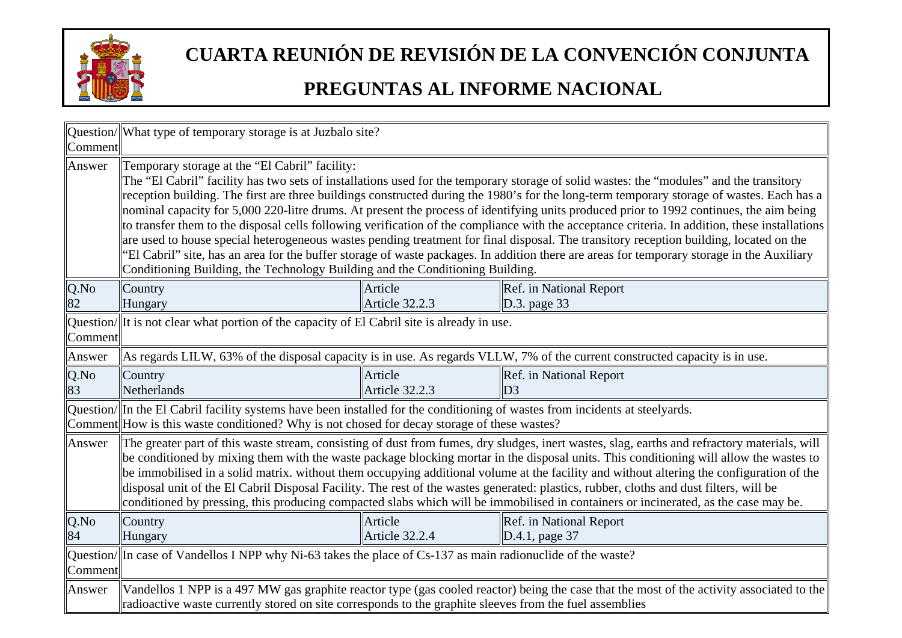# CUARTA REUNIÓN DE REVISIÓN DE LA CONVENCIÓN CONJUNTA

## PREGUNTAS AL INFORME NACIONAL

| | | | |
|---|---|---|---|
| Question/ Comment | What type of temporary storage is at Juzbalo site? | | |
| Answer | Temporary storage at the "El Cabril" facility: The "El Cabril" facility has two sets of installations used for the temporary storage of solid wastes: the "modules" and the transitory reception building. The first are three buildings constructed during the 1980's for the long-term temporary storage of wastes. Each has a nominal capacity for 5,000 220-litre drums. At present the process of identifying units produced prior to 1992 continues, the aim being to transfer them to the disposal cells following verification of the compliance with the acceptance criteria. In addition, these installations are used to house special heterogeneous wastes pending treatment for final disposal. The transitory reception building, located on the "El Cabril" site, has an area for the buffer storage of waste packages. In addition there are areas for temporary storage in the Auxiliary Conditioning Building, the Technology Building and the Conditioning Building. | | |
| Q.No 82 | Country Hungary | Article Article 32.2.3 | Ref. in National Report D.3. page 33 |
| Question/ Comment | It is not clear what portion of the capacity of El Cabril site is already in use. | | |
| Answer | As regards LILW, 63% of the disposal capacity is in use. As regards VLLW, 7% of the current constructed capacity is in use. | | |
| Q.No 83 | Country Netherlands | Article Article 32.2.3 | Ref. in National Report D3 |
| Question/ Comment | In the El Cabril facility systems have been installed for the conditioning of wastes from incidents at steelyards. How is this waste conditioned? Why is not chosed for decay storage of these wastes? | | |
| Answer | The greater part of this waste stream, consisting of dust from fumes, dry sludges, inert wastes, slag, earths and refractory materials, will be conditioned by mixing them with the waste package blocking mortar in the disposal units. This conditioning will allow the wastes to be immobilised in a solid matrix. without them occupying additional volume at the facility and without altering the configuration of the disposal unit of the El Cabril Disposal Facility. The rest of the wastes generated: plastics, rubber, cloths and dust filters, will be conditioned by pressing, this producing compacted slabs which will be immobilised in containers or incinerated, as the case may be. | | |
| Q.No 84 | Country Hungary | Article Article 32.2.4 | Ref. in National Report D.4.1, page 37 |
| Question/ Comment | In case of Vandellos I NPP why Ni-63 takes the place of Cs-137 as main radionuclide of the waste? | | |
| Answer | Vandellos 1 NPP is a 497 MW gas graphite reactor type (gas cooled reactor) being the case that the most of the activity associated to the radioactive waste currently stored on site corresponds to the graphite sleeves from the fuel assemblies | | |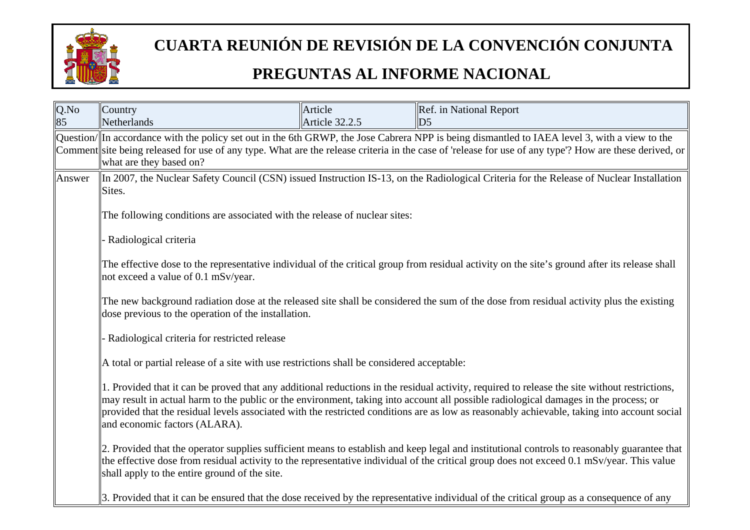# CUARTA REUNIÓN DE REVISIÓN DE LA CONVENCIÓN CONJUNTA

# PREGUNTAS AL INFORME NACIONAL

| Q.No | Country | Article | Ref. in National Report |
|---|---|---|---|
| 85 | Netherlands | Article 32.2.5 | D5 |

| | |
|---|---|
| Question/ Comment | In accordance with the policy set out in the 6th GRWP, the Jose Cabrera NPP is being dismantled to IAEA level 3, with a view to the site being released for use of any type. What are the release criteria in the case of 'release for use of any type'? How are these derived, or what are they based on? |
| Answer | In 2007, the Nuclear Safety Council (CSN) issued Instruction IS-13, on the Radiological Criteria for the Release of Nuclear Installation Sites.<br><br>The following conditions are associated with the release of nuclear sites:<br><br>- Radiological criteria<br><br>The effective dose to the representative individual of the critical group from residual activity on the site's ground after its release shall not exceed a value of 0.1 mSv/year.<br><br>The new background radiation dose at the released site shall be considered the sum of the dose from residual activity plus the existing dose previous to the operation of the installation.<br><br>- Radiological criteria for restricted release<br><br>A total or partial release of a site with use restrictions shall be considered acceptable:<br><br>1. Provided that it can be proved that any additional reductions in the residual activity, required to release the site without restrictions, may result in actual harm to the public or the environment, taking into account all possible radiological damages in the process; or provided that the residual levels associated with the restricted conditions are as low as reasonably achievable, taking into account social and economic factors (ALARA).<br><br>2. Provided that the operator supplies sufficient means to establish and keep legal and institutional controls to reasonably guarantee that the effective dose from residual activity to the representative individual of the critical group does not exceed 0.1 mSv/year. This value shall apply to the entire ground of the site.<br><br>3. Provided that it can be ensured that the dose received by the representative individual of the critical group as a consequence of any |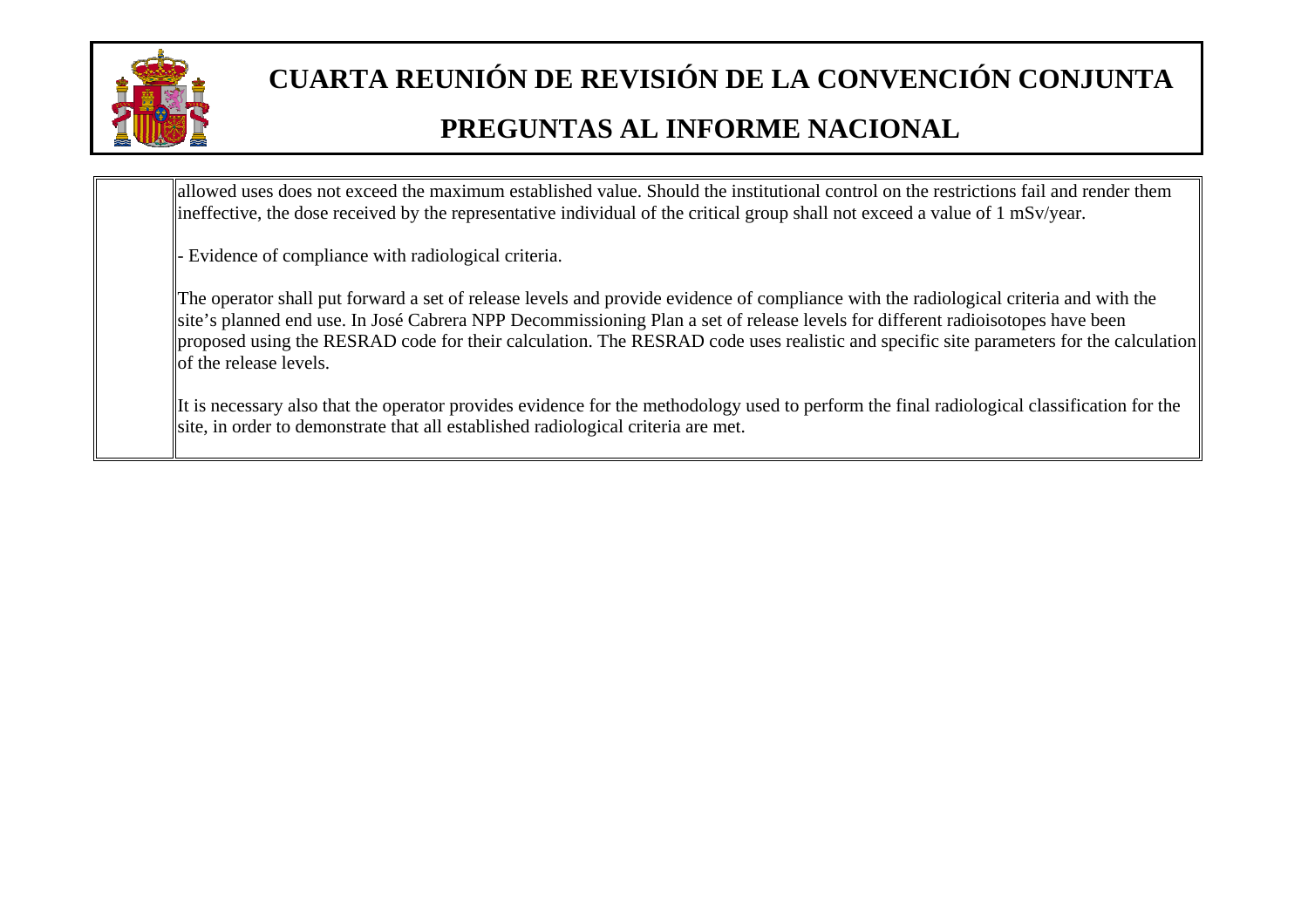| | |
|---|---|
| | allowed uses does not exceed the maximum established value. Should the institutional control on the restrictions fail and render them ineffective, the dose received by the representative individual of the critical group shall not exceed a value of 1 mSv/year.<br><br>- Evidence of compliance with radiological criteria.<br><br>The operator shall put forward a set of release levels and provide evidence of compliance with the radiological criteria and with the site's planned end use. In José Cabrera NPP Decommissioning Plan a set of release levels for different radioisotopes have been proposed using the RESRAD code for their calculation. The RESRAD code uses realistic and specific site parameters for the calculation of the release levels.<br><br>It is necessary also that the operator provides evidence for the methodology used to perform the final radiological classification for the site, in order to demonstrate that all established radiological criteria are met. |